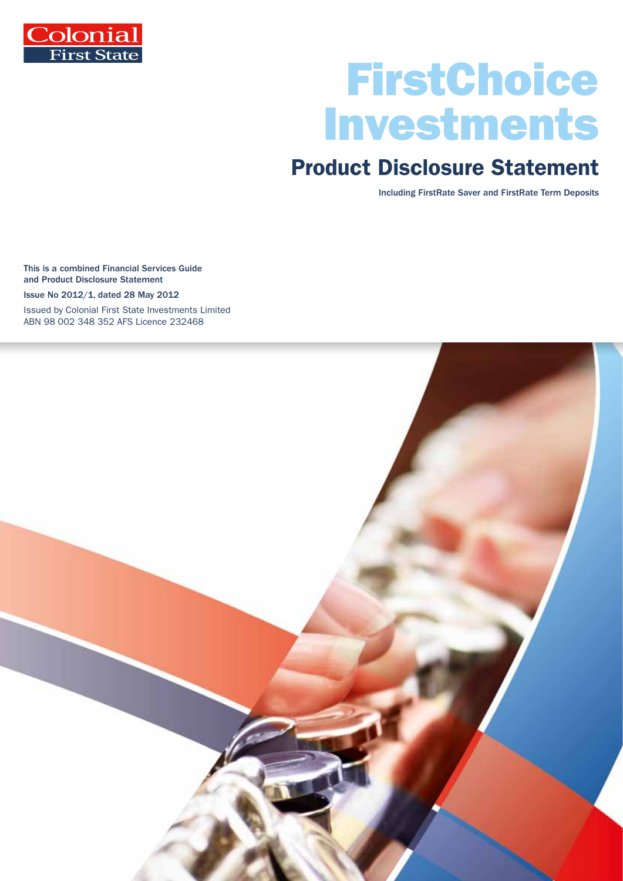Colonial First State

# FirstChoice Investments

## Product Disclosure Statement

**Including FirstRate Saver and FirstRate Term Deposits**

**This is a combined Financial Services Guide and Product Disclosure Statement**

**Issue No 2012/1, dated 28 May 2012**

Issued by Colonial First State Investments Limited
ABN 98 002 348 352 AFS Licence 232468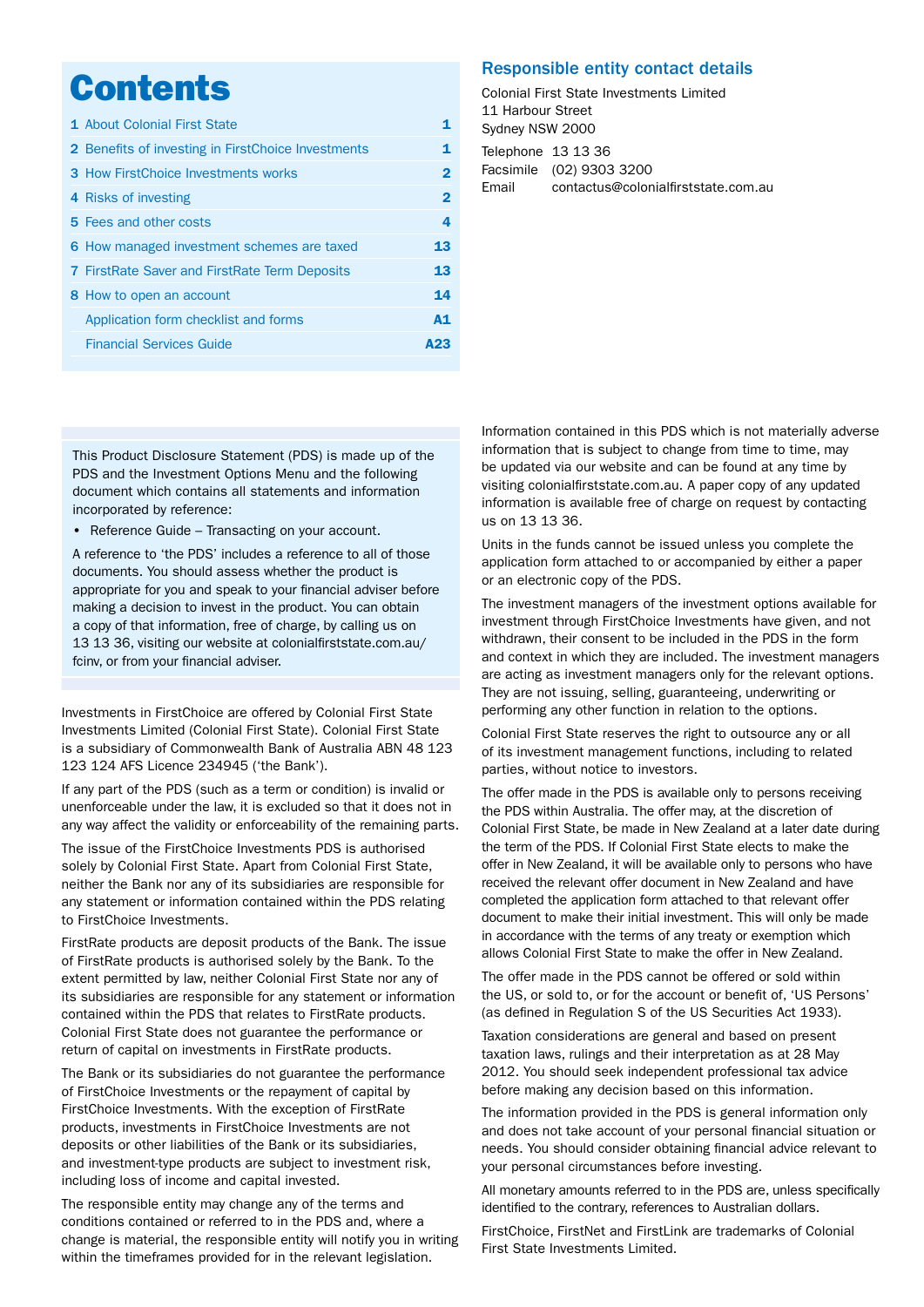# Contents

| | | |
|---|---|---|
| 1 | About Colonial First State | 1 |
| 2 | Benefits of investing in FirstChoice Investments | 1 |
| 3 | How FirstChoice Investments works | 2 |
| 4 | Risks of investing | 2 |
| 5 | Fees and other costs | 4 |
| 6 | How managed investment schemes are taxed | 13 |
| 7 | FirstRate Saver and FirstRate Term Deposits | 13 |
| 8 | How to open an account | 14 |
| | Application form checklist and forms | A1 |
| | Financial Services Guide | A23 |

## Responsible entity contact details

Colonial First State Investments Limited
11 Harbour Street
Sydney NSW 2000

Telephone 13 13 36
Facsimile (02) 9303 3200
Email contactus@colonialfirststate.com.au

This Product Disclosure Statement (PDS) is made up of the PDS and the Investment Options Menu and the following document which contains all statements and information incorporated by reference:

- Reference Guide – Transacting on your account.

A reference to 'the PDS' includes a reference to all of those documents. You should assess whether the product is appropriate for you and speak to your financial adviser before making a decision to invest in the product. You can obtain a copy of that information, free of charge, by calling us on 13 13 36, visiting our website at colonialfirststate.com.au/fcinv, or from your financial adviser.

Investments in FirstChoice are offered by Colonial First State Investments Limited (Colonial First State). Colonial First State is a subsidiary of Commonwealth Bank of Australia ABN 48 123 123 124 AFS Licence 234945 ('the Bank').

If any part of the PDS (such as a term or condition) is invalid or unenforceable under the law, it is excluded so that it does not in any way affect the validity or enforceability of the remaining parts.

The issue of the FirstChoice Investments PDS is authorised solely by Colonial First State. Apart from Colonial First State, neither the Bank nor any of its subsidiaries are responsible for any statement or information contained within the PDS relating to FirstChoice Investments.

FirstRate products are deposit products of the Bank. The issue of FirstRate products is authorised solely by the Bank. To the extent permitted by law, neither Colonial First State nor any of its subsidiaries are responsible for any statement or information contained within the PDS that relates to FirstRate products. Colonial First State does not guarantee the performance or return of capital on investments in FirstRate products.

The Bank or its subsidiaries do not guarantee the performance of FirstChoice Investments or the repayment of capital by FirstChoice Investments. With the exception of FirstRate products, investments in FirstChoice Investments are not deposits or other liabilities of the Bank or its subsidiaries, and investment-type products are subject to investment risk, including loss of income and capital invested.

The responsible entity may change any of the terms and conditions contained or referred to in the PDS and, where a change is material, the responsible entity will notify you in writing within the timeframes provided for in the relevant legislation.

Information contained in this PDS which is not materially adverse information that is subject to change from time to time, may be updated via our website and can be found at any time by visiting colonialfirststate.com.au. A paper copy of any updated information is available free of charge on request by contacting us on 13 13 36.

Units in the funds cannot be issued unless you complete the application form attached to or accompanied by either a paper or an electronic copy of the PDS.

The investment managers of the investment options available for investment through FirstChoice Investments have given, and not withdrawn, their consent to be included in the PDS in the form and context in which they are included. The investment managers are acting as investment managers only for the relevant options. They are not issuing, selling, guaranteeing, underwriting or performing any other function in relation to the options.

Colonial First State reserves the right to outsource any or all of its investment management functions, including to related parties, without notice to investors.

The offer made in the PDS is available only to persons receiving the PDS within Australia. The offer may, at the discretion of Colonial First State, be made in New Zealand at a later date during the term of the PDS. If Colonial First State elects to make the offer in New Zealand, it will be available only to persons who have received the relevant offer document in New Zealand and have completed the application form attached to that relevant offer document to make their initial investment. This will only be made in accordance with the terms of any treaty or exemption which allows Colonial First State to make the offer in New Zealand.

The offer made in the PDS cannot be offered or sold within the US, or sold to, or for the account or benefit of, 'US Persons' (as defined in Regulation S of the US Securities Act 1933).

Taxation considerations are general and based on present taxation laws, rulings and their interpretation as at 28 May 2012. You should seek independent professional tax advice before making any decision based on this information.

The information provided in the PDS is general information only and does not take account of your personal financial situation or needs. You should consider obtaining financial advice relevant to your personal circumstances before investing.

All monetary amounts referred to in the PDS are, unless specifically identified to the contrary, references to Australian dollars.

FirstChoice, FirstNet and FirstLink are trademarks of Colonial First State Investments Limited.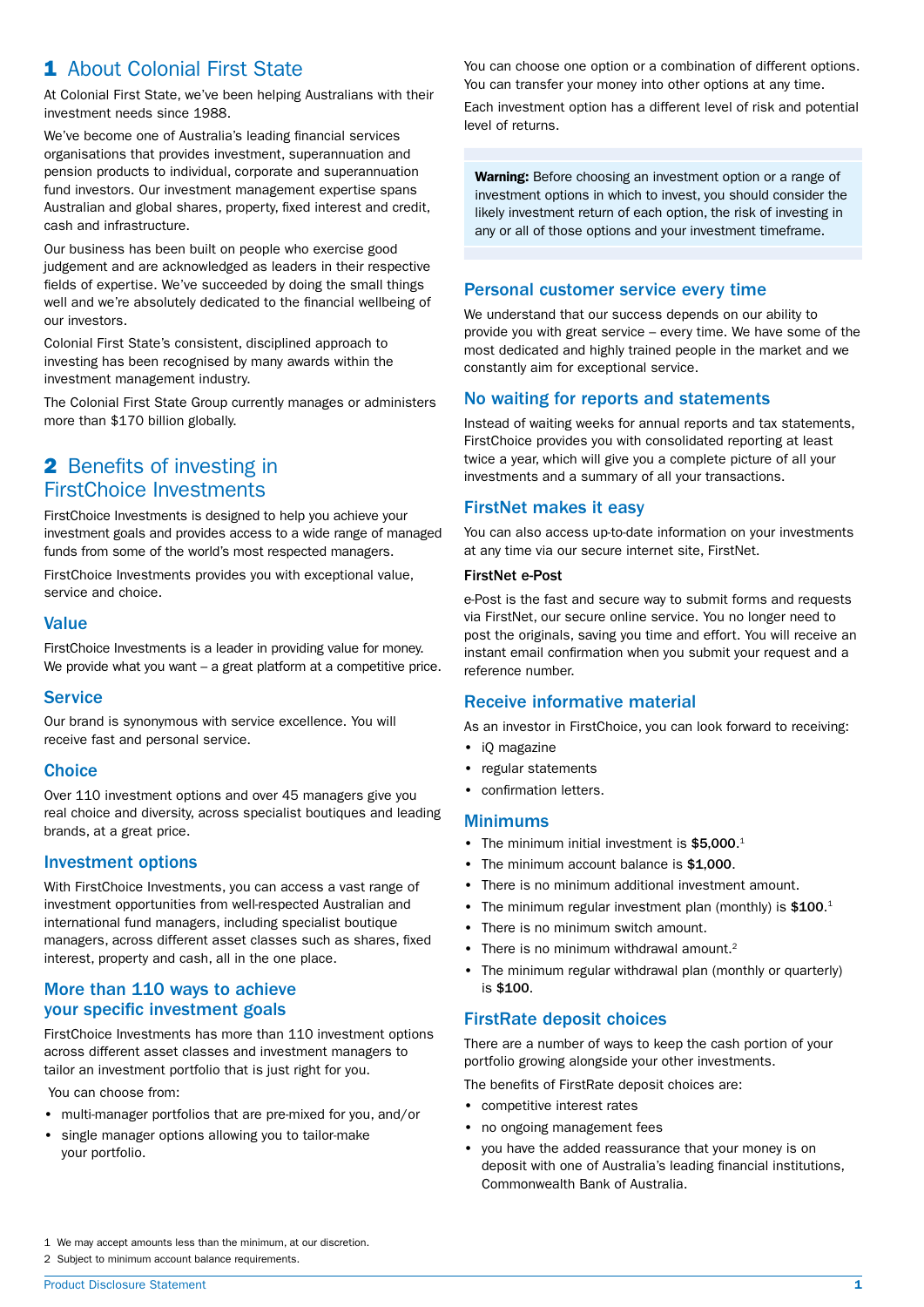# 1 About Colonial First State

At Colonial First State, we've been helping Australians with their investment needs since 1988.

We've become one of Australia's leading financial services organisations that provides investment, superannuation and pension products to individual, corporate and superannuation fund investors. Our investment management expertise spans Australian and global shares, property, fixed interest and credit, cash and infrastructure.

Our business has been built on people who exercise good judgement and are acknowledged as leaders in their respective fields of expertise. We've succeeded by doing the small things well and we're absolutely dedicated to the financial wellbeing of our investors.

Colonial First State's consistent, disciplined approach to investing has been recognised by many awards within the investment management industry.

The Colonial First State Group currently manages or administers more than $170 billion globally.

# 2 Benefits of investing in FirstChoice Investments

FirstChoice Investments is designed to help you achieve your investment goals and provides access to a wide range of managed funds from some of the world's most respected managers.

FirstChoice Investments provides you with exceptional value, service and choice.

## Value

FirstChoice Investments is a leader in providing value for money. We provide what you want – a great platform at a competitive price.

## Service

Our brand is synonymous with service excellence. You will receive fast and personal service.

## Choice

Over 110 investment options and over 45 managers give you real choice and diversity, across specialist boutiques and leading brands, at a great price.

## Investment options

With FirstChoice Investments, you can access a vast range of investment opportunities from well-respected Australian and international fund managers, including specialist boutique managers, across different asset classes such as shares, fixed interest, property and cash, all in the one place.

## More than 110 ways to achieve your specific investment goals

FirstChoice Investments has more than 110 investment options across different asset classes and investment managers to tailor an investment portfolio that is just right for you.

You can choose from:

- multi-manager portfolios that are pre-mixed for you, and/or
- single manager options allowing you to tailor-make your portfolio.

You can choose one option or a combination of different options. You can transfer your money into other options at any time.

Each investment option has a different level of risk and potential level of returns.

> **Warning:** Before choosing an investment option or a range of investment options in which to invest, you should consider the likely investment return of each option, the risk of investing in any or all of those options and your investment timeframe.

## Personal customer service every time

We understand that our success depends on our ability to provide you with great service – every time. We have some of the most dedicated and highly trained people in the market and we constantly aim for exceptional service.

## No waiting for reports and statements

Instead of waiting weeks for annual reports and tax statements, FirstChoice provides you with consolidated reporting at least twice a year, which will give you a complete picture of all your investments and a summary of all your transactions.

## FirstNet makes it easy

You can also access up-to-date information on your investments at any time via our secure internet site, FirstNet.

### FirstNet e-Post

e-Post is the fast and secure way to submit forms and requests via FirstNet, our secure online service. You no longer need to post the originals, saving you time and effort. You will receive an instant email confirmation when you submit your request and a reference number.

## Receive informative material

As an investor in FirstChoice, you can look forward to receiving:

- iQ magazine
- regular statements
- confirmation letters.

## Minimums

- The minimum initial investment is **$5,000**.[1]
- The minimum account balance is **$1,000**.
- There is no minimum additional investment amount.
- The minimum regular investment plan (monthly) is **$100**.[1]
- There is no minimum switch amount.
- There is no minimum withdrawal amount.[2]
- The minimum regular withdrawal plan (monthly or quarterly) is **$100**.

## FirstRate deposit choices

There are a number of ways to keep the cash portion of your portfolio growing alongside your other investments.

The benefits of FirstRate deposit choices are:

- competitive interest rates
- no ongoing management fees
- you have the added reassurance that your money is on deposit with one of Australia's leading financial institutions, Commonwealth Bank of Australia.

1 We may accept amounts less than the minimum, at our discretion.
2 Subject to minimum account balance requirements.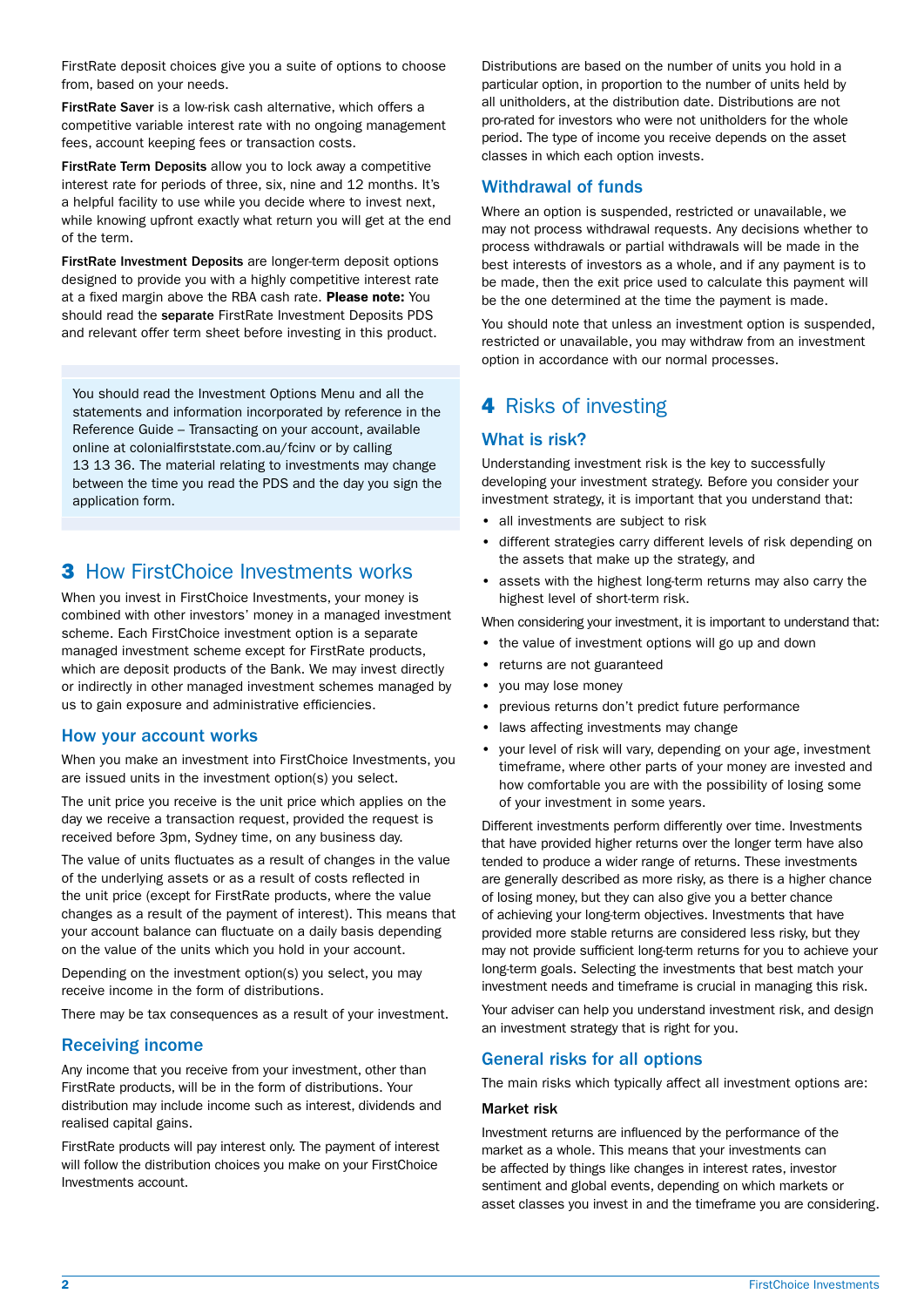FirstRate deposit choices give you a suite of options to choose from, based on your needs.

**FirstRate Saver** is a low-risk cash alternative, which offers a competitive variable interest rate with no ongoing management fees, account keeping fees or transaction costs.

**FirstRate Term Deposits** allow you to lock away a competitive interest rate for periods of three, six, nine and 12 months. It's a helpful facility to use while you decide where to invest next, while knowing upfront exactly what return you will get at the end of the term.

**FirstRate Investment Deposits** are longer-term deposit options designed to provide you with a highly competitive interest rate at a fixed margin above the RBA cash rate. **Please note:** You should read the **separate** FirstRate Investment Deposits PDS and relevant offer term sheet before investing in this product.

You should read the Investment Options Menu and all the statements and information incorporated by reference in the Reference Guide – Transacting on your account, available online at colonialfirststate.com.au/fcinv or by calling 13 13 36. The material relating to investments may change between the time you read the PDS and the day you sign the application form.

## 3 How FirstChoice Investments works

When you invest in FirstChoice Investments, your money is combined with other investors' money in a managed investment scheme. Each FirstChoice investment option is a separate managed investment scheme except for FirstRate products, which are deposit products of the Bank. We may invest directly or indirectly in other managed investment schemes managed by us to gain exposure and administrative efficiencies.

### How your account works

When you make an investment into FirstChoice Investments, you are issued units in the investment option(s) you select.

The unit price you receive is the unit price which applies on the day we receive a transaction request, provided the request is received before 3pm, Sydney time, on any business day.

The value of units fluctuates as a result of changes in the value of the underlying assets or as a result of costs reflected in the unit price (except for FirstRate products, where the value changes as a result of the payment of interest). This means that your account balance can fluctuate on a daily basis depending on the value of the units which you hold in your account.

Depending on the investment option(s) you select, you may receive income in the form of distributions.

There may be tax consequences as a result of your investment.

### Receiving income

Any income that you receive from your investment, other than FirstRate products, will be in the form of distributions. Your distribution may include income such as interest, dividends and realised capital gains.

FirstRate products will pay interest only. The payment of interest will follow the distribution choices you make on your FirstChoice Investments account.

Distributions are based on the number of units you hold in a particular option, in proportion to the number of units held by all unitholders, at the distribution date. Distributions are not pro-rated for investors who were not unitholders for the whole period. The type of income you receive depends on the asset classes in which each option invests.

### Withdrawal of funds

Where an option is suspended, restricted or unavailable, we may not process withdrawal requests. Any decisions whether to process withdrawals or partial withdrawals will be made in the best interests of investors as a whole, and if any payment is to be made, then the exit price used to calculate this payment will be the one determined at the time the payment is made.

You should note that unless an investment option is suspended, restricted or unavailable, you may withdraw from an investment option in accordance with our normal processes.

## 4 Risks of investing

### What is risk?

Understanding investment risk is the key to successfully developing your investment strategy. Before you consider your investment strategy, it is important that you understand that:

- all investments are subject to risk
- different strategies carry different levels of risk depending on the assets that make up the strategy, and
- assets with the highest long-term returns may also carry the highest level of short-term risk.

When considering your investment, it is important to understand that:

- the value of investment options will go up and down
- returns are not guaranteed
- you may lose money
- previous returns don't predict future performance
- laws affecting investments may change
- your level of risk will vary, depending on your age, investment timeframe, where other parts of your money are invested and how comfortable you are with the possibility of losing some of your investment in some years.

Different investments perform differently over time. Investments that have provided higher returns over the longer term have also tended to produce a wider range of returns. These investments are generally described as more risky, as there is a higher chance of losing money, but they can also give you a better chance of achieving your long-term objectives. Investments that have provided more stable returns are considered less risky, but they may not provide sufficient long-term returns for you to achieve your long-term goals. Selecting the investments that best match your investment needs and timeframe is crucial in managing this risk.

Your adviser can help you understand investment risk, and design an investment strategy that is right for you.

### General risks for all options

The main risks which typically affect all investment options are:

#### Market risk

Investment returns are influenced by the performance of the market as a whole. This means that your investments can be affected by things like changes in interest rates, investor sentiment and global events, depending on which markets or asset classes you invest in and the timeframe you are considering.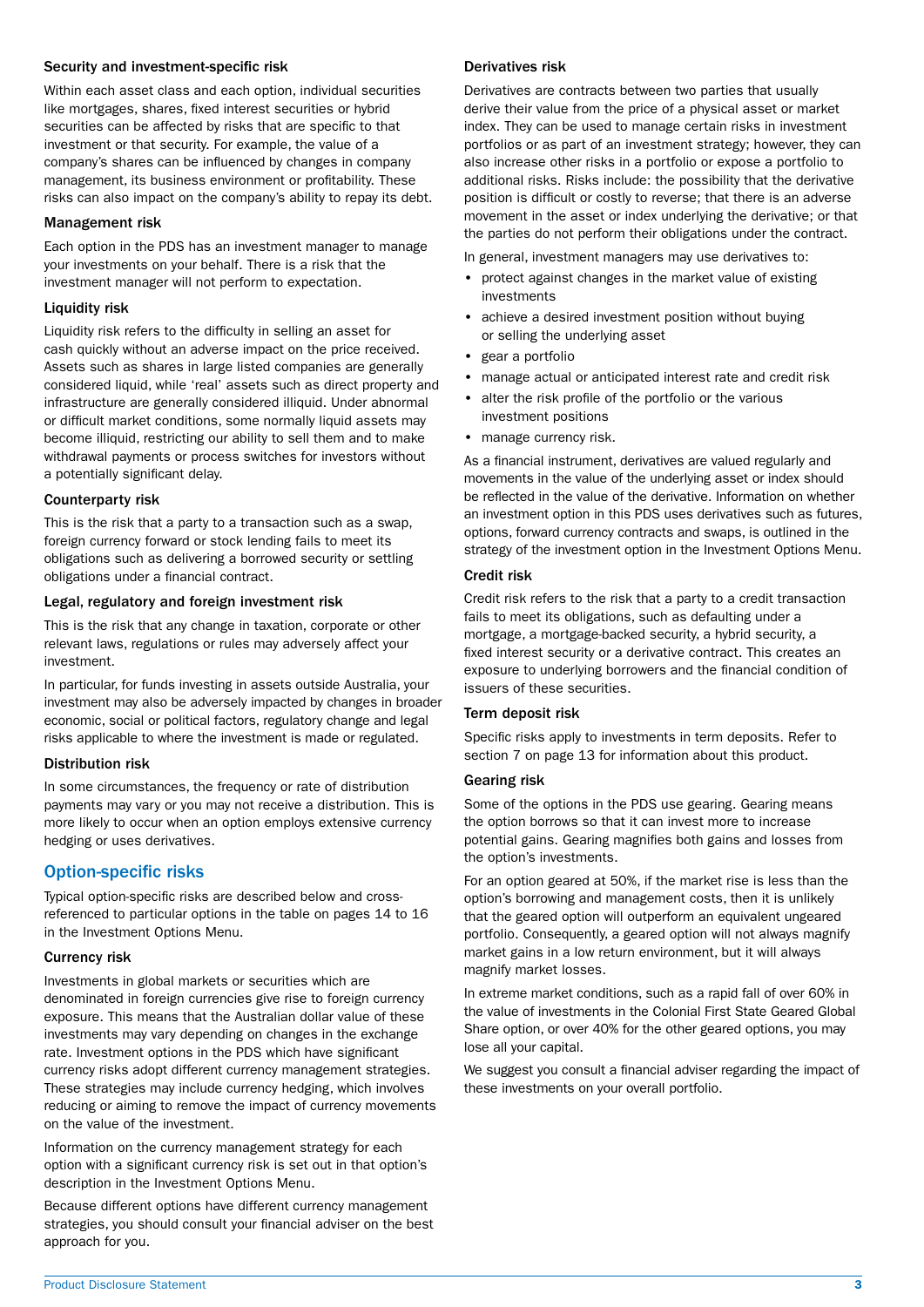### Security and investment-specific risk

Within each asset class and each option, individual securities like mortgages, shares, fixed interest securities or hybrid securities can be affected by risks that are specific to that investment or that security. For example, the value of a company's shares can be influenced by changes in company management, its business environment or profitability. These risks can also impact on the company's ability to repay its debt.

### Management risk

Each option in the PDS has an investment manager to manage your investments on your behalf. There is a risk that the investment manager will not perform to expectation.

### Liquidity risk

Liquidity risk refers to the difficulty in selling an asset for cash quickly without an adverse impact on the price received. Assets such as shares in large listed companies are generally considered liquid, while 'real' assets such as direct property and infrastructure are generally considered illiquid. Under abnormal or difficult market conditions, some normally liquid assets may become illiquid, restricting our ability to sell them and to make withdrawal payments or process switches for investors without a potentially significant delay.

### Counterparty risk

This is the risk that a party to a transaction such as a swap, foreign currency forward or stock lending fails to meet its obligations such as delivering a borrowed security or settling obligations under a financial contract.

### Legal, regulatory and foreign investment risk

This is the risk that any change in taxation, corporate or other relevant laws, regulations or rules may adversely affect your investment.

In particular, for funds investing in assets outside Australia, your investment may also be adversely impacted by changes in broader economic, social or political factors, regulatory change and legal risks applicable to where the investment is made or regulated.

### Distribution risk

In some circumstances, the frequency or rate of distribution payments may vary or you may not receive a distribution. This is more likely to occur when an option employs extensive currency hedging or uses derivatives.

## Option-specific risks

Typical option-specific risks are described below and cross-referenced to particular options in the table on pages 14 to 16 in the Investment Options Menu.

### Currency risk

Investments in global markets or securities which are denominated in foreign currencies give rise to foreign currency exposure. This means that the Australian dollar value of these investments may vary depending on changes in the exchange rate. Investment options in the PDS which have significant currency risks adopt different currency management strategies. These strategies may include currency hedging, which involves reducing or aiming to remove the impact of currency movements on the value of the investment.

Information on the currency management strategy for each option with a significant currency risk is set out in that option's description in the Investment Options Menu.

Because different options have different currency management strategies, you should consult your financial adviser on the best approach for you.

### Derivatives risk

Derivatives are contracts between two parties that usually derive their value from the price of a physical asset or market index. They can be used to manage certain risks in investment portfolios or as part of an investment strategy; however, they can also increase other risks in a portfolio or expose a portfolio to additional risks. Risks include: the possibility that the derivative position is difficult or costly to reverse; that there is an adverse movement in the asset or index underlying the derivative; or that the parties do not perform their obligations under the contract.

In general, investment managers may use derivatives to:

- protect against changes in the market value of existing investments
- achieve a desired investment position without buying or selling the underlying asset
- gear a portfolio
- manage actual or anticipated interest rate and credit risk
- alter the risk profile of the portfolio or the various investment positions
- manage currency risk.

As a financial instrument, derivatives are valued regularly and movements in the value of the underlying asset or index should be reflected in the value of the derivative. Information on whether an investment option in this PDS uses derivatives such as futures, options, forward currency contracts and swaps, is outlined in the strategy of the investment option in the Investment Options Menu.

### Credit risk

Credit risk refers to the risk that a party to a credit transaction fails to meet its obligations, such as defaulting under a mortgage, a mortgage-backed security, a hybrid security, a fixed interest security or a derivative contract. This creates an exposure to underlying borrowers and the financial condition of issuers of these securities.

### Term deposit risk

Specific risks apply to investments in term deposits. Refer to section 7 on page 13 for information about this product.

### Gearing risk

Some of the options in the PDS use gearing. Gearing means the option borrows so that it can invest more to increase potential gains. Gearing magnifies both gains and losses from the option's investments.

For an option geared at 50%, if the market rise is less than the option's borrowing and management costs, then it is unlikely that the geared option will outperform an equivalent ungeared portfolio. Consequently, a geared option will not always magnify market gains in a low return environment, but it will always magnify market losses.

In extreme market conditions, such as a rapid fall of over 60% in the value of investments in the Colonial First State Geared Global Share option, or over 40% for the other geared options, you may lose all your capital.

We suggest you consult a financial adviser regarding the impact of these investments on your overall portfolio.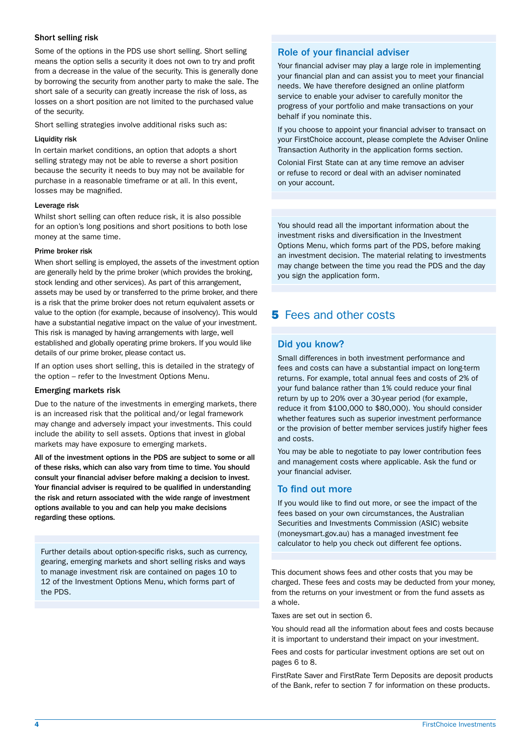### Short selling risk

Some of the options in the PDS use short selling. Short selling means the option sells a security it does not own to try and profit from a decrease in the value of the security. This is generally done by borrowing the security from another party to make the sale. The short sale of a security can greatly increase the risk of loss, as losses on a short position are not limited to the purchased value of the security.

Short selling strategies involve additional risks such as:

#### Liquidity risk

In certain market conditions, an option that adopts a short selling strategy may not be able to reverse a short position because the security it needs to buy may not be available for purchase in a reasonable timeframe or at all. In this event, losses may be magnified.

#### Leverage risk

Whilst short selling can often reduce risk, it is also possible for an option's long positions and short positions to both lose money at the same time.

#### Prime broker risk

When short selling is employed, the assets of the investment option are generally held by the prime broker (which provides the broking, stock lending and other services). As part of this arrangement, assets may be used by or transferred to the prime broker, and there is a risk that the prime broker does not return equivalent assets or value to the option (for example, because of insolvency). This would have a substantial negative impact on the value of your investment. This risk is managed by having arrangements with large, well established and globally operating prime brokers. If you would like details of our prime broker, please contact us.

If an option uses short selling, this is detailed in the strategy of the option – refer to the Investment Options Menu.

### Emerging markets risk

Due to the nature of the investments in emerging markets, there is an increased risk that the political and/or legal framework may change and adversely impact your investments. This could include the ability to sell assets. Options that invest in global markets may have exposure to emerging markets.

**All of the investment options in the PDS are subject to some or all of these risks, which can also vary from time to time. You should consult your financial adviser before making a decision to invest. Your financial adviser is required to be qualified in understanding the risk and return associated with the wide range of investment options available to you and can help you make decisions regarding these options.**

Further details about option-specific risks, such as currency, gearing, emerging markets and short selling risks and ways to manage investment risk are contained on pages 10 to 12 of the Investment Options Menu, which forms part of the PDS.

### Role of your financial adviser

Your financial adviser may play a large role in implementing your financial plan and can assist you to meet your financial needs. We have therefore designed an online platform service to enable your adviser to carefully monitor the progress of your portfolio and make transactions on your behalf if you nominate this.

If you choose to appoint your financial adviser to transact on your FirstChoice account, please complete the Adviser Online Transaction Authority in the application forms section.

Colonial First State can at any time remove an adviser or refuse to record or deal with an adviser nominated on your account.

You should read all the important information about the investment risks and diversification in the Investment Options Menu, which forms part of the PDS, before making an investment decision. The material relating to investments may change between the time you read the PDS and the day you sign the application form.

## 5 Fees and other costs

### Did you know?

Small differences in both investment performance and fees and costs can have a substantial impact on long-term returns. For example, total annual fees and costs of 2% of your fund balance rather than 1% could reduce your final return by up to 20% over a 30-year period (for example, reduce it from $100,000 to $80,000). You should consider whether features such as superior investment performance or the provision of better member services justify higher fees and costs.

You may be able to negotiate to pay lower contribution fees and management costs where applicable. Ask the fund or your financial adviser.

### To find out more

If you would like to find out more, or see the impact of the fees based on your own circumstances, the Australian Securities and Investments Commission (ASIC) website (moneysmart.gov.au) has a managed investment fee calculator to help you check out different fee options.

This document shows fees and other costs that you may be charged. These fees and costs may be deducted from your money, from the returns on your investment or from the fund assets as a whole.

Taxes are set out in section 6.

You should read all the information about fees and costs because it is important to understand their impact on your investment.

Fees and costs for particular investment options are set out on pages 6 to 8.

FirstRate Saver and FirstRate Term Deposits are deposit products of the Bank, refer to section 7 for information on these products.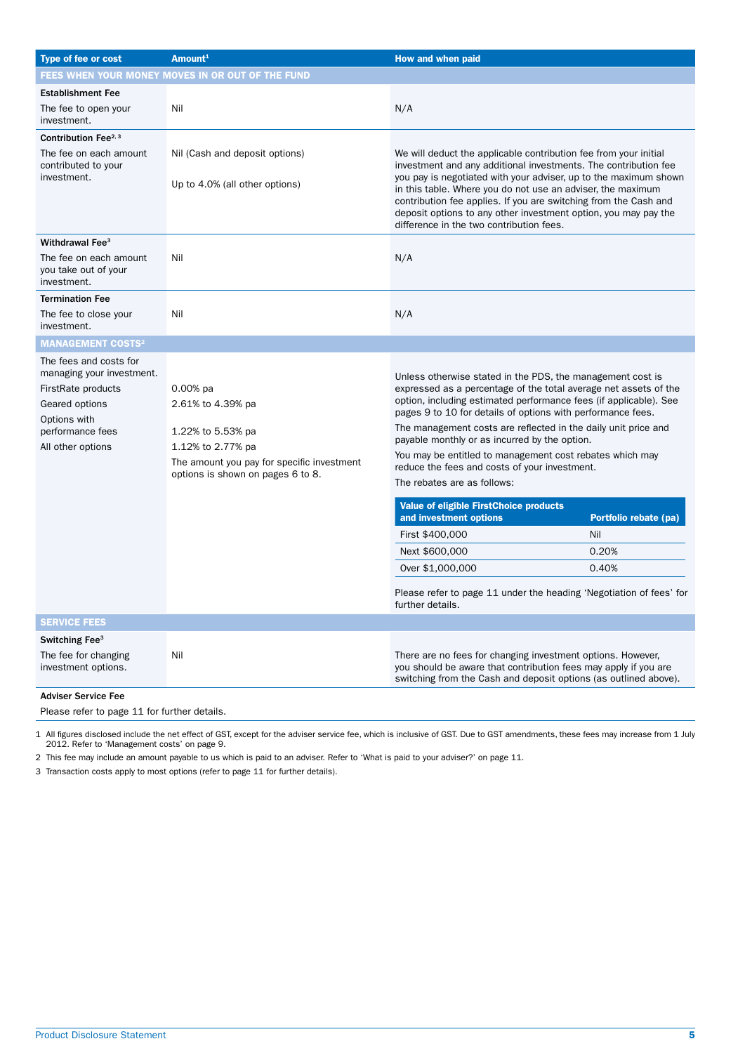| Type of fee or cost | Amount[1] | How and when paid |
|---|---|---|
| **FEES WHEN YOUR MONEY MOVES IN OR OUT OF THE FUND** | | |
| **Establishment Fee**<br>The fee to open your investment. | Nil | N/A |
| **Contribution Fee**[2, 3]<br>The fee on each amount contributed to your investment. | Nil (Cash and deposit options)<br><br>Up to 4.0% (all other options) | We will deduct the applicable contribution fee from your initial investment and any additional investments. The contribution fee you pay is negotiated with your adviser, up to the maximum shown in this table. Where you do not use an adviser, the maximum contribution fee applies. If you are switching from the Cash and deposit options to any other investment option, you may pay the difference in the two contribution fees. |
| **Withdrawal Fee**[3]<br>The fee on each amount you take out of your investment. | Nil | N/A |
| **Termination Fee**<br>The fee to close your investment. | Nil | N/A |
| **MANAGEMENT COSTS**[2] | | |
| The fees and costs for managing your investment.<br>FirstRate products<br>Geared options<br>Options with performance fees<br>All other options | <br>0.00% pa<br>2.61% to 4.39% pa<br>1.22% to 5.53% pa<br>1.12% to 2.77% pa<br>The amount you pay for specific investment options is shown on pages 6 to 8. | Unless otherwise stated in the PDS, the management cost is expressed as a percentage of the total average net assets of the option, including estimated performance fees (if applicable). See pages 9 to 10 for details of options with performance fees.<br>The management costs are reflected in the daily unit price and payable monthly or as incurred by the option.<br>You may be entitled to management cost rebates which may reduce the fees and costs of your investment.<br>The rebates are as follows:<br>**Value of eligible FirstChoice products and investment options** – **Portfolio rebate (pa)**<br>First $400,000 – Nil<br>Next $600,000 – 0.20%<br>Over $1,000,000 – 0.40%<br>Please refer to page 11 under the heading 'Negotiation of fees' for further details. |
| **SERVICE FEES** | | |
| **Switching Fee**[3]<br>The fee for changing investment options. | Nil | There are no fees for changing investment options. However, you should be aware that contribution fees may apply if you are switching from the Cash and deposit options (as outlined above). |
| **Adviser Service Fee**<br>Please refer to page 11 for further details. | | |

1 All figures disclosed include the net effect of GST, except for the adviser service fee, which is inclusive of GST. Due to GST amendments, these fees may increase from 1 July 2012. Refer to 'Management costs' on page 9.

2 This fee may include an amount payable to us which is paid to an adviser. Refer to 'What is paid to your adviser?' on page 11.

3 Transaction costs apply to most options (refer to page 11 for further details).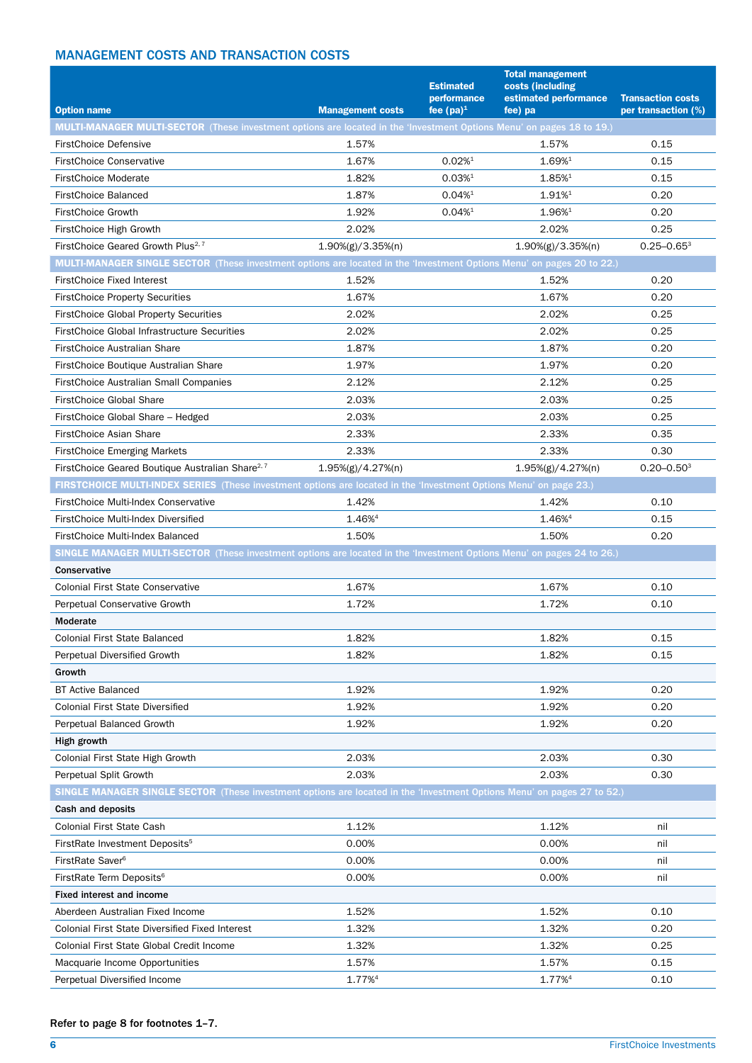## MANAGEMENT COSTS AND TRANSACTION COSTS

| Option name | Management costs | Estimated performance fee (pa)[1] | Total management costs (including estimated performance fee) pa | Transaction costs per transaction (%) |
|---|---|---|---|---|
| **MULTI-MANAGER MULTI-SECTOR** (These investment options are located in the 'Investment Options Menu' on pages 18 to 19.) | | | | |
| FirstChoice Defensive | 1.57% | | 1.57% | 0.15 |
| FirstChoice Conservative | 1.67% | 0.02%[1] | 1.69%[1] | 0.15 |
| FirstChoice Moderate | 1.82% | 0.03%[1] | 1.85%[1] | 0.15 |
| FirstChoice Balanced | 1.87% | 0.04%[1] | 1.91%[1] | 0.20 |
| FirstChoice Growth | 1.92% | 0.04%[1] | 1.96%[1] | 0.20 |
| FirstChoice High Growth | 2.02% | | 2.02% | 0.25 |
| FirstChoice Geared Growth Plus[2, 7] | 1.90%(g)/3.35%(n) | | 1.90%(g)/3.35%(n) | 0.25–0.65[3] |
| **MULTI-MANAGER SINGLE SECTOR** (These investment options are located in the 'Investment Options Menu' on pages 20 to 22.) | | | | |
| FirstChoice Fixed Interest | 1.52% | | 1.52% | 0.20 |
| FirstChoice Property Securities | 1.67% | | 1.67% | 0.20 |
| FirstChoice Global Property Securities | 2.02% | | 2.02% | 0.25 |
| FirstChoice Global Infrastructure Securities | 2.02% | | 2.02% | 0.25 |
| FirstChoice Australian Share | 1.87% | | 1.87% | 0.20 |
| FirstChoice Boutique Australian Share | 1.97% | | 1.97% | 0.20 |
| FirstChoice Australian Small Companies | 2.12% | | 2.12% | 0.25 |
| FirstChoice Global Share | 2.03% | | 2.03% | 0.25 |
| FirstChoice Global Share – Hedged | 2.03% | | 2.03% | 0.25 |
| FirstChoice Asian Share | 2.33% | | 2.33% | 0.35 |
| FirstChoice Emerging Markets | 2.33% | | 2.33% | 0.30 |
| FirstChoice Geared Boutique Australian Share[2, 7] | 1.95%(g)/4.27%(n) | | 1.95%(g)/4.27%(n) | 0.20–0.50[3] |
| **FIRSTCHOICE MULTI-INDEX SERIES** (These investment options are located in the 'Investment Options Menu' on page 23.) | | | | |
| FirstChoice Multi-Index Conservative | 1.42% | | 1.42% | 0.10 |
| FirstChoice Multi-Index Diversified | 1.46%[4] | | 1.46%[4] | 0.15 |
| FirstChoice Multi-Index Balanced | 1.50% | | 1.50% | 0.20 |
| **SINGLE MANAGER MULTI-SECTOR** (These investment options are located in the 'Investment Options Menu' on pages 24 to 26.) | | | | |
| **Conservative** | | | | |
| Colonial First State Conservative | 1.67% | | 1.67% | 0.10 |
| Perpetual Conservative Growth | 1.72% | | 1.72% | 0.10 |
| **Moderate** | | | | |
| Colonial First State Balanced | 1.82% | | 1.82% | 0.15 |
| Perpetual Diversified Growth | 1.82% | | 1.82% | 0.15 |
| **Growth** | | | | |
| BT Active Balanced | 1.92% | | 1.92% | 0.20 |
| Colonial First State Diversified | 1.92% | | 1.92% | 0.20 |
| Perpetual Balanced Growth | 1.92% | | 1.92% | 0.20 |
| **High growth** | | | | |
| Colonial First State High Growth | 2.03% | | 2.03% | 0.30 |
| Perpetual Split Growth | 2.03% | | 2.03% | 0.30 |
| **SINGLE MANAGER SINGLE SECTOR** (These investment options are located in the 'Investment Options Menu' on pages 27 to 52.) | | | | |
| **Cash and deposits** | | | | |
| Colonial First State Cash | 1.12% | | 1.12% | nil |
| FirstRate Investment Deposits[5] | 0.00% | | 0.00% | nil |
| FirstRate Saver[6] | 0.00% | | 0.00% | nil |
| FirstRate Term Deposits[6] | 0.00% | | 0.00% | nil |
| **Fixed interest and income** | | | | |
| Aberdeen Australian Fixed Income | 1.52% | | 1.52% | 0.10 |
| Colonial First State Diversified Fixed Interest | 1.32% | | 1.32% | 0.20 |
| Colonial First State Global Credit Income | 1.32% | | 1.32% | 0.25 |
| Macquarie Income Opportunities | 1.57% | | 1.57% | 0.15 |
| Perpetual Diversified Income | 1.77%[4] | | 1.77%[4] | 0.10 |

**Refer to page 8 for footnotes 1–7.**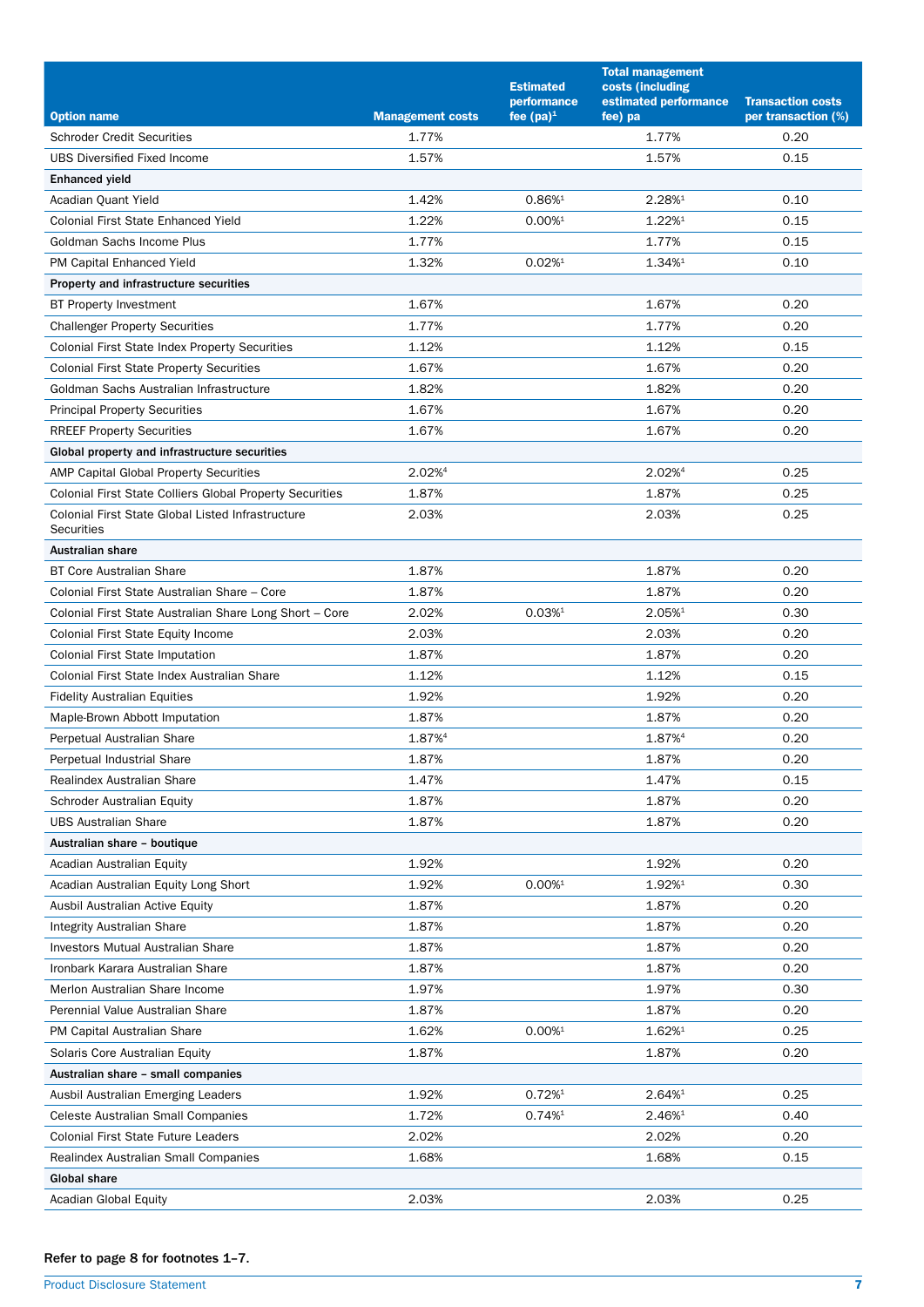| Option name | Management costs | Estimated performance fee (pa)[1] | Total management costs (including estimated performance fee) pa | Transaction costs per transaction (%) |
|---|---|---|---|---|
| Schroder Credit Securities | 1.77% | | 1.77% | 0.20 |
| UBS Diversified Fixed Income | 1.57% | | 1.57% | 0.15 |
| **Enhanced yield** | | | | |
| Acadian Quant Yield | 1.42% | 0.86%[1] | 2.28%[1] | 0.10 |
| Colonial First State Enhanced Yield | 1.22% | 0.00%[1] | 1.22%[1] | 0.15 |
| Goldman Sachs Income Plus | 1.77% | | 1.77% | 0.15 |
| PM Capital Enhanced Yield | 1.32% | 0.02%[1] | 1.34%[1] | 0.10 |
| **Property and infrastructure securities** | | | | |
| BT Property Investment | 1.67% | | 1.67% | 0.20 |
| Challenger Property Securities | 1.77% | | 1.77% | 0.20 |
| Colonial First State Index Property Securities | 1.12% | | 1.12% | 0.15 |
| Colonial First State Property Securities | 1.67% | | 1.67% | 0.20 |
| Goldman Sachs Australian Infrastructure | 1.82% | | 1.82% | 0.20 |
| Principal Property Securities | 1.67% | | 1.67% | 0.20 |
| RREEF Property Securities | 1.67% | | 1.67% | 0.20 |
| **Global property and infrastructure securities** | | | | |
| AMP Capital Global Property Securities | 2.02%[4] | | 2.02%[4] | 0.25 |
| Colonial First State Colliers Global Property Securities | 1.87% | | 1.87% | 0.25 |
| Colonial First State Global Listed Infrastructure Securities | 2.03% | | 2.03% | 0.25 |
| **Australian share** | | | | |
| BT Core Australian Share | 1.87% | | 1.87% | 0.20 |
| Colonial First State Australian Share – Core | 1.87% | | 1.87% | 0.20 |
| Colonial First State Australian Share Long Short – Core | 2.02% | 0.03%[1] | 2.05%[1] | 0.30 |
| Colonial First State Equity Income | 2.03% | | 2.03% | 0.20 |
| Colonial First State Imputation | 1.87% | | 1.87% | 0.20 |
| Colonial First State Index Australian Share | 1.12% | | 1.12% | 0.15 |
| Fidelity Australian Equities | 1.92% | | 1.92% | 0.20 |
| Maple-Brown Abbott Imputation | 1.87% | | 1.87% | 0.20 |
| Perpetual Australian Share | 1.87%[4] | | 1.87%[4] | 0.20 |
| Perpetual Industrial Share | 1.87% | | 1.87% | 0.20 |
| Realindex Australian Share | 1.47% | | 1.47% | 0.15 |
| Schroder Australian Equity | 1.87% | | 1.87% | 0.20 |
| UBS Australian Share | 1.87% | | 1.87% | 0.20 |
| **Australian share – boutique** | | | | |
| Acadian Australian Equity | 1.92% | | 1.92% | 0.20 |
| Acadian Australian Equity Long Short | 1.92% | 0.00%[1] | 1.92%[1] | 0.30 |
| Ausbil Australian Active Equity | 1.87% | | 1.87% | 0.20 |
| Integrity Australian Share | 1.87% | | 1.87% | 0.20 |
| Investors Mutual Australian Share | 1.87% | | 1.87% | 0.20 |
| Ironbark Karara Australian Share | 1.87% | | 1.87% | 0.20 |
| Merlon Australian Share Income | 1.97% | | 1.97% | 0.30 |
| Perennial Value Australian Share | 1.87% | | 1.87% | 0.20 |
| PM Capital Australian Share | 1.62% | 0.00%[1] | 1.62%[1] | 0.25 |
| Solaris Core Australian Equity | 1.87% | | 1.87% | 0.20 |
| **Australian share – small companies** | | | | |
| Ausbil Australian Emerging Leaders | 1.92% | 0.72%[1] | 2.64%[1] | 0.25 |
| Celeste Australian Small Companies | 1.72% | 0.74%[1] | 2.46%[1] | 0.40 |
| Colonial First State Future Leaders | 2.02% | | 2.02% | 0.20 |
| Realindex Australian Small Companies | 1.68% | | 1.68% | 0.15 |
| **Global share** | | | | |
| Acadian Global Equity | 2.03% | | 2.03% | 0.25 |

**Refer to page 8 for footnotes 1–7.**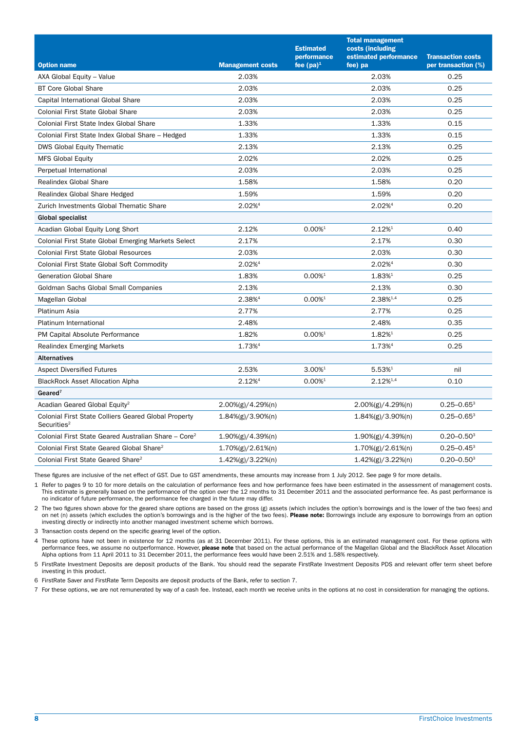| Option name | Management costs | Estimated performance fee (pa)[1] | Total management costs (including estimated performance fee) pa | Transaction costs per transaction (%) |
|---|---|---|---|---|
| AXA Global Equity – Value | 2.03% | | 2.03% | 0.25 |
| BT Core Global Share | 2.03% | | 2.03% | 0.25 |
| Capital International Global Share | 2.03% | | 2.03% | 0.25 |
| Colonial First State Global Share | 2.03% | | 2.03% | 0.25 |
| Colonial First State Index Global Share | 1.33% | | 1.33% | 0.15 |
| Colonial First State Index Global Share – Hedged | 1.33% | | 1.33% | 0.15 |
| DWS Global Equity Thematic | 2.13% | | 2.13% | 0.25 |
| MFS Global Equity | 2.02% | | 2.02% | 0.25 |
| Perpetual International | 2.03% | | 2.03% | 0.25 |
| Realindex Global Share | 1.58% | | 1.58% | 0.20 |
| Realindex Global Share Hedged | 1.59% | | 1.59% | 0.20 |
| Zurich Investments Global Thematic Share | 2.02%[4] | | 2.02%[4] | 0.20 |
| **Global specialist** | | | | |
| Acadian Global Equity Long Short | 2.12% | 0.00%[1] | 2.12%[1] | 0.40 |
| Colonial First State Global Emerging Markets Select | 2.17% | | 2.17% | 0.30 |
| Colonial First State Global Resources | 2.03% | | 2.03% | 0.30 |
| Colonial First State Global Soft Commodity | 2.02%[4] | | 2.02%[4] | 0.30 |
| Generation Global Share | 1.83% | 0.00%[1] | 1.83%[1] | 0.25 |
| Goldman Sachs Global Small Companies | 2.13% | | 2.13% | 0.30 |
| Magellan Global | 2.38%[4] | 0.00%[1] | 2.38%[1,4] | 0.25 |
| Platinum Asia | 2.77% | | 2.77% | 0.25 |
| Platinum International | 2.48% | | 2.48% | 0.35 |
| PM Capital Absolute Performance | 1.82% | 0.00%[1] | 1.82%[1] | 0.25 |
| Realindex Emerging Markets | 1.73%[4] | | 1.73%[4] | 0.25 |
| **Alternatives** | | | | |
| Aspect Diversified Futures | 2.53% | 3.00%[1] | 5.53%[1] | nil |
| BlackRock Asset Allocation Alpha | 2.12%[4] | 0.00%[1] | 2.12%[1,4] | 0.10 |
| **Geared**[7] | | | | |
| Acadian Geared Global Equity[2] | 2.00%(g)/4.29%(n) | | 2.00%(g)/4.29%(n) | 0.25–0.65[3] |
| Colonial First State Colliers Geared Global Property Securities[2] | 1.84%(g)/3.90%(n) | | 1.84%(g)/3.90%(n) | 0.25–0.65[3] |
| Colonial First State Geared Australian Share – Core[2] | 1.90%(g)/4.39%(n) | | 1.90%(g)/4.39%(n) | 0.20–0.50[3] |
| Colonial First State Geared Global Share[2] | 1.70%(g)/2.61%(n) | | 1.70%(g)/2.61%(n) | 0.25–0.45[3] |
| Colonial First State Geared Share[2] | 1.42%(g)/3.22%(n) | | 1.42%(g)/3.22%(n) | 0.20–0.50[3] |

These figures are inclusive of the net effect of GST. Due to GST amendments, these amounts may increase from 1 July 2012. See page 9 for more details.

1 Refer to pages 9 to 10 for more details on the calculation of performance fees and how performance fees have been estimated in the assessment of management costs. This estimate is generally based on the performance of the option over the 12 months to 31 December 2011 and the associated performance fee. As past performance is no indicator of future performance, the performance fee charged in the future may differ.

2 The two figures shown above for the geared share options are based on the gross (g) assets (which includes the option's borrowings and is the lower of the two fees) and on net (n) assets (which excludes the option's borrowings and is the higher of the two fees). **Please note:** Borrowings include any exposure to borrowings from an option investing directly or indirectly into another managed investment scheme which borrows.

3 Transaction costs depend on the specific gearing level of the option.

4 These options have not been in existence for 12 months (as at 31 December 2011). For these options, this is an estimated management cost. For these options with performance fees, we assume no outperformance. However, **please note** that based on the actual performance of the Magellan Global and the BlackRock Asset Allocation Alpha options from 11 April 2011 to 31 December 2011, the performance fees would have been 2.51% and 1.58% respectively.

5 FirstRate Investment Deposits are deposit products of the Bank. You should read the separate FirstRate Investment Deposits PDS and relevant offer term sheet before investing in this product.

6 FirstRate Saver and FirstRate Term Deposits are deposit products of the Bank, refer to section 7.

7 For these options, we are not remunerated by way of a cash fee. Instead, each month we receive units in the options at no cost in consideration for managing the options.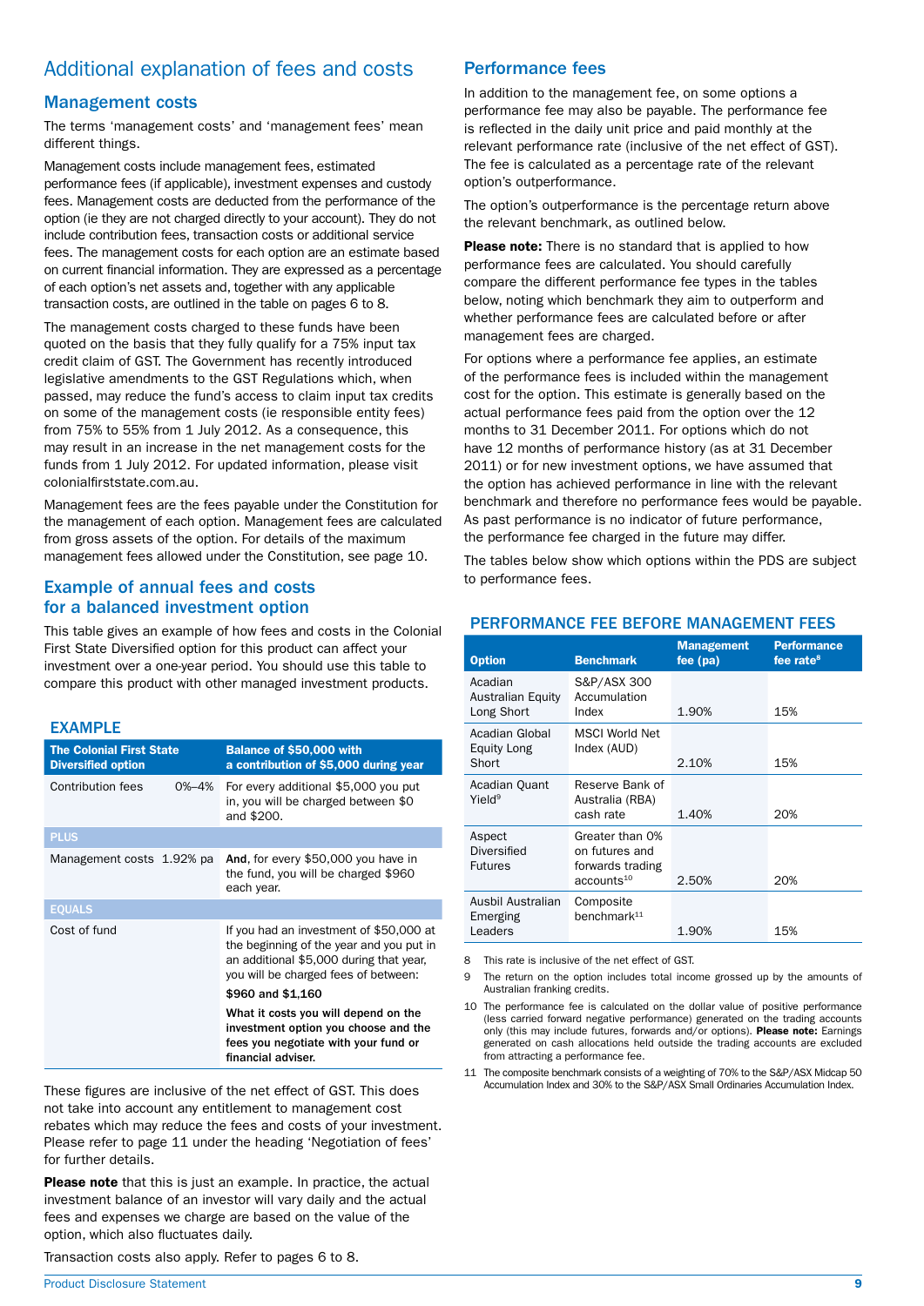# Additional explanation of fees and costs

## Management costs

The terms 'management costs' and 'management fees' mean different things.

Management costs include management fees, estimated performance fees (if applicable), investment expenses and custody fees. Management costs are deducted from the performance of the option (ie they are not charged directly to your account). They do not include contribution fees, transaction costs or additional service fees. The management costs for each option are an estimate based on current financial information. They are expressed as a percentage of each option's net assets and, together with any applicable transaction costs, are outlined in the table on pages 6 to 8.

The management costs charged to these funds have been quoted on the basis that they fully qualify for a 75% input tax credit claim of GST. The Government has recently introduced legislative amendments to the GST Regulations which, when passed, may reduce the fund's access to claim input tax credits on some of the management costs (ie responsible entity fees) from 75% to 55% from 1 July 2012. As a consequence, this may result in an increase in the net management costs for the funds from 1 July 2012. For updated information, please visit colonialfirststate.com.au.

Management fees are the fees payable under the Constitution for the management of each option. Management fees are calculated from gross assets of the option. For details of the maximum management fees allowed under the Constitution, see page 10.

## Example of annual fees and costs for a balanced investment option

This table gives an example of how fees and costs in the Colonial First State Diversified option for this product can affect your investment over a one-year period. You should use this table to compare this product with other managed investment products.

### EXAMPLE

| The Colonial First State Diversified option | | Balance of $50,000 with a contribution of $5,000 during year |
|---|---|---|
| Contribution fees | 0%–4% | For every additional $5,000 you put in, you will be charged between $0 and $200. |
| **PLUS** | | |
| Management costs | 1.92% pa | **And**, for every $50,000 you have in the fund, you will be charged $960 each year. |
| **EQUALS** | | |
| Cost of fund | | If you had an investment of $50,000 at the beginning of the year and you put in an additional $5,000 during that year, you will be charged fees of between: **$960 and $1,160** **What it costs you will depend on the investment option you choose and the fees you negotiate with your fund or financial adviser.** |

These figures are inclusive of the net effect of GST. This does not take into account any entitlement to management cost rebates which may reduce the fees and costs of your investment. Please refer to page 11 under the heading 'Negotiation of fees' for further details.

**Please note** that this is just an example. In practice, the actual investment balance of an investor will vary daily and the actual fees and expenses we charge are based on the value of the option, which also fluctuates daily.

Transaction costs also apply. Refer to pages 6 to 8.

## Performance fees

In addition to the management fee, on some options a performance fee may also be payable. The performance fee is reflected in the daily unit price and paid monthly at the relevant performance rate (inclusive of the net effect of GST). The fee is calculated as a percentage rate of the relevant option's outperformance.

The option's outperformance is the percentage return above the relevant benchmark, as outlined below.

**Please note:** There is no standard that is applied to how performance fees are calculated. You should carefully compare the different performance fee types in the tables below, noting which benchmark they aim to outperform and whether performance fees are calculated before or after management fees are charged.

For options where a performance fee applies, an estimate of the performance fees is included within the management cost for the option. This estimate is generally based on the actual performance fees paid from the option over the 12 months to 31 December 2011. For options which do not have 12 months of performance history (as at 31 December 2011) or for new investment options, we have assumed that the option has achieved performance in line with the relevant benchmark and therefore no performance fees would be payable. As past performance is no indicator of future performance, the performance fee charged in the future may differ.

The tables below show which options within the PDS are subject to performance fees.

### PERFORMANCE FEE BEFORE MANAGEMENT FEES

| Option | Benchmark | Management fee (pa) | Performance fee rate[8] |
|---|---|---|---|
| Acadian Australian Equity Long Short | S&P/ASX 300 Accumulation Index | 1.90% | 15% |
| Acadian Global Equity Long Short | MSCI World Net Index (AUD) | 2.10% | 15% |
| Acadian Quant Yield[9] | Reserve Bank of Australia (RBA) cash rate | 1.40% | 20% |
| Aspect Diversified Futures | Greater than 0% on futures and forwards trading accounts[10] | 2.50% | 20% |
| Ausbil Australian Emerging Leaders | Composite benchmark[11] | 1.90% | 15% |

8 This rate is inclusive of the net effect of GST.

9 The return on the option includes total income grossed up by the amounts of Australian franking credits.

10 The performance fee is calculated on the dollar value of positive performance (less carried forward negative performance) generated on the trading accounts only (this may include futures, forwards and/or options). **Please note:** Earnings generated on cash allocations held outside the trading accounts are excluded from attracting a performance fee.

11 The composite benchmark consists of a weighting of 70% to the S&P/ASX Midcap 50 Accumulation Index and 30% to the S&P/ASX Small Ordinaries Accumulation Index.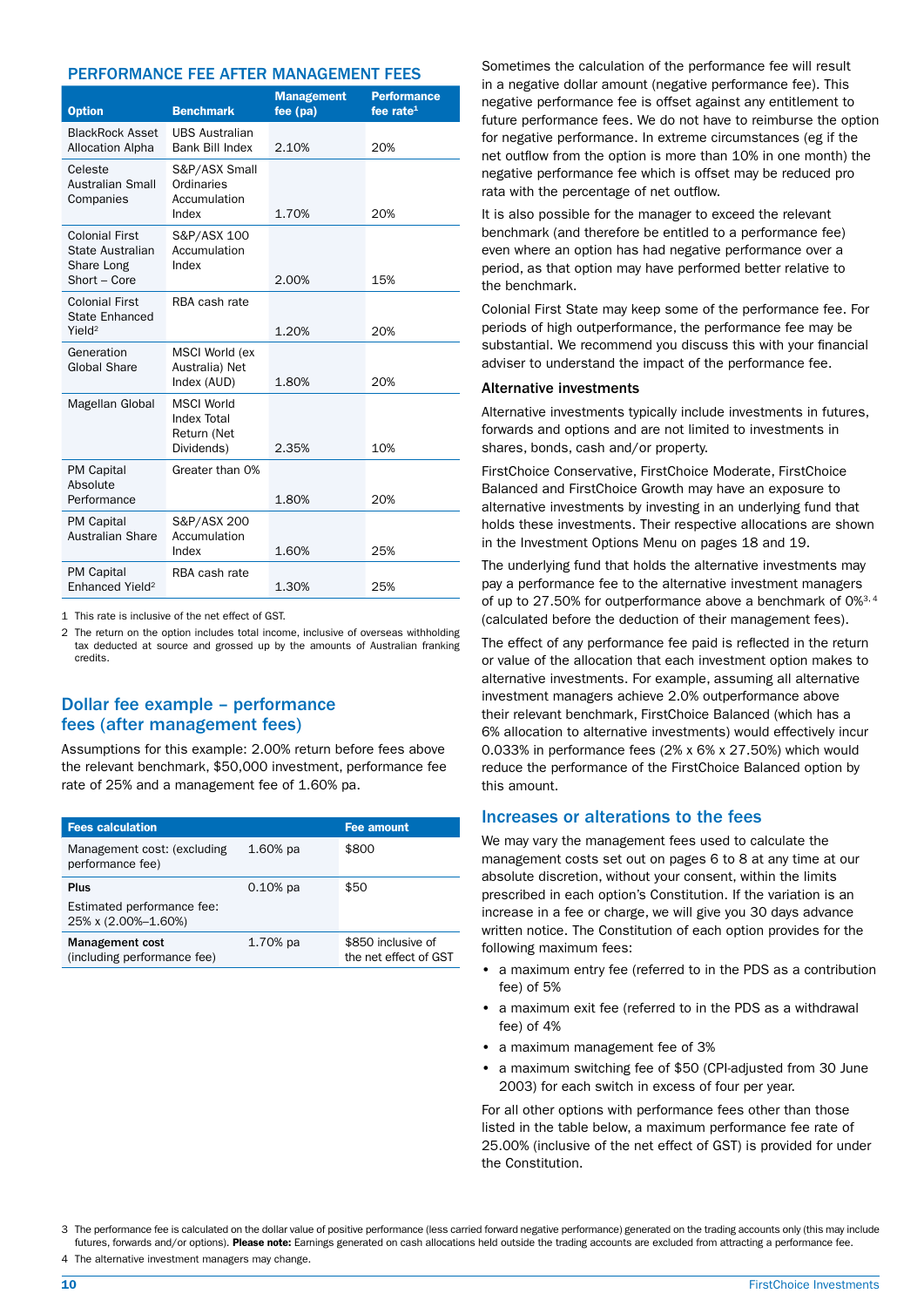## PERFORMANCE FEE AFTER MANAGEMENT FEES

| Option | Benchmark | Management fee (pa) | Performance fee rate[1] |
|---|---|---|---|
| BlackRock Asset Allocation Alpha | UBS Australian Bank Bill Index | 2.10% | 20% |
| Celeste Australian Small Companies | S&P/ASX Small Ordinaries Accumulation Index | 1.70% | 20% |
| Colonial First State Australian Share Long Short – Core | S&P/ASX 100 Accumulation Index | 2.00% | 15% |
| Colonial First State Enhanced Yield[2] | RBA cash rate | 1.20% | 20% |
| Generation Global Share | MSCI World (ex Australia) Net Index (AUD) | 1.80% | 20% |
| Magellan Global | MSCI World Index Total Return (Net Dividends) | 2.35% | 10% |
| PM Capital Absolute Performance | Greater than 0% | 1.80% | 20% |
| PM Capital Australian Share | S&P/ASX 200 Accumulation Index | 1.60% | 25% |
| PM Capital Enhanced Yield[2] | RBA cash rate | 1.30% | 25% |

1 This rate is inclusive of the net effect of GST.

2 The return on the option includes total income, inclusive of overseas withholding tax deducted at source and grossed up by the amounts of Australian franking credits.

## Dollar fee example – performance fees (after management fees)

Assumptions for this example: 2.00% return before fees above the relevant benchmark, $50,000 investment, performance fee rate of 25% and a management fee of 1.60% pa.

| Fees calculation | | Fee amount |
|---|---|---|
| Management cost: (excluding performance fee) | 1.60% pa | $800 |
| **Plus** Estimated performance fee: 25% x (2.00%–1.60%) | 0.10% pa | $50 |
| **Management cost** (including performance fee) | 1.70% pa | $850 inclusive of the net effect of GST |

Sometimes the calculation of the performance fee will result in a negative dollar amount (negative performance fee). This negative performance fee is offset against any entitlement to future performance fees. We do not have to reimburse the option for negative performance. In extreme circumstances (eg if the net outflow from the option is more than 10% in one month) the negative performance fee which is offset may be reduced pro rata with the percentage of net outflow.

It is also possible for the manager to exceed the relevant benchmark (and therefore be entitled to a performance fee) even where an option has had negative performance over a period, as that option may have performed better relative to the benchmark.

Colonial First State may keep some of the performance fee. For periods of high outperformance, the performance fee may be substantial. We recommend you discuss this with your financial adviser to understand the impact of the performance fee.

### Alternative investments

Alternative investments typically include investments in futures, forwards and options and are not limited to investments in shares, bonds, cash and/or property.

FirstChoice Conservative, FirstChoice Moderate, FirstChoice Balanced and FirstChoice Growth may have an exposure to alternative investments by investing in an underlying fund that holds these investments. Their respective allocations are shown in the Investment Options Menu on pages 18 and 19.

The underlying fund that holds the alternative investments may pay a performance fee to the alternative investment managers of up to 27.50% for outperformance above a benchmark of 0%[3, 4] (calculated before the deduction of their management fees).

The effect of any performance fee paid is reflected in the return or value of the allocation that each investment option makes to alternative investments. For example, assuming all alternative investment managers achieve 2.0% outperformance above their relevant benchmark, FirstChoice Balanced (which has a 6% allocation to alternative investments) would effectively incur 0.033% in performance fees (2% x 6% x 27.50%) which would reduce the performance of the FirstChoice Balanced option by this amount.

## Increases or alterations to the fees

We may vary the management fees used to calculate the management costs set out on pages 6 to 8 at any time at our absolute discretion, without your consent, within the limits prescribed in each option's Constitution. If the variation is an increase in a fee or charge, we will give you 30 days advance written notice. The Constitution of each option provides for the following maximum fees:

- a maximum entry fee (referred to in the PDS as a contribution fee) of 5%
- a maximum exit fee (referred to in the PDS as a withdrawal fee) of 4%
- a maximum management fee of 3%
- a maximum switching fee of $50 (CPI-adjusted from 30 June 2003) for each switch in excess of four per year.

For all other options with performance fees other than those listed in the table below, a maximum performance fee rate of 25.00% (inclusive of the net effect of GST) is provided for under the Constitution.

3 The performance fee is calculated on the dollar value of positive performance (less carried forward negative performance) generated on the trading accounts only (this may include futures, forwards and/or options). **Please note:** Earnings generated on cash allocations held outside the trading accounts are excluded from attracting a performance fee.

4 The alternative investment managers may change.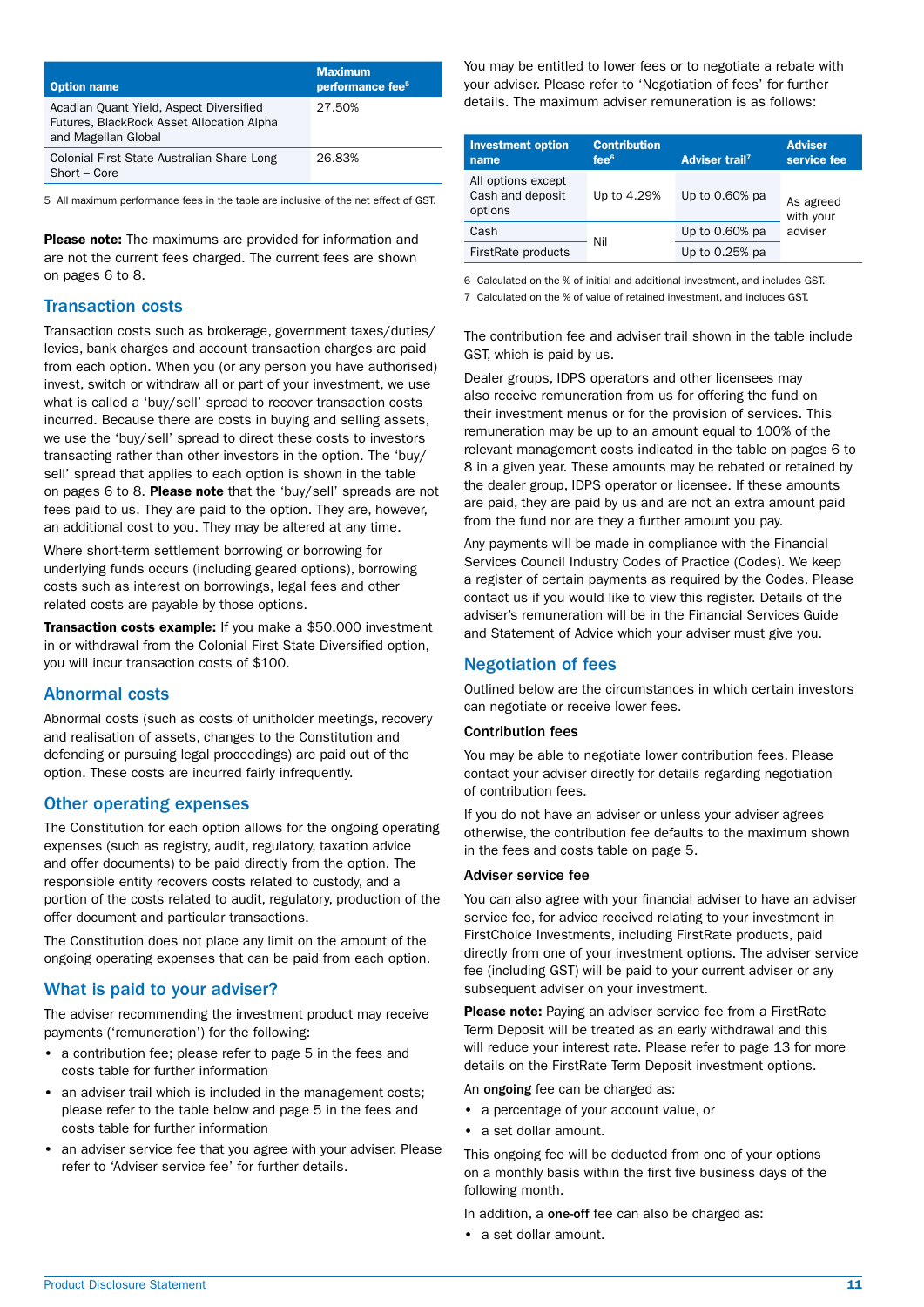| Option name | Maximum performance fee[5] |
|---|---|
| Acadian Quant Yield, Aspect Diversified Futures, BlackRock Asset Allocation Alpha and Magellan Global | 27.50% |
| Colonial First State Australian Share Long Short – Core | 26.83% |

5 All maximum performance fees in the table are inclusive of the net effect of GST.

**Please note:** The maximums are provided for information and are not the current fees charged. The current fees are shown on pages 6 to 8.

## Transaction costs

Transaction costs such as brokerage, government taxes/duties/levies, bank charges and account transaction charges are paid from each option. When you (or any person you have authorised) invest, switch or withdraw all or part of your investment, we use what is called a 'buy/sell' spread to recover transaction costs incurred. Because there are costs in buying and selling assets, we use the 'buy/sell' spread to direct these costs to investors transacting rather than other investors in the option. The 'buy/sell' spread that applies to each option is shown in the table on pages 6 to 8. **Please note** that the 'buy/sell' spreads are not fees paid to us. They are paid to the option. They are, however, an additional cost to you. They may be altered at any time.

Where short-term settlement borrowing or borrowing for underlying funds occurs (including geared options), borrowing costs such as interest on borrowings, legal fees and other related costs are payable by those options.

**Transaction costs example:** If you make a $50,000 investment in or withdrawal from the Colonial First State Diversified option, you will incur transaction costs of $100.

## Abnormal costs

Abnormal costs (such as costs of unitholder meetings, recovery and realisation of assets, changes to the Constitution and defending or pursuing legal proceedings) are paid out of the option. These costs are incurred fairly infrequently.

## Other operating expenses

The Constitution for each option allows for the ongoing operating expenses (such as registry, audit, regulatory, taxation advice and offer documents) to be paid directly from the option. The responsible entity recovers costs related to custody, and a portion of the costs related to audit, regulatory, production of the offer document and particular transactions.

The Constitution does not place any limit on the amount of the ongoing operating expenses that can be paid from each option.

## What is paid to your adviser?

The adviser recommending the investment product may receive payments ('remuneration') for the following:

- a contribution fee; please refer to page 5 in the fees and costs table for further information
- an adviser trail which is included in the management costs; please refer to the table below and page 5 in the fees and costs table for further information
- an adviser service fee that you agree with your adviser. Please refer to 'Adviser service fee' for further details.

You may be entitled to lower fees or to negotiate a rebate with your adviser. Please refer to 'Negotiation of fees' for further details. The maximum adviser remuneration is as follows:

| Investment option name | Contribution fee[6] | Adviser trail[7] | Adviser service fee |
|---|---|---|---|
| All options except Cash and deposit options | Up to 4.29% | Up to 0.60% pa | As agreed with your adviser |
| Cash | Nil | Up to 0.60% pa | |
| FirstRate products | | Up to 0.25% pa | |

6 Calculated on the % of initial and additional investment, and includes GST.

7 Calculated on the % of value of retained investment, and includes GST.

The contribution fee and adviser trail shown in the table include GST, which is paid by us.

Dealer groups, IDPS operators and other licensees may also receive remuneration from us for offering the fund on their investment menus or for the provision of services. This remuneration may be up to an amount equal to 100% of the relevant management costs indicated in the table on pages 6 to 8 in a given year. These amounts may be rebated or retained by the dealer group, IDPS operator or licensee. If these amounts are paid, they are paid by us and are not an extra amount paid from the fund nor are they a further amount you pay.

Any payments will be made in compliance with the Financial Services Council Industry Codes of Practice (Codes). We keep a register of certain payments as required by the Codes. Please contact us if you would like to view this register. Details of the adviser's remuneration will be in the Financial Services Guide and Statement of Advice which your adviser must give you.

## Negotiation of fees

Outlined below are the circumstances in which certain investors can negotiate or receive lower fees.

### Contribution fees

You may be able to negotiate lower contribution fees. Please contact your adviser directly for details regarding negotiation of contribution fees.

If you do not have an adviser or unless your adviser agrees otherwise, the contribution fee defaults to the maximum shown in the fees and costs table on page 5.

### Adviser service fee

You can also agree with your financial adviser to have an adviser service fee, for advice received relating to your investment in FirstChoice Investments, including FirstRate products, paid directly from one of your investment options. The adviser service fee (including GST) will be paid to your current adviser or any subsequent adviser on your investment.

**Please note:** Paying an adviser service fee from a FirstRate Term Deposit will be treated as an early withdrawal and this will reduce your interest rate. Please refer to page 13 for more details on the FirstRate Term Deposit investment options.

An **ongoing** fee can be charged as:

- a percentage of your account value, or
- a set dollar amount.

This ongoing fee will be deducted from one of your options on a monthly basis within the first five business days of the following month.

In addition, a **one-off** fee can also be charged as:

- a set dollar amount.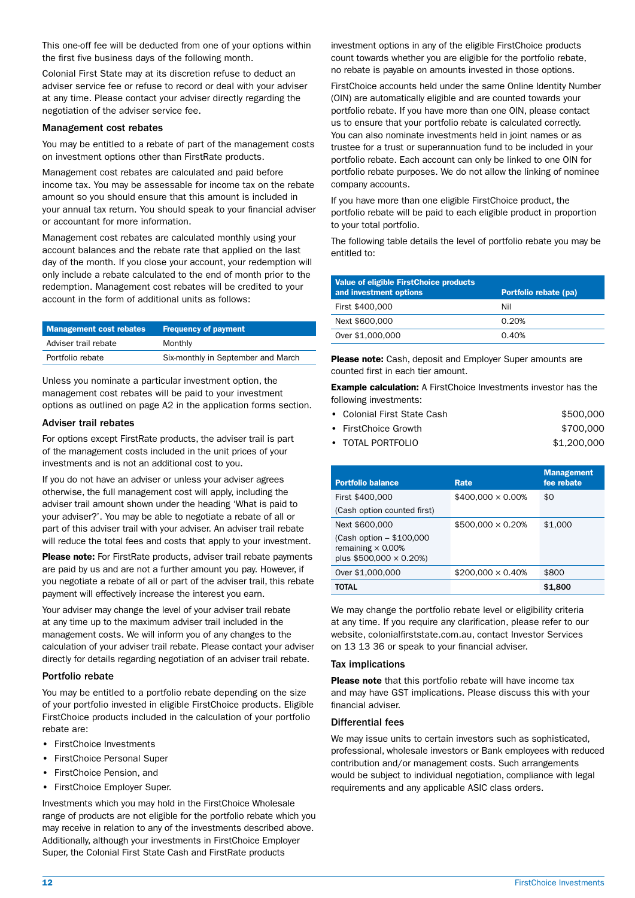This one-off fee will be deducted from one of your options within the first five business days of the following month.

Colonial First State may at its discretion refuse to deduct an adviser service fee or refuse to record or deal with your adviser at any time. Please contact your adviser directly regarding the negotiation of the adviser service fee.

### Management cost rebates

You may be entitled to a rebate of part of the management costs on investment options other than FirstRate products.

Management cost rebates are calculated and paid before income tax. You may be assessable for income tax on the rebate amount so you should ensure that this amount is included in your annual tax return. You should speak to your financial adviser or accountant for more information.

Management cost rebates are calculated monthly using your account balances and the rebate rate that applied on the last day of the month. If you close your account, your redemption will only include a rebate calculated to the end of month prior to the redemption. Management cost rebates will be credited to your account in the form of additional units as follows:

| Management cost rebates | Frequency of payment |
|---|---|
| Adviser trail rebate | Monthly |
| Portfolio rebate | Six-monthly in September and March |

Unless you nominate a particular investment option, the management cost rebates will be paid to your investment options as outlined on page A2 in the application forms section.

### Adviser trail rebates

For options except FirstRate products, the adviser trail is part of the management costs included in the unit prices of your investments and is not an additional cost to you.

If you do not have an adviser or unless your adviser agrees otherwise, the full management cost will apply, including the adviser trail amount shown under the heading 'What is paid to your adviser?'. You may be able to negotiate a rebate of all or part of this adviser trail with your adviser. An adviser trail rebate will reduce the total fees and costs that apply to your investment.

**Please note:** For FirstRate products, adviser trail rebate payments are paid by us and are not a further amount you pay. However, if you negotiate a rebate of all or part of the adviser trail, this rebate payment will effectively increase the interest you earn.

Your adviser may change the level of your adviser trail rebate at any time up to the maximum adviser trail included in the management costs. We will inform you of any changes to the calculation of your adviser trail rebate. Please contact your adviser directly for details regarding negotiation of an adviser trail rebate.

### Portfolio rebate

You may be entitled to a portfolio rebate depending on the size of your portfolio invested in eligible FirstChoice products. Eligible FirstChoice products included in the calculation of your portfolio rebate are:

- FirstChoice Investments
- FirstChoice Personal Super
- FirstChoice Pension, and
- FirstChoice Employer Super.

Investments which you may hold in the FirstChoice Wholesale range of products are not eligible for the portfolio rebate which you may receive in relation to any of the investments described above. Additionally, although your investments in FirstChoice Employer Super, the Colonial First State Cash and FirstRate products investment options in any of the eligible FirstChoice products count towards whether you are eligible for the portfolio rebate, no rebate is payable on amounts invested in those options.

FirstChoice accounts held under the same Online Identity Number (OIN) are automatically eligible and are counted towards your portfolio rebate. If you have more than one OIN, please contact us to ensure that your portfolio rebate is calculated correctly. You can also nominate investments held in joint names or as trustee for a trust or superannuation fund to be included in your portfolio rebate. Each account can only be linked to one OIN for portfolio rebate purposes. We do not allow the linking of nominee company accounts.

If you have more than one eligible FirstChoice product, the portfolio rebate will be paid to each eligible product in proportion to your total portfolio.

The following table details the level of portfolio rebate you may be entitled to:

| Value of eligible FirstChoice products and investment options | Portfolio rebate (pa) |
|---|---|
| First $400,000 | Nil |
| Next $600,000 | 0.20% |
| Over $1,000,000 | 0.40% |

**Please note:** Cash, deposit and Employer Super amounts are counted first in each tier amount.

**Example calculation:** A FirstChoice Investments investor has the following investments:

- Colonial First State Cash $500,000
- FirstChoice Growth $700,000
- TOTAL PORTFOLIO $1,200,000

| Portfolio balance | Rate | Management fee rebate |
|---|---|---|
| First $400,000 (Cash option counted first) | $400,000 × 0.00% | $0 |
| Next $600,000 (Cash option – $100,000 remaining × 0.00% plus $500,000 × 0.20%) | $500,000 × 0.20% | $1,000 |
| Over $1,000,000 | $200,000 × 0.40% | $800 |
| **TOTAL** | | **$1,800** |

We may change the portfolio rebate level or eligibility criteria at any time. If you require any clarification, please refer to our website, colonialfirststate.com.au, contact Investor Services on 13 13 36 or speak to your financial adviser.

### Tax implications

**Please note** that this portfolio rebate will have income tax and may have GST implications. Please discuss this with your financial adviser.

### Differential fees

We may issue units to certain investors such as sophisticated, professional, wholesale investors or Bank employees with reduced contribution and/or management costs. Such arrangements would be subject to individual negotiation, compliance with legal requirements and any applicable ASIC class orders.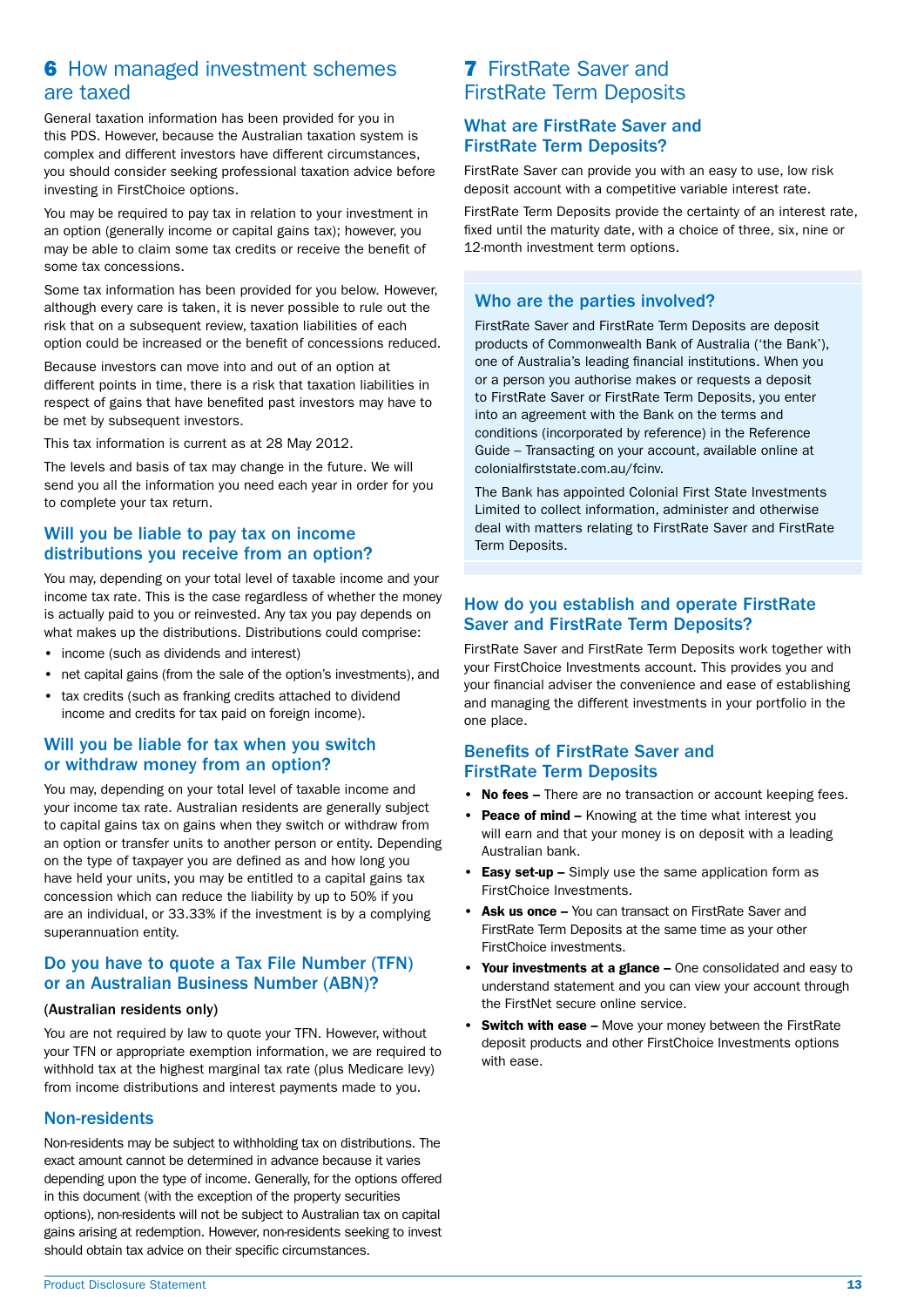## 6 How managed investment schemes are taxed

General taxation information has been provided for you in this PDS. However, because the Australian taxation system is complex and different investors have different circumstances, you should consider seeking professional taxation advice before investing in FirstChoice options.

You may be required to pay tax in relation to your investment in an option (generally income or capital gains tax); however, you may be able to claim some tax credits or receive the benefit of some tax concessions.

Some tax information has been provided for you below. However, although every care is taken, it is never possible to rule out the risk that on a subsequent review, taxation liabilities of each option could be increased or the benefit of concessions reduced.

Because investors can move into and out of an option at different points in time, there is a risk that taxation liabilities in respect of gains that have benefited past investors may have to be met by subsequent investors.

This tax information is current as at 28 May 2012.

The levels and basis of tax may change in the future. We will send you all the information you need each year in order for you to complete your tax return.

### Will you be liable to pay tax on income distributions you receive from an option?

You may, depending on your total level of taxable income and your income tax rate. This is the case regardless of whether the money is actually paid to you or reinvested. Any tax you pay depends on what makes up the distributions. Distributions could comprise:

- income (such as dividends and interest)
- net capital gains (from the sale of the option's investments), and
- tax credits (such as franking credits attached to dividend income and credits for tax paid on foreign income).

### Will you be liable for tax when you switch or withdraw money from an option?

You may, depending on your total level of taxable income and your income tax rate. Australian residents are generally subject to capital gains tax on gains when they switch or withdraw from an option or transfer units to another person or entity. Depending on the type of taxpayer you are defined as and how long you have held your units, you may be entitled to a capital gains tax concession which can reduce the liability by up to 50% if you are an individual, or 33.33% if the investment is by a complying superannuation entity.

### Do you have to quote a Tax File Number (TFN) or an Australian Business Number (ABN)?

**(Australian residents only)**

You are not required by law to quote your TFN. However, without your TFN or appropriate exemption information, we are required to withhold tax at the highest marginal tax rate (plus Medicare levy) from income distributions and interest payments made to you.

### Non-residents

Non-residents may be subject to withholding tax on distributions. The exact amount cannot be determined in advance because it varies depending upon the type of income. Generally, for the options offered in this document (with the exception of the property securities options), non-residents will not be subject to Australian tax on capital gains arising at redemption. However, non-residents seeking to invest should obtain tax advice on their specific circumstances.

## 7 FirstRate Saver and FirstRate Term Deposits

### What are FirstRate Saver and FirstRate Term Deposits?

FirstRate Saver can provide you with an easy to use, low risk deposit account with a competitive variable interest rate.

FirstRate Term Deposits provide the certainty of an interest rate, fixed until the maturity date, with a choice of three, six, nine or 12-month investment term options.

### Who are the parties involved?

FirstRate Saver and FirstRate Term Deposits are deposit products of Commonwealth Bank of Australia ('the Bank'), one of Australia's leading financial institutions. When you or a person you authorise makes or requests a deposit to FirstRate Saver or FirstRate Term Deposits, you enter into an agreement with the Bank on the terms and conditions (incorporated by reference) in the Reference Guide – Transacting on your account, available online at colonialfirststate.com.au/fcinv.

The Bank has appointed Colonial First State Investments Limited to collect information, administer and otherwise deal with matters relating to FirstRate Saver and FirstRate Term Deposits.

### How do you establish and operate FirstRate Saver and FirstRate Term Deposits?

FirstRate Saver and FirstRate Term Deposits work together with your FirstChoice Investments account. This provides you and your financial adviser the convenience and ease of establishing and managing the different investments in your portfolio in the one place.

### Benefits of FirstRate Saver and FirstRate Term Deposits

- **No fees –** There are no transaction or account keeping fees.
- **Peace of mind –** Knowing at the time what interest you will earn and that your money is on deposit with a leading Australian bank.
- **Easy set-up –** Simply use the same application form as FirstChoice Investments.
- **Ask us once –** You can transact on FirstRate Saver and FirstRate Term Deposits at the same time as your other FirstChoice investments.
- **Your investments at a glance –** One consolidated and easy to understand statement and you can view your account through the FirstNet secure online service.
- **Switch with ease –** Move your money between the FirstRate deposit products and other FirstChoice Investments options with ease.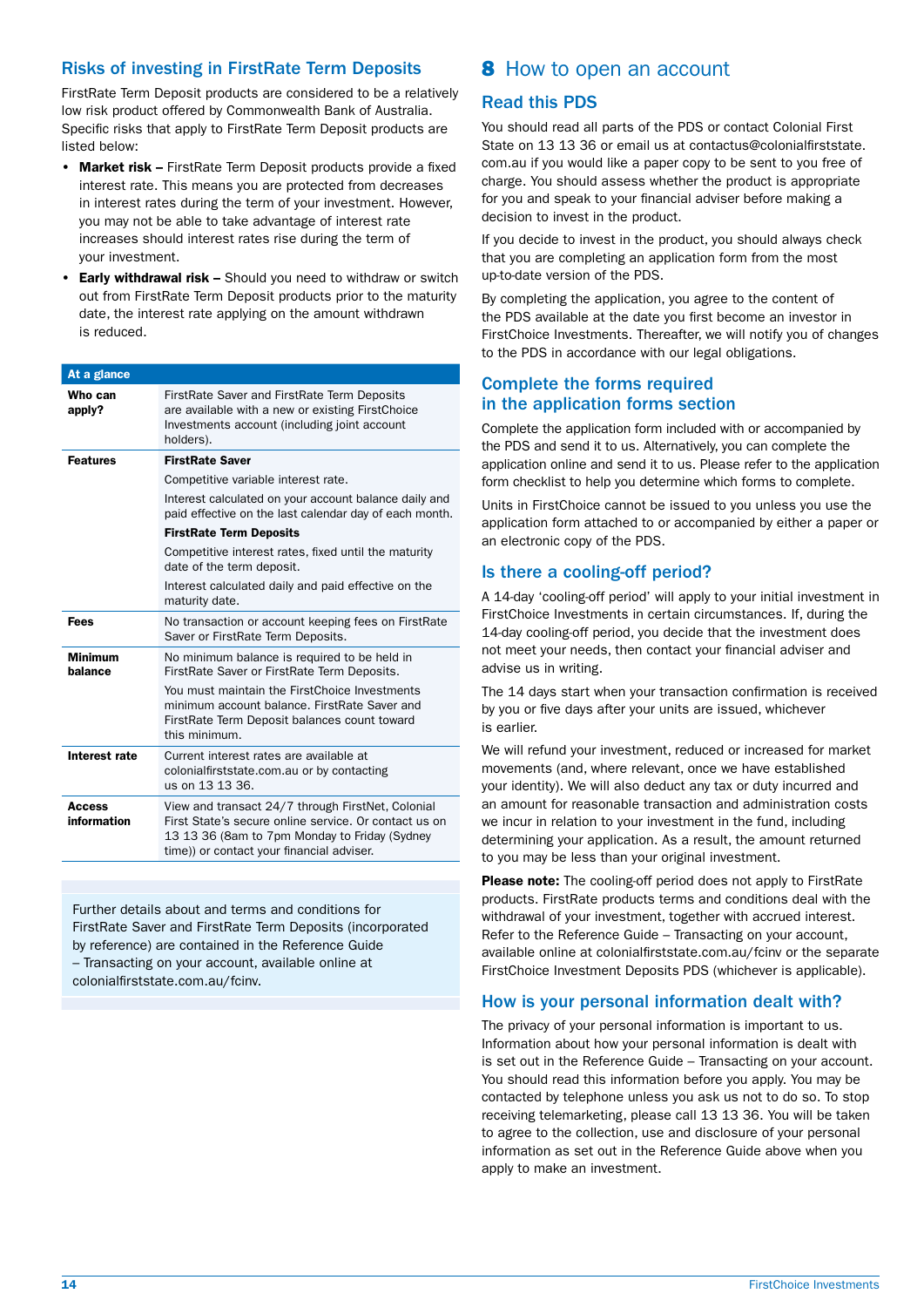## Risks of investing in FirstRate Term Deposits

FirstRate Term Deposit products are considered to be a relatively low risk product offered by Commonwealth Bank of Australia. Specific risks that apply to FirstRate Term Deposit products are listed below:

- **Market risk –** FirstRate Term Deposit products provide a fixed interest rate. This means you are protected from decreases in interest rates during the term of your investment. However, you may not be able to take advantage of interest rate increases should interest rates rise during the term of your investment.
- **Early withdrawal risk –** Should you need to withdraw or switch out from FirstRate Term Deposit products prior to the maturity date, the interest rate applying on the amount withdrawn is reduced.

| At a glance | |
|---|---|
| **Who can apply?** | FirstRate Saver and FirstRate Term Deposits are available with a new or existing FirstChoice Investments account (including joint account holders). |
| **Features** | **FirstRate Saver**<br>Competitive variable interest rate.<br>Interest calculated on your account balance daily and paid effective on the last calendar day of each month.<br>**FirstRate Term Deposits**<br>Competitive interest rates, fixed until the maturity date of the term deposit.<br>Interest calculated daily and paid effective on the maturity date. |
| **Fees** | No transaction or account keeping fees on FirstRate Saver or FirstRate Term Deposits. |
| **Minimum balance** | No minimum balance is required to be held in FirstRate Saver or FirstRate Term Deposits.<br>You must maintain the FirstChoice Investments minimum account balance. FirstRate Saver and FirstRate Term Deposit balances count toward this minimum. |
| **Interest rate** | Current interest rates are available at colonialfirststate.com.au or by contacting us on 13 13 36. |
| **Access information** | View and transact 24/7 through FirstNet, Colonial First State's secure online service. Or contact us on 13 13 36 (8am to 7pm Monday to Friday (Sydney time)) or contact your financial adviser. |

Further details about and terms and conditions for FirstRate Saver and FirstRate Term Deposits (incorporated by reference) are contained in the Reference Guide – Transacting on your account, available online at colonialfirststate.com.au/fcinv.

# 8 How to open an account

## Read this PDS

You should read all parts of the PDS or contact Colonial First State on 13 13 36 or email us at contactus@colonialfirststate.com.au if you would like a paper copy to be sent to you free of charge. You should assess whether the product is appropriate for you and speak to your financial adviser before making a decision to invest in the product.

If you decide to invest in the product, you should always check that you are completing an application form from the most up-to-date version of the PDS.

By completing the application, you agree to the content of the PDS available at the date you first become an investor in FirstChoice Investments. Thereafter, we will notify you of changes to the PDS in accordance with our legal obligations.

## Complete the forms required in the application forms section

Complete the application form included with or accompanied by the PDS and send it to us. Alternatively, you can complete the application online and send it to us. Please refer to the application form checklist to help you determine which forms to complete.

Units in FirstChoice cannot be issued to you unless you use the application form attached to or accompanied by either a paper or an electronic copy of the PDS.

## Is there a cooling-off period?

A 14-day 'cooling-off period' will apply to your initial investment in FirstChoice Investments in certain circumstances. If, during the 14-day cooling-off period, you decide that the investment does not meet your needs, then contact your financial adviser and advise us in writing.

The 14 days start when your transaction confirmation is received by you or five days after your units are issued, whichever is earlier.

We will refund your investment, reduced or increased for market movements (and, where relevant, once we have established your identity). We will also deduct any tax or duty incurred and an amount for reasonable transaction and administration costs we incur in relation to your investment in the fund, including determining your application. As a result, the amount returned to you may be less than your original investment.

**Please note:** The cooling-off period does not apply to FirstRate products. FirstRate products terms and conditions deal with the withdrawal of your investment, together with accrued interest. Refer to the Reference Guide – Transacting on your account, available online at colonialfirststate.com.au/fcinv or the separate FirstChoice Investment Deposits PDS (whichever is applicable).

## How is your personal information dealt with?

The privacy of your personal information is important to us. Information about how your personal information is dealt with is set out in the Reference Guide – Transacting on your account. You should read this information before you apply. You may be contacted by telephone unless you ask us not to do so. To stop receiving telemarketing, please call 13 13 36. You will be taken to agree to the collection, use and disclosure of your personal information as set out in the Reference Guide above when you apply to make an investment.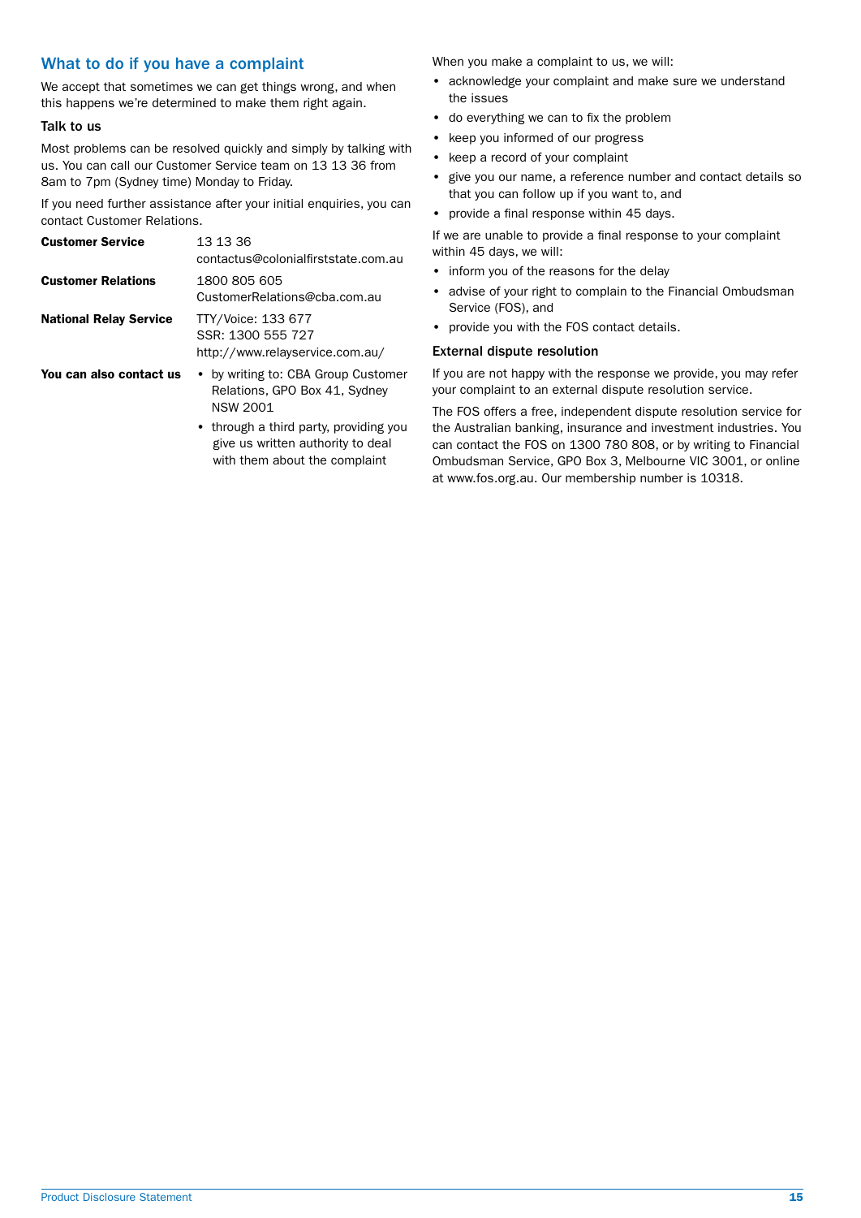## What to do if you have a complaint

We accept that sometimes we can get things wrong, and when this happens we're determined to make them right again.

### Talk to us

Most problems can be resolved quickly and simply by talking with us. You can call our Customer Service team on 13 13 36 from 8am to 7pm (Sydney time) Monday to Friday.

If you need further assistance after your initial enquiries, you can contact Customer Relations.

| | |
|---|---|
| **Customer Service** | 13 13 36<br>contactus@colonialfirststate.com.au |
| **Customer Relations** | 1800 805 605<br>CustomerRelations@cba.com.au |
| **National Relay Service** | TTY/Voice: 133 677<br>SSR: 1300 555 727<br>http://www.relayservice.com.au/ |
| **You can also contact us** | • by writing to: CBA Group Customer Relations, GPO Box 41, Sydney NSW 2001<br>• through a third party, providing you give us written authority to deal with them about the complaint |

When you make a complaint to us, we will:

- acknowledge your complaint and make sure we understand the issues
- do everything we can to fix the problem
- keep you informed of our progress
- keep a record of your complaint
- give you our name, a reference number and contact details so that you can follow up if you want to, and
- provide a final response within 45 days.

If we are unable to provide a final response to your complaint within 45 days, we will:

- inform you of the reasons for the delay
- advise of your right to complain to the Financial Ombudsman Service (FOS), and
- provide you with the FOS contact details.

### External dispute resolution

If you are not happy with the response we provide, you may refer your complaint to an external dispute resolution service.

The FOS offers a free, independent dispute resolution service for the Australian banking, insurance and investment industries. You can contact the FOS on 1300 780 808, or by writing to Financial Ombudsman Service, GPO Box 3, Melbourne VIC 3001, or online at www.fos.org.au. Our membership number is 10318.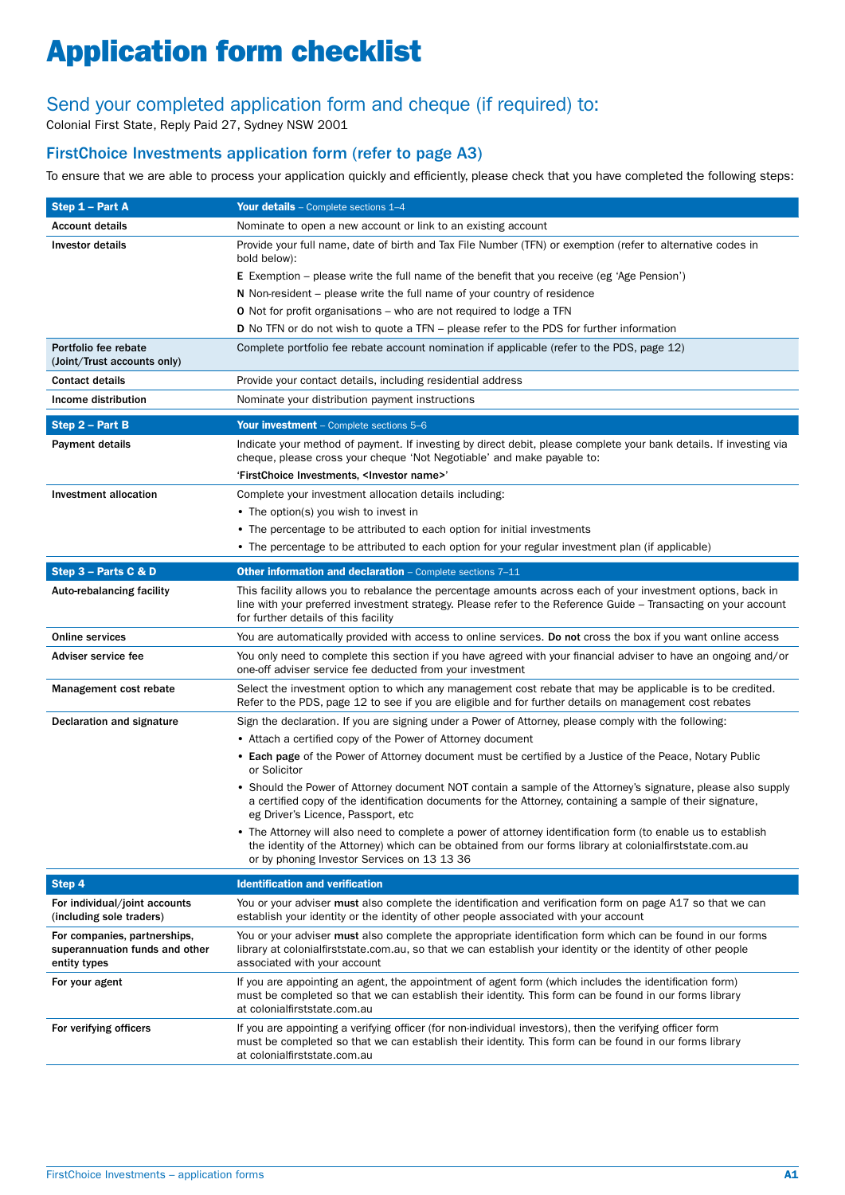# Application form checklist

## Send your completed application form and cheque (if required) to:

Colonial First State, Reply Paid 27, Sydney NSW 2001

### FirstChoice Investments application form (refer to page A3)

To ensure that we are able to process your application quickly and efficiently, please check that you have completed the following steps:

| **Step 1 – Part A** | **Your details** – Complete sections 1–4 |
|---|---|
| **Account details** | Nominate to open a new account or link to an existing account |
| **Investor details** | Provide your full name, date of birth and Tax File Number (TFN) or exemption (refer to alternative codes in bold below):<br>**E** Exemption – please write the full name of the benefit that you receive (eg 'Age Pension')<br>**N** Non-resident – please write the full name of your country of residence<br>**O** Not for profit organisations – who are not required to lodge a TFN<br>**D** No TFN or do not wish to quote a TFN – please refer to the PDS for further information |
| **Portfolio fee rebate (Joint/Trust accounts only)** | Complete portfolio fee rebate account nomination if applicable (refer to the PDS, page 12) |
| **Contact details** | Provide your contact details, including residential address |
| **Income distribution** | Nominate your distribution payment instructions |
| **Step 2 – Part B** | **Your investment** – Complete sections 5–6 |
| **Payment details** | Indicate your method of payment. If investing by direct debit, please complete your bank details. If investing via cheque, please cross your cheque 'Not Negotiable' and make payable to:<br>**'FirstChoice Investments, <Investor name>'** |
| **Investment allocation** | Complete your investment allocation details including:<br>• The option(s) you wish to invest in<br>• The percentage to be attributed to each option for initial investments<br>• The percentage to be attributed to each option for your regular investment plan (if applicable) |
| **Step 3 – Parts C & D** | **Other information and declaration** – Complete sections 7–11 |
| **Auto-rebalancing facility** | This facility allows you to rebalance the percentage amounts across each of your investment options, back in line with your preferred investment strategy. Please refer to the Reference Guide – Transacting on your account for further details of this facility |
| **Online services** | You are automatically provided with access to online services. **Do not** cross the box if you want online access |
| **Adviser service fee** | You only need to complete this section if you have agreed with your financial adviser to have an ongoing and/or one-off adviser service fee deducted from your investment |
| **Management cost rebate** | Select the investment option to which any management cost rebate that may be applicable is to be credited. Refer to the PDS, page 12 to see if you are eligible and for further details on management cost rebates |
| **Declaration and signature** | Sign the declaration. If you are signing under a Power of Attorney, please comply with the following:<br>• Attach a certified copy of the Power of Attorney document<br>• **Each page** of the Power of Attorney document must be certified by a Justice of the Peace, Notary Public or Solicitor<br>• Should the Power of Attorney document NOT contain a sample of the Attorney's signature, please also supply a certified copy of the identification documents for the Attorney, containing a sample of their signature, eg Driver's Licence, Passport, etc<br>• The Attorney will also need to complete a power of attorney identification form (to enable us to establish the identity of the Attorney) which can be obtained from our forms library at colonialfirststate.com.au or by phoning Investor Services on 13 13 36 |
| **Step 4** | **Identification and verification** |
| **For individual/joint accounts (including sole traders)** | You or your adviser **must** also complete the identification and verification form on page A17 so that we can establish your identity or the identity of other people associated with your account |
| **For companies, partnerships, superannuation funds and other entity types** | You or your adviser **must** also complete the appropriate identification form which can be found in our forms library at colonialfirststate.com.au, so that we can establish your identity or the identity of other people associated with your account |
| **For your agent** | If you are appointing an agent, the appointment of agent form (which includes the identification form) must be completed so that we can establish their identity. This form can be found in our forms library at colonialfirststate.com.au |
| **For verifying officers** | If you are appointing a verifying officer (for non-individual investors), then the verifying officer form must be completed so that we can establish their identity. This form can be found in our forms library at colonialfirststate.com.au |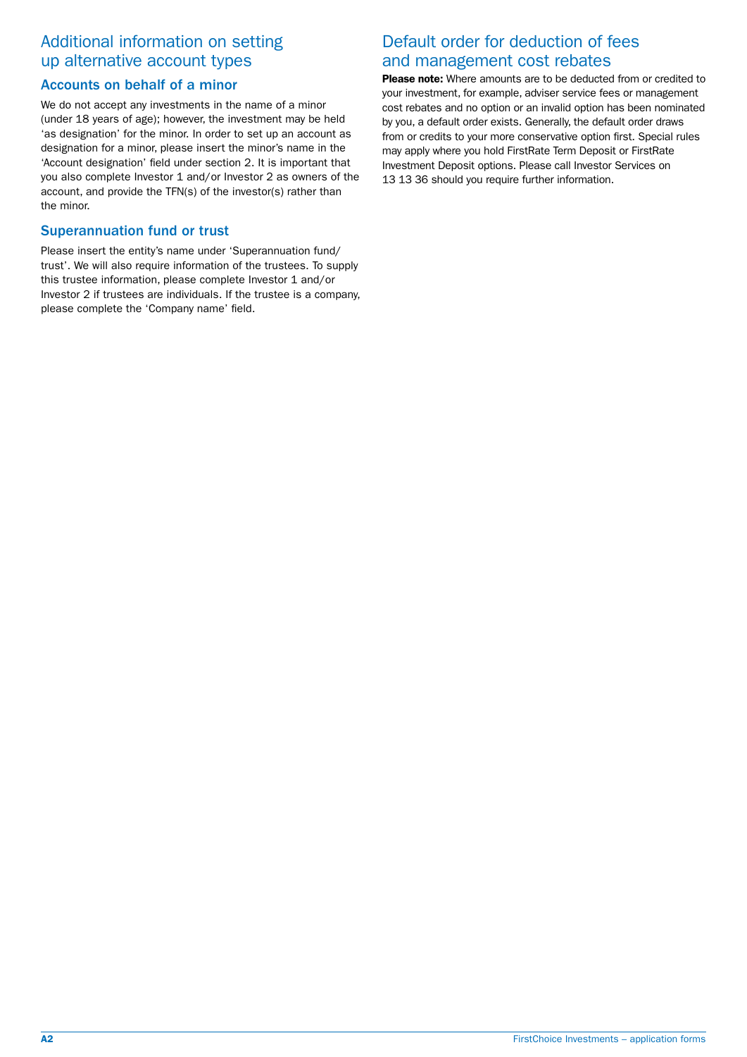## Additional information on setting up alternative account types

### Accounts on behalf of a minor

We do not accept any investments in the name of a minor (under 18 years of age); however, the investment may be held 'as designation' for the minor. In order to set up an account as designation for a minor, please insert the minor's name in the 'Account designation' field under section 2. It is important that you also complete Investor 1 and/or Investor 2 as owners of the account, and provide the TFN(s) of the investor(s) rather than the minor.

### Superannuation fund or trust

Please insert the entity's name under 'Superannuation fund/trust'. We will also require information of the trustees. To supply this trustee information, please complete Investor 1 and/or Investor 2 if trustees are individuals. If the trustee is a company, please complete the 'Company name' field.

## Default order for deduction of fees and management cost rebates

**Please note:** Where amounts are to be deducted from or credited to your investment, for example, adviser service fees or management cost rebates and no option or an invalid option has been nominated by you, a default order exists. Generally, the default order draws from or credits to your more conservative option first. Special rules may apply where you hold FirstRate Term Deposit or FirstRate Investment Deposit options. Please call Investor Services on 13 13 36 should you require further information.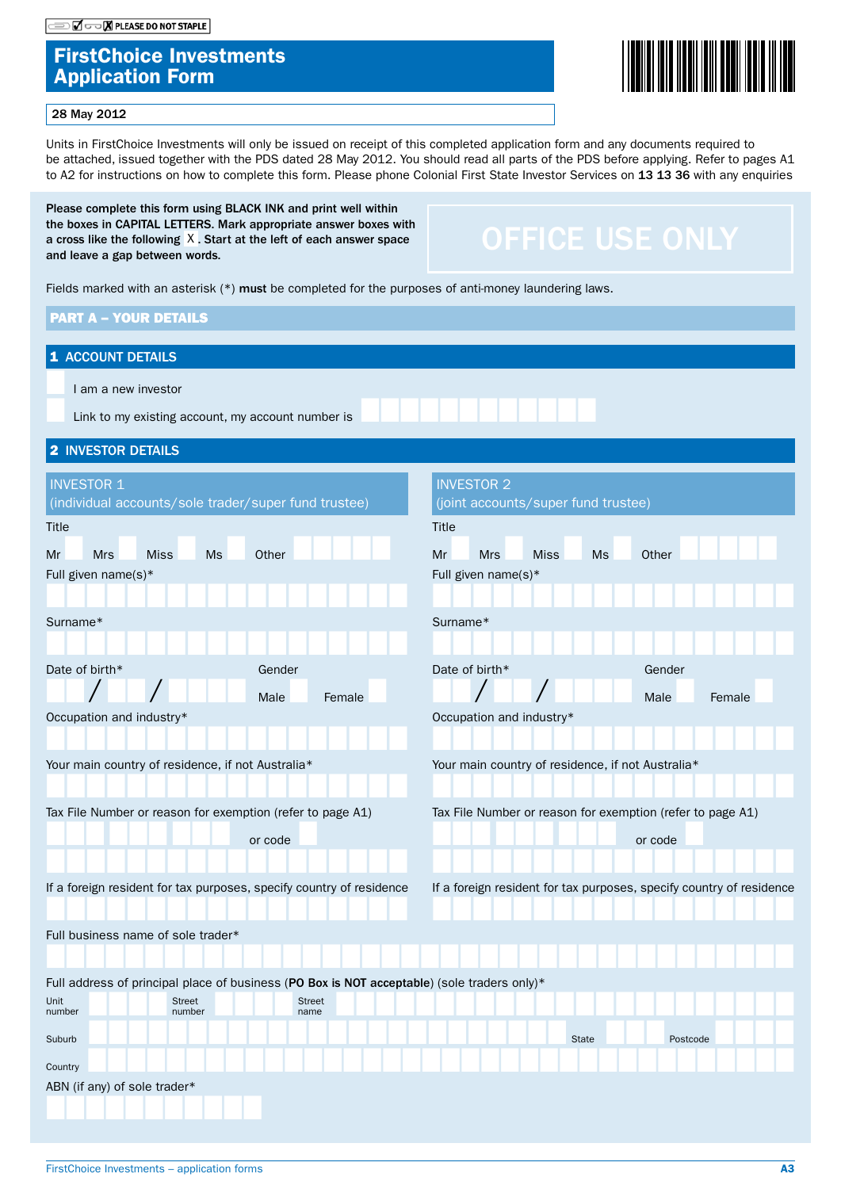PLEASE DO NOT STAPLE

# FirstChoice Investments Application Form

28 May 2012

Units in FirstChoice Investments will only be issued on receipt of this completed application form and any documents required to be attached, issued together with the PDS dated 28 May 2012. You should read all parts of the PDS before applying. Refer to pages A1 to A2 for instructions on how to complete this form. Please phone Colonial First State Investor Services on **13 13 36** with any enquiries

**Please complete this form using BLACK INK and print well within the boxes in CAPITAL LETTERS. Mark appropriate answer boxes with a cross like the following X. Start at the left of each answer space and leave a gap between words.**

OFFICE USE ONLY

Fields marked with an asterisk (*) **must** be completed for the purposes of anti-money laundering laws.

## PART A – YOUR DETAILS

### 1 ACCOUNT DETAILS

☐ I am a new investor

☐ Link to my existing account, my account number is

### 2 INVESTOR DETAILS

| INVESTOR 1 (individual accounts/sole trader/super fund trustee) | INVESTOR 2 (joint accounts/super fund trustee) |
|---|---|
| Title: Mr ☐ Mrs ☐ Miss ☐ Ms ☐ Other | Title: Mr ☐ Mrs ☐ Miss ☐ Ms ☐ Other |
| Full given name(s)* | Full given name(s)* |
| Surname* | Surname* |
| Date of birth* / / Gender: Male ☐ Female ☐ | Date of birth* / / Gender: Male ☐ Female ☐ |
| Occupation and industry* | Occupation and industry* |
| Your main country of residence, if not Australia* | Your main country of residence, if not Australia* |
| Tax File Number or reason for exemption (refer to page A1) or code | Tax File Number or reason for exemption (refer to page A1) or code |
| If a foreign resident for tax purposes, specify country of residence | If a foreign resident for tax purposes, specify country of residence |

Full business name of sole trader*

Full address of principal place of business (**PO Box is NOT acceptable**) (sole traders only)*

Unit number | Street number | Street name

Suburb | State | Postcode

Country

ABN (if any) of sole trader*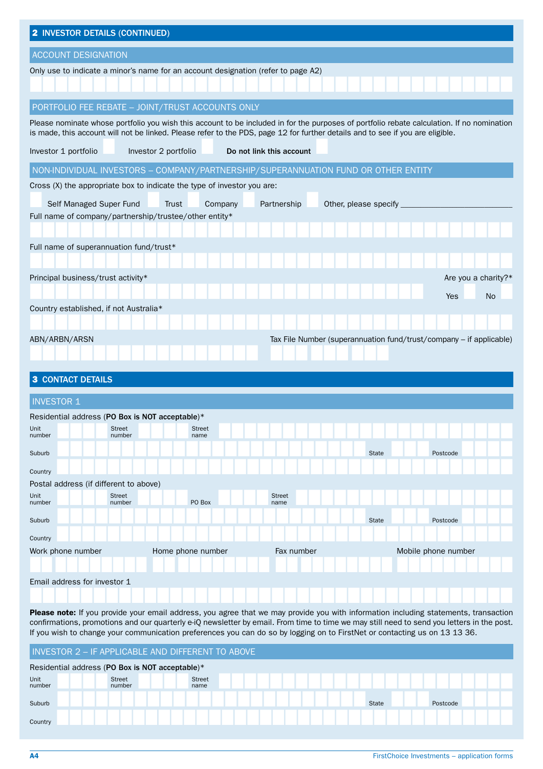## 2 INVESTOR DETAILS (CONTINUED)

### ACCOUNT DESIGNATION

Only use to indicate a minor's name for an account designation (refer to page A2)

### PORTFOLIO FEE REBATE – JOINT/TRUST ACCOUNTS ONLY

Please nominate whose portfolio you wish this account to be included in for the purposes of portfolio rebate calculation. If no nomination is made, this account will not be linked. Please refer to the PDS, page 12 for further details and to see if you are eligible.

Investor 1 portfolio ☐ Investor 2 portfolio ☐ **Do not link this account** ☐

### NON-INDIVIDUAL INVESTORS – COMPANY/PARTNERSHIP/SUPERANNUATION FUND OR OTHER ENTITY

Cross (X) the appropriate box to indicate the type of investor you are:

☐ Self Managed Super Fund ☐ Trust ☐ Company ☐ Partnership ☐ Other, please specify ___________________________

Full name of company/partnership/trustee/other entity*

Full name of superannuation fund/trust*

Principal business/trust activity*

Are you a charity?* Yes ☐ No ☐

Country established, if not Australia*

ABN/ARBN/ARSN

Tax File Number (superannuation fund/trust/company – if applicable)

## 3 CONTACT DETAILS

### INVESTOR 1

Residential address (**PO Box is NOT acceptable**)*

Unit number | Street number | Street name

Suburb | State | Postcode

Country

Postal address (if different to above)

Unit number | Street number | PO Box | Street name

Suburb | State | Postcode

Country

Work phone number | Home phone number | Fax number | Mobile phone number

Email address for investor 1

**Please note:** If you provide your email address, you agree that we may provide you with information including statements, transaction confirmations, promotions and our quarterly e-iQ newsletter by email. From time to time we may still need to send you letters in the post. If you wish to change your communication preferences you can do so by logging on to FirstNet or contacting us on 13 13 36.

### INVESTOR 2 – IF APPLICABLE AND DIFFERENT TO ABOVE

Residential address (**PO Box is NOT acceptable**)*

Unit number | Street number | Street name

Suburb | State | Postcode

Country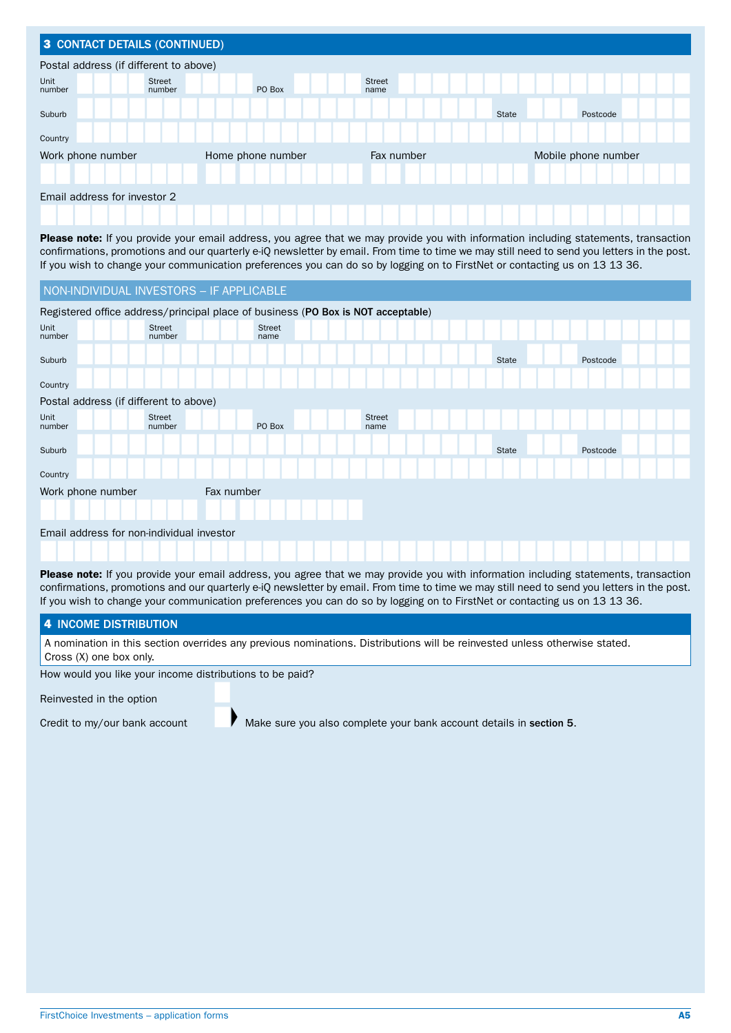## 3 CONTACT DETAILS (CONTINUED)

Postal address (if different to above)

Unit number | Street number | PO Box | Street name

Suburb | State | Postcode

Country

Work phone number | Home phone number | Fax number | Mobile phone number

Email address for investor 2

**Please note:** If you provide your email address, you agree that we may provide you with information including statements, transaction confirmations, promotions and our quarterly e-iQ newsletter by email. From time to time we may still need to send you letters in the post. If you wish to change your communication preferences you can do so by logging on to FirstNet or contacting us on 13 13 36.

### NON-INDIVIDUAL INVESTORS – IF APPLICABLE

Registered office address/principal place of business (**PO Box is NOT acceptable**)

Unit number | Street number | Street name

Suburb | State | Postcode

Country

Postal address (if different to above)

Unit number | Street number | PO Box | Street name

Suburb | State | Postcode

Country

Work phone number | Fax number

Email address for non-individual investor

**Please note:** If you provide your email address, you agree that we may provide you with information including statements, transaction confirmations, promotions and our quarterly e-iQ newsletter by email. From time to time we may still need to send you letters in the post. If you wish to change your communication preferences you can do so by logging on to FirstNet or contacting us on 13 13 36.

## 4 INCOME DISTRIBUTION

A nomination in this section overrides any previous nominations. Distributions will be reinvested unless otherwise stated. Cross (X) one box only.

How would you like your income distributions to be paid?

Reinvested in the option ☐

Credit to my/our bank account ☐ Make sure you also complete your bank account details in **section 5**.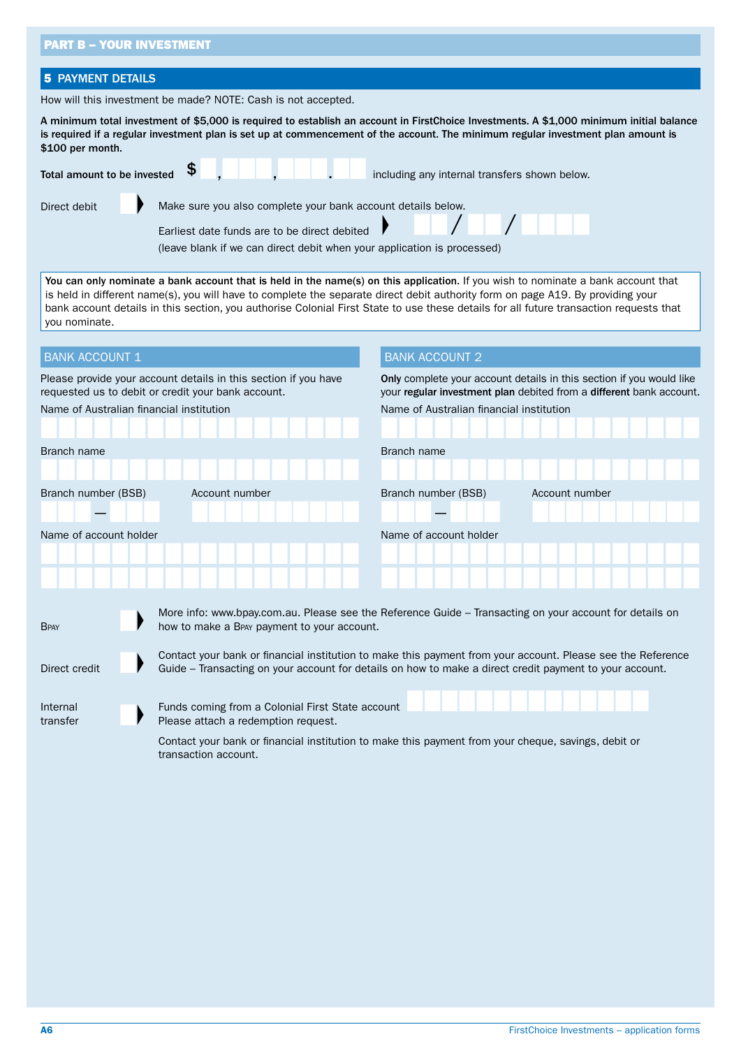## PART B – YOUR INVESTMENT

### 5 PAYMENT DETAILS

How will this investment be made? NOTE: Cash is not accepted.

**A minimum total investment of $5,000 is required to establish an account in FirstChoice Investments. A $1,000 minimum initial balance is required if a regular investment plan is set up at commencement of the account. The minimum regular investment plan amount is $100 per month.**

**Total amount to be invested** $ ___ , ___ , ___ . ___ including any internal transfers shown below.

Direct debit ☐ Make sure you also complete your bank account details below.

Earliest date funds are to be direct debited ___ / ___ / ______

(leave blank if we can direct debit when your application is processed)

**You can only nominate a bank account that is held in the name(s) on this application.** If you wish to nominate a bank account that is held in different name(s), you will have to complete the separate direct debit authority form on page A19. By providing your bank account details in this section, you authorise Colonial First State to use these details for all future transaction requests that you nominate.

#### BANK ACCOUNT 1

Please provide your account details in this section if you have requested us to debit or credit your bank account.

Name of Australian financial institution

Branch name

Branch number (BSB) ___ – ___ Account number

Name of account holder

#### BANK ACCOUNT 2

**Only** complete your account details in this section if you would like your **regular investment plan** debited from a **different** bank account.

Name of Australian financial institution

Branch name

Branch number (BSB) ___ – ___ Account number

Name of account holder

BPAY ☐ More info: www.bpay.com.au. Please see the Reference Guide – Transacting on your account for details on how to make a BPAY payment to your account.

Direct credit ☐ Contact your bank or financial institution to make this payment from your account. Please see the Reference Guide – Transacting on your account for details on how to make a direct credit payment to your account.

Internal transfer ☐ Funds coming from a Colonial First State account ______
Please attach a redemption request.

Contact your bank or financial institution to make this payment from your cheque, savings, debit or transaction account.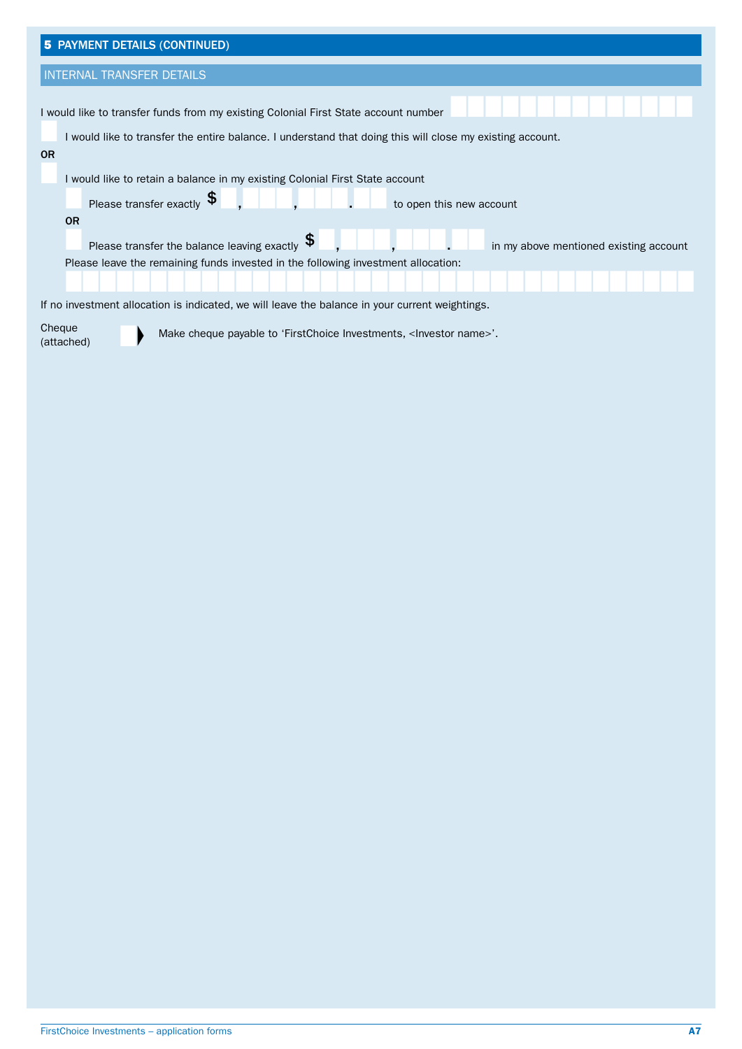## 5 PAYMENT DETAILS (CONTINUED)

### INTERNAL TRANSFER DETAILS

I would like to transfer funds from my existing Colonial First State account number

☐ I would like to transfer the entire balance. I understand that doing this will close my existing account.

**OR**

☐ I would like to retain a balance in my existing Colonial First State account

☐ Please transfer exactly $ ___,___,___.__ to open this new account

**OR**

☐ Please transfer the balance leaving exactly $ ___,___,___.__ in my above mentioned existing account

Please leave the remaining funds invested in the following investment allocation:

If no investment allocation is indicated, we will leave the balance in your current weightings.

Cheque (attached) ☐ Make cheque payable to 'FirstChoice Investments, <Investor name>'.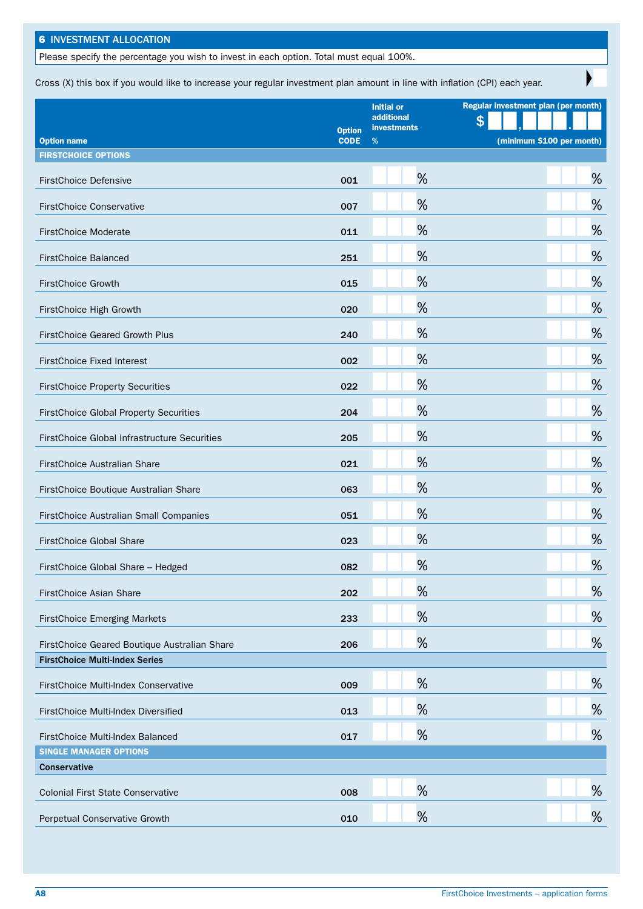## 6 INVESTMENT ALLOCATION

Please specify the percentage you wish to invest in each option. Total must equal 100%.

Cross (X) this box if you would like to increase your regular investment plan amount in line with inflation (CPI) each year. ☐

| Option name | Option CODE | Initial or additional investments % | Regular investment plan (per month) $ ___,___.__ (minimum $100 per month) |
|---|---|---|---|
| **FIRSTCHOICE OPTIONS** | | | |
| FirstChoice Defensive | 001 | % | % |
| FirstChoice Conservative | 007 | % | % |
| FirstChoice Moderate | 011 | % | % |
| FirstChoice Balanced | 251 | % | % |
| FirstChoice Growth | 015 | % | % |
| FirstChoice High Growth | 020 | % | % |
| FirstChoice Geared Growth Plus | 240 | % | % |
| FirstChoice Fixed Interest | 002 | % | % |
| FirstChoice Property Securities | 022 | % | % |
| FirstChoice Global Property Securities | 204 | % | % |
| FirstChoice Global Infrastructure Securities | 205 | % | % |
| FirstChoice Australian Share | 021 | % | % |
| FirstChoice Boutique Australian Share | 063 | % | % |
| FirstChoice Australian Small Companies | 051 | % | % |
| FirstChoice Global Share | 023 | % | % |
| FirstChoice Global Share – Hedged | 082 | % | % |
| FirstChoice Asian Share | 202 | % | % |
| FirstChoice Emerging Markets | 233 | % | % |
| FirstChoice Geared Boutique Australian Share | 206 | % | % |
| **FirstChoice Multi-Index Series** | | | |
| FirstChoice Multi-Index Conservative | 009 | % | % |
| FirstChoice Multi-Index Diversified | 013 | % | % |
| FirstChoice Multi-Index Balanced | 017 | % | % |
| **SINGLE MANAGER OPTIONS** | | | |
| **Conservative** | | | |
| Colonial First State Conservative | 008 | % | % |
| Perpetual Conservative Growth | 010 | % | % |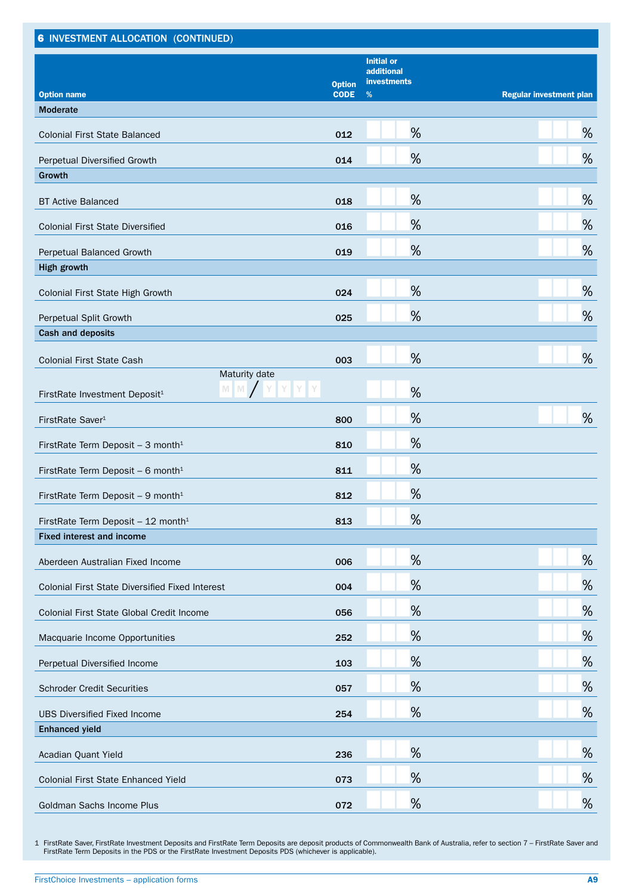## 6 INVESTMENT ALLOCATION (CONTINUED)

| Option name | Option CODE | Initial or additional investments % | Regular investment plan |
|---|---|---|---|
| **Moderate** | | | |
| Colonial First State Balanced | 012 | % | % |
| Perpetual Diversified Growth | 014 | % | % |
| **Growth** | | | |
| BT Active Balanced | 018 | % | % |
| Colonial First State Diversified | 016 | % | % |
| Perpetual Balanced Growth | 019 | % | % |
| **High growth** | | | |
| Colonial First State High Growth | 024 | % | % |
| Perpetual Split Growth | 025 | % | % |
| **Cash and deposits** | | | |
| Colonial First State Cash | 003 | % | % |
| FirstRate Investment Deposit[1] Maturity date M M / Y Y Y Y | | % | |
| FirstRate Saver[1] | 800 | % | % |
| FirstRate Term Deposit – 3 month[1] | 810 | % | |
| FirstRate Term Deposit – 6 month[1] | 811 | % | |
| FirstRate Term Deposit – 9 month[1] | 812 | % | |
| FirstRate Term Deposit – 12 month[1] | 813 | % | |
| **Fixed interest and income** | | | |
| Aberdeen Australian Fixed Income | 006 | % | % |
| Colonial First State Diversified Fixed Interest | 004 | % | % |
| Colonial First State Global Credit Income | 056 | % | % |
| Macquarie Income Opportunities | 252 | % | % |
| Perpetual Diversified Income | 103 | % | % |
| Schroder Credit Securities | 057 | % | % |
| UBS Diversified Fixed Income | 254 | % | % |
| **Enhanced yield** | | | |
| Acadian Quant Yield | 236 | % | % |
| Colonial First State Enhanced Yield | 073 | % | % |
| Goldman Sachs Income Plus | 072 | % | % |

1 FirstRate Saver, FirstRate Investment Deposits and FirstRate Term Deposits are deposit products of Commonwealth Bank of Australia, refer to section 7 – FirstRate Saver and FirstRate Term Deposits in the PDS or the FirstRate Investment Deposits PDS (whichever is applicable).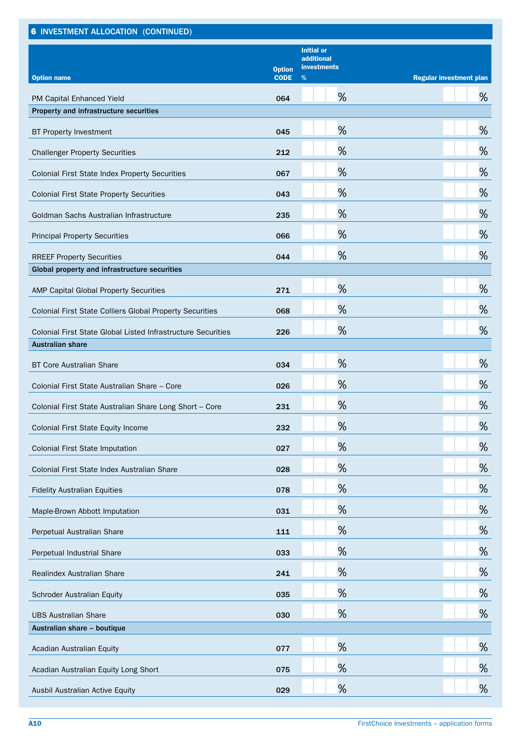## 6 INVESTMENT ALLOCATION (CONTINUED)

| Option name | Option CODE | Initial or additional investments % | Regular investment plan |
|---|---|---|---|
| PM Capital Enhanced Yield | 064 | % | % |
| **Property and infrastructure securities** | | | |
| BT Property Investment | 045 | % | % |
| Challenger Property Securities | 212 | % | % |
| Colonial First State Index Property Securities | 067 | % | % |
| Colonial First State Property Securities | 043 | % | % |
| Goldman Sachs Australian Infrastructure | 235 | % | % |
| Principal Property Securities | 066 | % | % |
| RREEF Property Securities | 044 | % | % |
| **Global property and infrastructure securities** | | | |
| AMP Capital Global Property Securities | 271 | % | % |
| Colonial First State Colliers Global Property Securities | 068 | % | % |
| Colonial First State Global Listed Infrastructure Securities | 226 | % | % |
| **Australian share** | | | |
| BT Core Australian Share | 034 | % | % |
| Colonial First State Australian Share – Core | 026 | % | % |
| Colonial First State Australian Share Long Short – Core | 231 | % | % |
| Colonial First State Equity Income | 232 | % | % |
| Colonial First State Imputation | 027 | % | % |
| Colonial First State Index Australian Share | 028 | % | % |
| Fidelity Australian Equities | 078 | % | % |
| Maple-Brown Abbott Imputation | 031 | % | % |
| Perpetual Australian Share | 111 | % | % |
| Perpetual Industrial Share | 033 | % | % |
| Realindex Australian Share | 241 | % | % |
| Schroder Australian Equity | 035 | % | % |
| UBS Australian Share | 030 | % | % |
| **Australian share – boutique** | | | |
| Acadian Australian Equity | 077 | % | % |
| Acadian Australian Equity Long Short | 075 | % | % |
| Ausbil Australian Active Equity | 029 | % | % |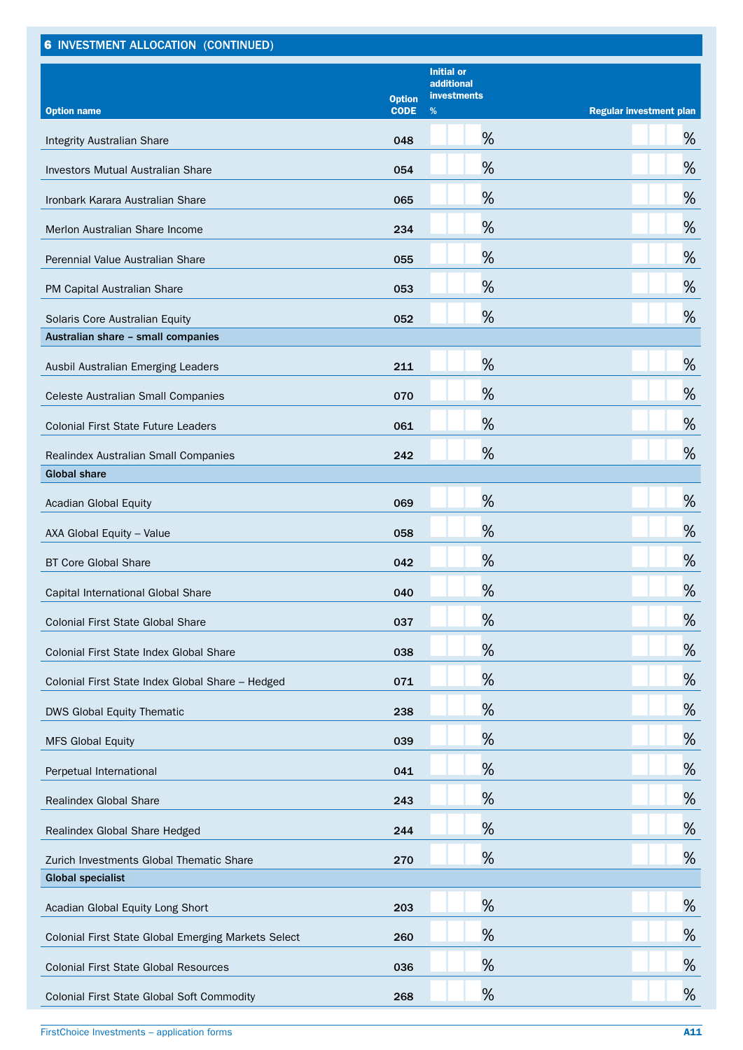## 6 INVESTMENT ALLOCATION (CONTINUED)

| Option name | Option CODE | Initial or additional investments % | Regular investment plan |
|---|---|---|---|
| Integrity Australian Share | 048 | % | % |
| Investors Mutual Australian Share | 054 | % | % |
| Ironbark Karara Australian Share | 065 | % | % |
| Merlon Australian Share Income | 234 | % | % |
| Perennial Value Australian Share | 055 | % | % |
| PM Capital Australian Share | 053 | % | % |
| Solaris Core Australian Equity | 052 | % | % |
| **Australian share – small companies** | | | |
| Ausbil Australian Emerging Leaders | 211 | % | % |
| Celeste Australian Small Companies | 070 | % | % |
| Colonial First State Future Leaders | 061 | % | % |
| Realindex Australian Small Companies | 242 | % | % |
| **Global share** | | | |
| Acadian Global Equity | 069 | % | % |
| AXA Global Equity – Value | 058 | % | % |
| BT Core Global Share | 042 | % | % |
| Capital International Global Share | 040 | % | % |
| Colonial First State Global Share | 037 | % | % |
| Colonial First State Index Global Share | 038 | % | % |
| Colonial First State Index Global Share – Hedged | 071 | % | % |
| DWS Global Equity Thematic | 238 | % | % |
| MFS Global Equity | 039 | % | % |
| Perpetual International | 041 | % | % |
| Realindex Global Share | 243 | % | % |
| Realindex Global Share Hedged | 244 | % | % |
| Zurich Investments Global Thematic Share | 270 | % | % |
| **Global specialist** | | | |
| Acadian Global Equity Long Short | 203 | % | % |
| Colonial First State Global Emerging Markets Select | 260 | % | % |
| Colonial First State Global Resources | 036 | % | % |
| Colonial First State Global Soft Commodity | 268 | % | % |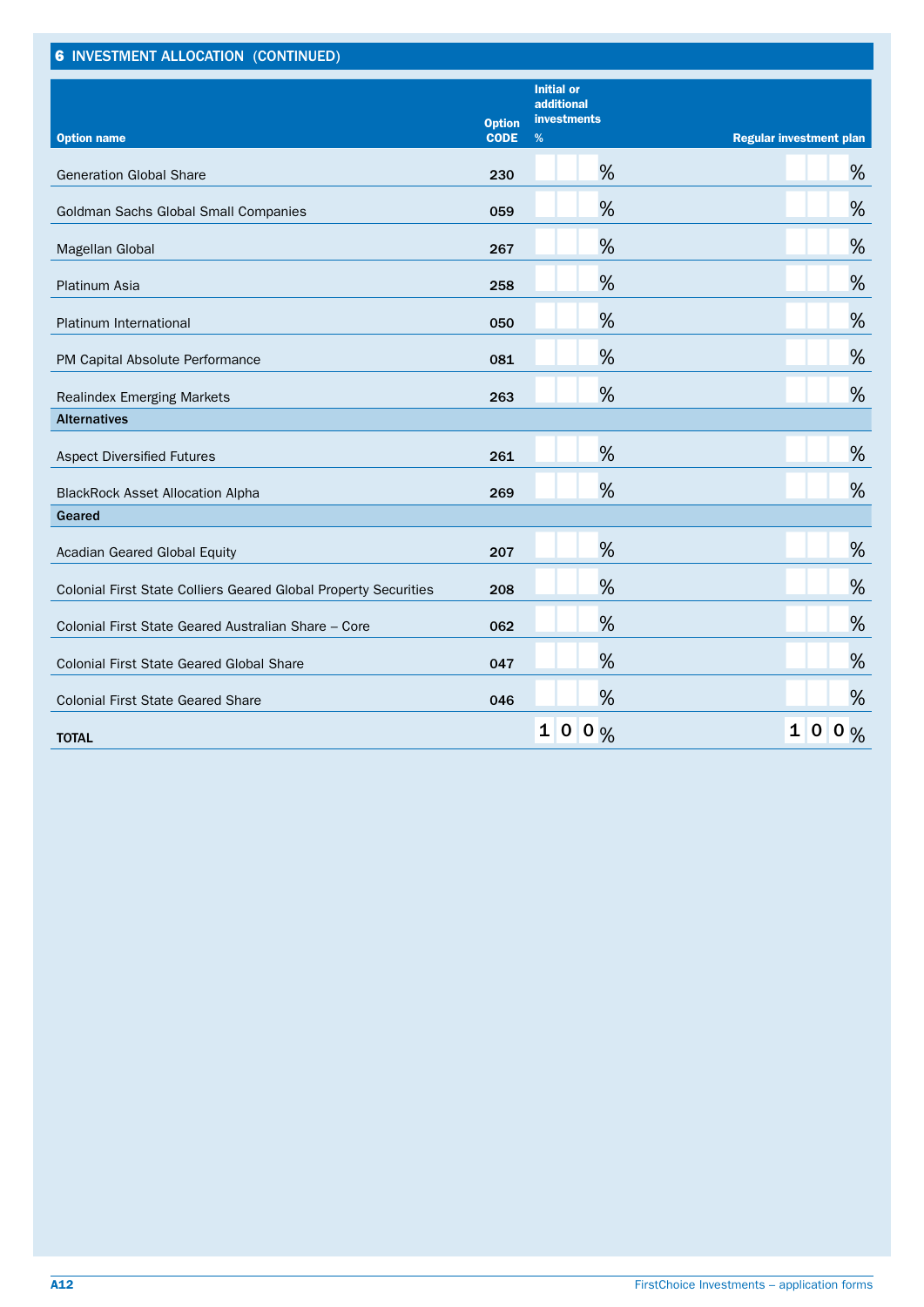## 6 INVESTMENT ALLOCATION (CONTINUED)

| Option name | Option CODE | Initial or additional investments % | Regular investment plan |
|---|---|---|---|
| Generation Global Share | 230 | % | % |
| Goldman Sachs Global Small Companies | 059 | % | % |
| Magellan Global | 267 | % | % |
| Platinum Asia | 258 | % | % |
| Platinum International | 050 | % | % |
| PM Capital Absolute Performance | 081 | % | % |
| Realindex Emerging Markets | 263 | % | % |
| **Alternatives** | | | |
| Aspect Diversified Futures | 261 | % | % |
| BlackRock Asset Allocation Alpha | 269 | % | % |
| **Geared** | | | |
| Acadian Geared Global Equity | 207 | % | % |
| Colonial First State Colliers Geared Global Property Securities | 208 | % | % |
| Colonial First State Geared Australian Share – Core | 062 | % | % |
| Colonial First State Geared Global Share | 047 | % | % |
| Colonial First State Geared Share | 046 | % | % |
| **TOTAL** | | 100 % | 100 % |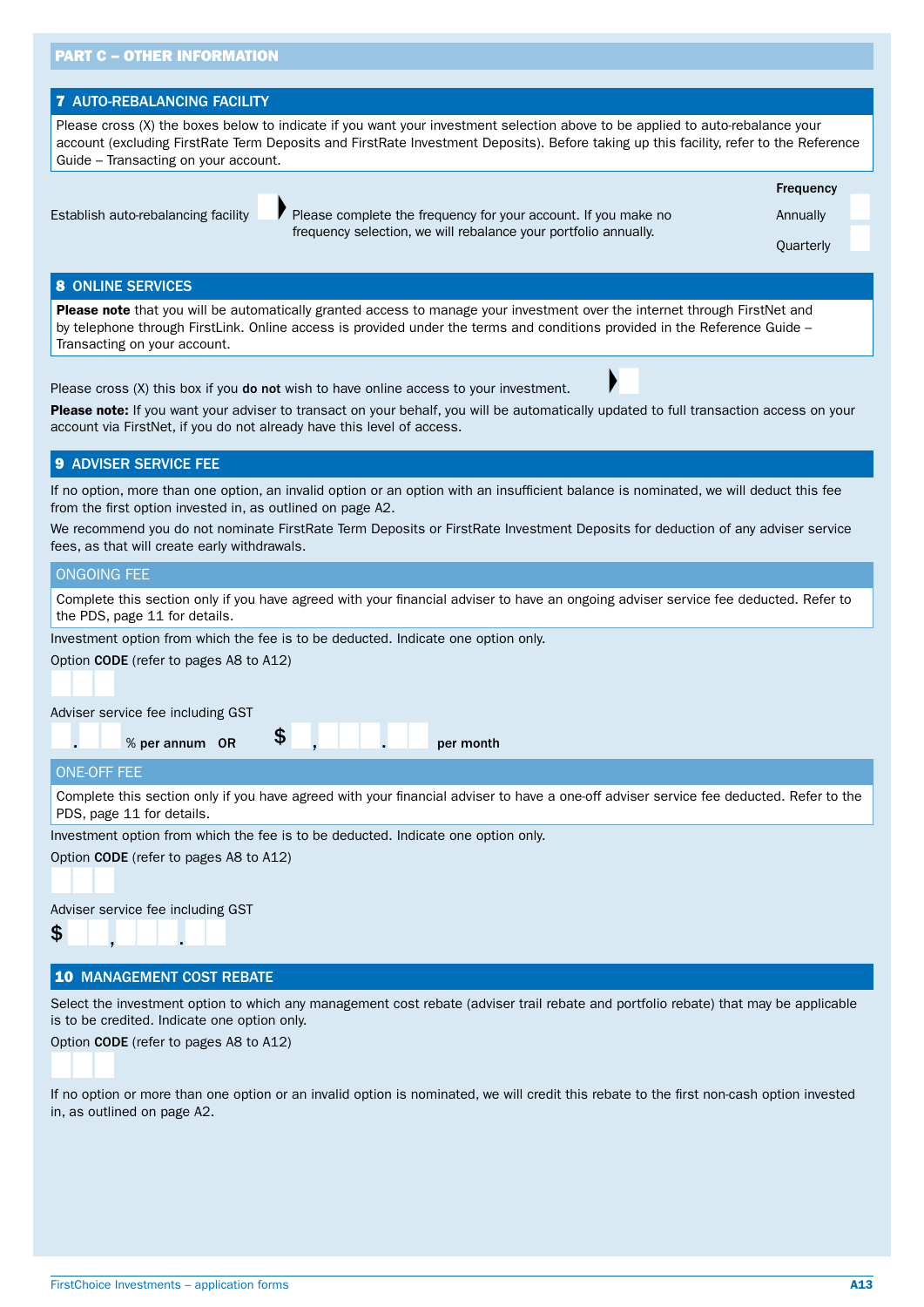## PART C – OTHER INFORMATION

### 7 AUTO-REBALANCING FACILITY

Please cross (X) the boxes below to indicate if you want your investment selection above to be applied to auto-rebalance your account (excluding FirstRate Term Deposits and FirstRate Investment Deposits). Before taking up this facility, refer to the Reference Guide – Transacting on your account.

Establish auto-rebalancing facility ☐ Please complete the frequency for your account. If you make no frequency selection, we will rebalance your portfolio annually.

**Frequency**

Annually ☐

Quarterly ☐

### 8 ONLINE SERVICES

**Please note** that you will be automatically granted access to manage your investment over the internet through FirstNet and by telephone through FirstLink. Online access is provided under the terms and conditions provided in the Reference Guide – Transacting on your account.

Please cross (X) this box if you **do not** wish to have online access to your investment. ☐

**Please note:** If you want your adviser to transact on your behalf, you will be automatically updated to full transaction access on your account via FirstNet, if you do not already have this level of access.

### 9 ADVISER SERVICE FEE

If no option, more than one option, an invalid option or an option with an insufficient balance is nominated, we will deduct this fee from the first option invested in, as outlined on page A2.

We recommend you do not nominate FirstRate Term Deposits or FirstRate Investment Deposits for deduction of any adviser service fees, as that will create early withdrawals.

#### ONGOING FEE

Complete this section only if you have agreed with your financial adviser to have an ongoing adviser service fee deducted. Refer to the PDS, page 11 for details.

Investment option from which the fee is to be deducted. Indicate one option only.

Option **CODE** (refer to pages A8 to A12)

☐☐☐

Adviser service fee including GST

☐.☐☐ % **per annum** **OR** $ ☐,☐☐☐.☐☐ **per month**

#### ONE-OFF FEE

Complete this section only if you have agreed with your financial adviser to have a one-off adviser service fee deducted. Refer to the PDS, page 11 for details.

Investment option from which the fee is to be deducted. Indicate one option only.

Option **CODE** (refer to pages A8 to A12)

☐☐☐

Adviser service fee including GST

$ ☐☐,☐☐☐.☐☐

### 10 MANAGEMENT COST REBATE

Select the investment option to which any management cost rebate (adviser trail rebate and portfolio rebate) that may be applicable is to be credited. Indicate one option only.

Option **CODE** (refer to pages A8 to A12)

☐☐☐

If no option or more than one option or an invalid option is nominated, we will credit this rebate to the first non-cash option invested in, as outlined on page A2.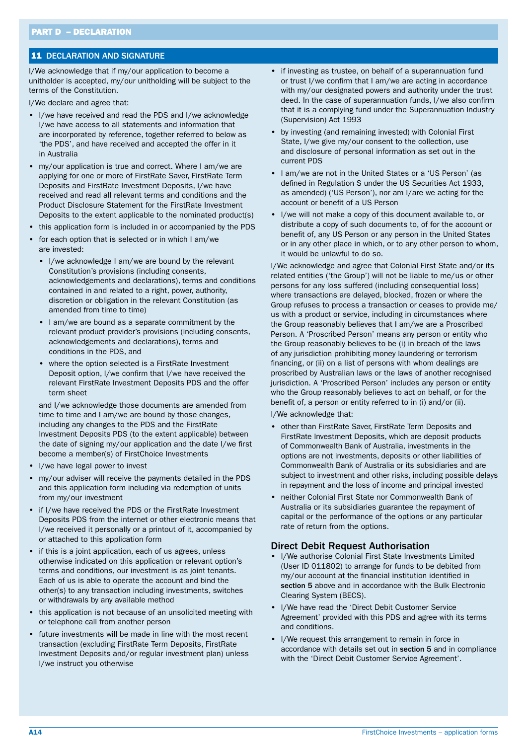## PART D – DECLARATION

### 11 DECLARATION AND SIGNATURE

I/We acknowledge that if my/our application to become a unitholder is accepted, my/our unitholding will be subject to the terms of the Constitution.

I/We declare and agree that:

- I/we have received and read the PDS and I/we acknowledge I/we have access to all statements and information that are incorporated by reference, together referred to below as 'the PDS', and have received and accepted the offer in it in Australia
- my/our application is true and correct. Where I am/we are applying for one or more of FirstRate Saver, FirstRate Term Deposits and FirstRate Investment Deposits, I/we have received and read all relevant terms and conditions and the Product Disclosure Statement for the FirstRate Investment Deposits to the extent applicable to the nominated product(s)
- this application form is included in or accompanied by the PDS
- for each option that is selected or in which I am/we are invested:
  - I/we acknowledge I am/we are bound by the relevant Constitution's provisions (including consents, acknowledgements and declarations), terms and conditions contained in and related to a right, power, authority, discretion or obligation in the relevant Constitution (as amended from time to time)
  - I am/we are bound as a separate commitment by the relevant product provider's provisions (including consents, acknowledgements and declarations), terms and conditions in the PDS, and
  - where the option selected is a FirstRate Investment Deposit option, I/we confirm that I/we have received the relevant FirstRate Investment Deposits PDS and the offer term sheet

  and I/we acknowledge those documents are amended from time to time and I am/we are bound by those changes, including any changes to the PDS and the FirstRate Investment Deposits PDS (to the extent applicable) between the date of signing my/our application and the date I/we first become a member(s) of FirstChoice Investments
- I/we have legal power to invest
- my/our adviser will receive the payments detailed in the PDS and this application form including via redemption of units from my/our investment
- if I/we have received the PDS or the FirstRate Investment Deposits PDS from the internet or other electronic means that I/we received it personally or a printout of it, accompanied by or attached to this application form
- if this is a joint application, each of us agrees, unless otherwise indicated on this application or relevant option's terms and conditions, our investment is as joint tenants. Each of us is able to operate the account and bind the other(s) to any transaction including investments, switches or withdrawals by any available method
- this application is not because of an unsolicited meeting with or telephone call from another person
- future investments will be made in line with the most recent transaction (excluding FirstRate Term Deposits, FirstRate Investment Deposits and/or regular investment plan) unless I/we instruct you otherwise
- if investing as trustee, on behalf of a superannuation fund or trust I/we confirm that I am/we are acting in accordance with my/our designated powers and authority under the trust deed. In the case of superannuation funds, I/we also confirm that it is a complying fund under the Superannuation Industry (Supervision) Act 1993
- by investing (and remaining invested) with Colonial First State, I/we give my/our consent to the collection, use and disclosure of personal information as set out in the current PDS
- I am/we are not in the United States or a 'US Person' (as defined in Regulation S under the US Securities Act 1933, as amended) ('US Person'), nor am I/are we acting for the account or benefit of a US Person
- I/we will not make a copy of this document available to, or distribute a copy of such documents to, of for the account or benefit of, any US Person or any person in the United States or in any other place in which, or to any other person to whom, it would be unlawful to do so.

I/We acknowledge and agree that Colonial First State and/or its related entities ('the Group') will not be liable to me/us or other persons for any loss suffered (including consequential loss) where transactions are delayed, blocked, frozen or where the Group refuses to process a transaction or ceases to provide me/us with a product or service, including in circumstances where the Group reasonably believes that I am/we are a Proscribed Person. A 'Proscribed Person' means any person or entity who the Group reasonably believes to be (i) in breach of the laws of any jurisdiction prohibiting money laundering or terrorism financing, or (ii) on a list of persons with whom dealings are proscribed by Australian laws or the laws of another recognised jurisdiction. A 'Proscribed Person' includes any person or entity who the Group reasonably believes to act on behalf, or for the benefit of, a person or entity referred to in (i) and/or (ii).

I/We acknowledge that:

- other than FirstRate Saver, FirstRate Term Deposits and FirstRate Investment Deposits, which are deposit products of Commonwealth Bank of Australia, investments in the options are not investments, deposits or other liabilities of Commonwealth Bank of Australia or its subsidiaries and are subject to investment and other risks, including possible delays in repayment and the loss of income and principal invested
- neither Colonial First State nor Commonwealth Bank of Australia or its subsidiaries guarantee the repayment of capital or the performance of the options or any particular rate of return from the options.

### Direct Debit Request Authorisation

- I/We authorise Colonial First State Investments Limited (User ID 011802) to arrange for funds to be debited from my/our account at the financial institution identified in **section 5** above and in accordance with the Bulk Electronic Clearing System (BECS).
- I/We have read the 'Direct Debit Customer Service Agreement' provided with this PDS and agree with its terms and conditions.
- I/We request this arrangement to remain in force in accordance with details set out in **section 5** and in compliance with the 'Direct Debit Customer Service Agreement'.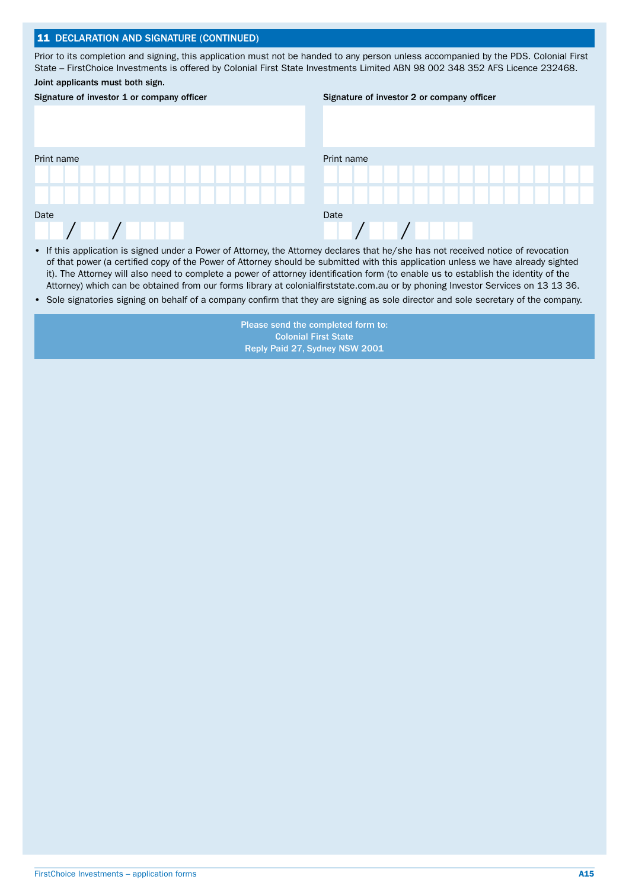## 11 DECLARATION AND SIGNATURE (CONTINUED)

Prior to its completion and signing, this application must not be handed to any person unless accompanied by the PDS. Colonial First State – FirstChoice Investments is offered by Colonial First State Investments Limited ABN 98 002 348 352 AFS Licence 232468.

**Joint applicants must both sign.**

**Signature of investor 1 or company officer**

Print name

Date
__ __ / __ __ / __ __ __ __

**Signature of investor 2 or company officer**

Print name

Date
__ __ / __ __ / __ __ __ __

- If this application is signed under a Power of Attorney, the Attorney declares that he/she has not received notice of revocation of that power (a certified copy of the Power of Attorney should be submitted with this application unless we have already sighted it). The Attorney will also need to complete a power of attorney identification form (to enable us to establish the identity of the Attorney) which can be obtained from our forms library at colonialfirststate.com.au or by phoning Investor Services on 13 13 36.
- Sole signatories signing on behalf of a company confirm that they are signing as sole director and sole secretary of the company.

**Please send the completed form to:**
**Colonial First State**
**Reply Paid 27, Sydney NSW 2001**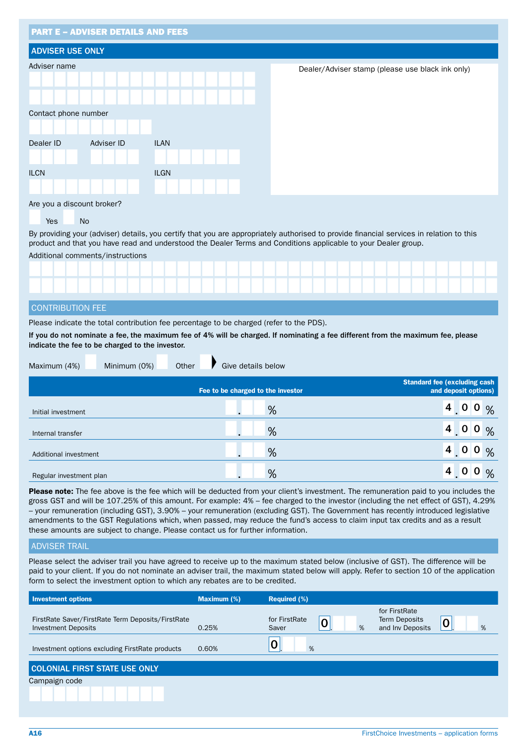## PART E – ADVISER DETAILS AND FEES

### ADVISER USE ONLY

Adviser name

Contact phone number

Dealer ID

Adviser ID

ILAN

ILCN

ILGN

Dealer/Adviser stamp (please use black ink only)

Are you a discount broker?

Yes  No

By providing your (adviser) details, you certify that you are appropriately authorised to provide financial services in relation to this product and that you have read and understood the Dealer Terms and Conditions applicable to your Dealer group.

Additional comments/instructions

### CONTRIBUTION FEE

Please indicate the total contribution fee percentage to be charged (refer to the PDS).

**If you do not nominate a fee, the maximum fee of 4% will be charged. If nominating a fee different from the maximum fee, please indicate the fee to be charged to the investor.**

Maximum (4%)  Minimum (0%)  Other  Give details below

| | Fee to be charged to the investor | Standard fee (excluding cash and deposit options) |
|---|---|---|
| Initial investment | . % | 4.00 % |
| Internal transfer | . % | 4.00 % |
| Additional investment | . % | 4.00 % |
| Regular investment plan | . % | 4.00 % |

**Please note:** The fee above is the fee which will be deducted from your client's investment. The remuneration paid to you includes the gross GST and will be 107.25% of this amount. For example: 4% – fee charged to the investor (including the net effect of GST), 4.29% – your remuneration (including GST), 3.90% – your remuneration (excluding GST). The Government has recently introduced legislative amendments to the GST Regulations which, when passed, may reduce the fund's access to claim input tax credits and as a result these amounts are subject to change. Please contact us for further information.

### ADVISER TRAIL

Please select the adviser trail you have agreed to receive up to the maximum stated below (inclusive of GST). The difference will be paid to your client. If you do not nominate an adviser trail, the maximum stated below will apply. Refer to section 10 of the application form to select the investment option to which any rebates are to be credited.

| Investment options | Maximum (%) | Required (%) | |
|---|---|---|---|
| FirstRate Saver/FirstRate Term Deposits/FirstRate Investment Deposits | 0.25% | for FirstRate Saver 0. % | for FirstRate Term Deposits and Inv Deposits 0. % |
| Investment options excluding FirstRate products | 0.60% | 0. % | |

### COLONIAL FIRST STATE USE ONLY

Campaign code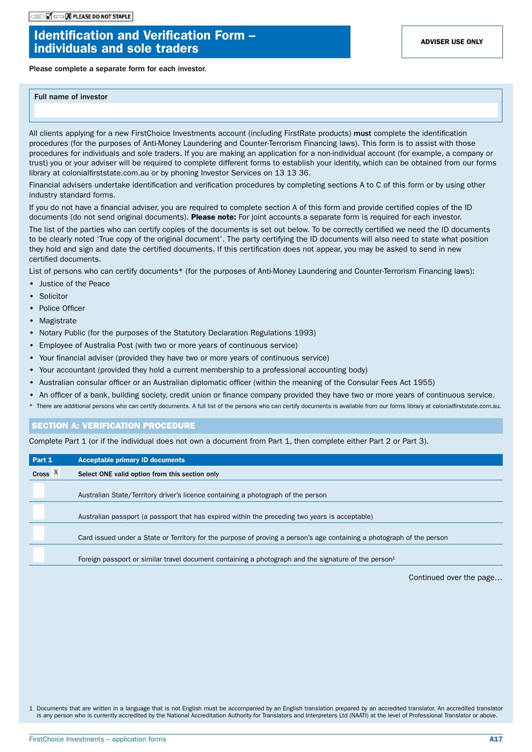PLEASE DO NOT STAPLE

# Identification and Verification Form – individuals and sole traders

**ADVISER USE ONLY**

**Please complete a separate form for each investor.**

**Full name of investor**

All clients applying for a new FirstChoice Investments account (including FirstRate products) **must** complete the identification procedures (for the purposes of Anti-Money Laundering and Counter-Terrorism Financing laws). This form is to assist with those procedures for individuals and sole traders. If you are making an application for a non-individual account (for example, a company or trust) you or your adviser will be required to complete different forms to establish your identity, which can be obtained from our forms library at colonialfirststate.com.au or by phoning Investor Services on 13 13 36.

Financial advisers undertake identification and verification procedures by completing sections A to C of this form or by using other industry standard forms.

If you do not have a financial adviser, you are required to complete section A of this form and provide certified copies of the ID documents (do not send original documents). **Please note:** For joint accounts a separate form is required for each investor.

The list of the parties who can certify copies of the documents is set out below. To be correctly certified we need the ID documents to be clearly noted 'True copy of the original document'. The party certifying the ID documents will also need to state what position they hold and sign and date the certified documents. If this certification does not appear, you may be asked to send in new certified documents.

List of persons who can certify documents* (for the purposes of Anti-Money Laundering and Counter-Terrorism Financing laws):

- Justice of the Peace
- Solicitor
- Police Officer
- Magistrate
- Notary Public (for the purposes of the Statutory Declaration Regulations 1993)
- Employee of Australia Post (with two or more years of continuous service)
- Your financial adviser (provided they have two or more years of continuous service)
- Your accountant (provided they hold a current membership to a professional accounting body)
- Australian consular officer or an Australian diplomatic officer (within the meaning of the Consular Fees Act 1955)
- An officer of a bank, building society, credit union or finance company provided they have two or more years of continuous service.

\* There are additional persons who can certify documents. A full list of the persons who can certify documents is available from our forms library at colonialfirststate.com.au.

## SECTION A: VERIFICATION PROCEDURE

Complete Part 1 (or if the individual does not own a document from Part 1, then complete either Part 2 or Part 3).

| Part 1 | Acceptable primary ID documents |
|---|---|
| Cross X | **Select ONE valid option from this section only** |
| ☐ | Australian State/Territory driver's licence containing a photograph of the person |
| ☐ | Australian passport (a passport that has expired within the preceding two years is acceptable) |
| ☐ | Card issued under a State or Territory for the purpose of proving a person's age containing a photograph of the person |
| ☐ | Foreign passport or similar travel document containing a photograph and the signature of the person[1] |

Continued over the page…

1 Documents that are written in a language that is not English must be accompanied by an English translation prepared by an accredited translator. An accredited translator is any person who is currently accredited by the National Accreditation Authority for Translators and Interpreters Ltd (NAATI) at the level of Professional Translator or above.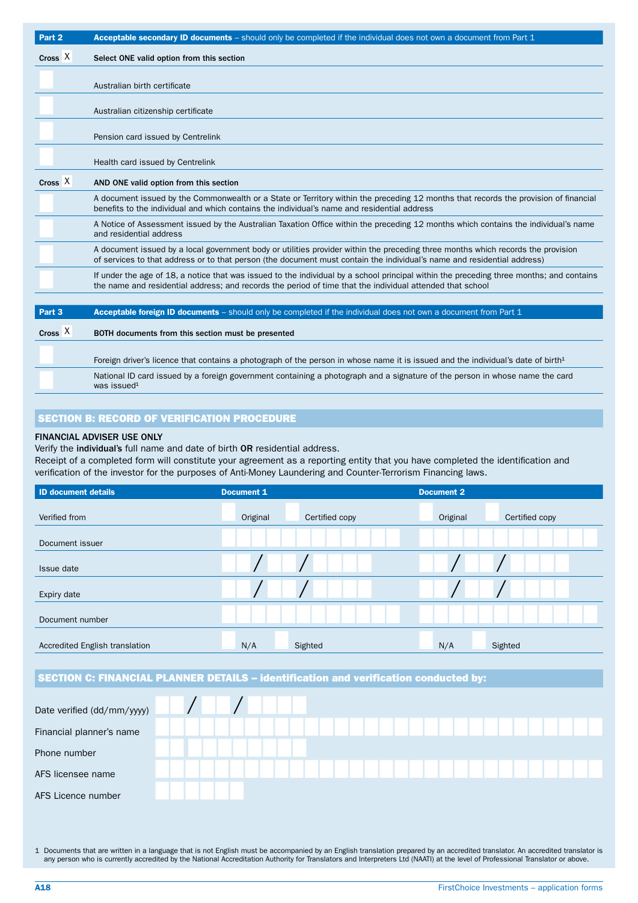| Part 2 | **Acceptable secondary ID documents** – should only be completed if the individual does not own a document from Part 1 |
|---|---|
| **Cross X** | **Select ONE valid option from this section** |
| | Australian birth certificate |
| | Australian citizenship certificate |
| | Pension card issued by Centrelink |
| | Health card issued by Centrelink |
| **Cross X** | **AND ONE valid option from this section** |
| | A document issued by the Commonwealth or a State or Territory within the preceding 12 months that records the provision of financial benefits to the individual and which contains the individual's name and residential address |
| | A Notice of Assessment issued by the Australian Taxation Office within the preceding 12 months which contains the individual's name and residential address |
| | A document issued by a local government body or utilities provider within the preceding three months which records the provision of services to that address or to that person (the document must contain the individual's name and residential address) |
| | If under the age of 18, a notice that was issued to the individual by a school principal within the preceding three months; and contains the name and residential address; and records the period of time that the individual attended that school |

| Part 3 | **Acceptable foreign ID documents** – should only be completed if the individual does not own a document from Part 1 |
|---|---|
| **Cross X** | **BOTH documents from this section must be presented** |
| | Foreign driver's licence that contains a photograph of the person in whose name it is issued and the individual's date of birth[1] |
| | National ID card issued by a foreign government containing a photograph and a signature of the person in whose name the card was issued[1] |

## SECTION B: RECORD OF VERIFICATION PROCEDURE

**FINANCIAL ADVISER USE ONLY**

Verify the **individual's** full name and date of birth **OR** residential address.

Receipt of a completed form will constitute your agreement as a reporting entity that you have completed the identification and verification of the investor for the purposes of Anti-Money Laundering and Counter-Terrorism Financing laws.

| ID document details | Document 1 | Document 2 |
|---|---|---|
| Verified from | ☐ Original ☐ Certified copy | ☐ Original ☐ Certified copy |
| Document issuer | | |
| Issue date | / / | / / |
| Expiry date | / / | / / |
| Document number | | |
| Accredited English translation | ☐ N/A ☐ Sighted | ☐ N/A ☐ Sighted |

## SECTION C: FINANCIAL PLANNER DETAILS – identification and verification conducted by:

Date verified (dd/mm/yyyy) / /

Financial planner's name

Phone number

AFS licensee name

AFS Licence number

1 Documents that are written in a language that is not English must be accompanied by an English translation prepared by an accredited translator. An accredited translator is any person who is currently accredited by the National Accreditation Authority for Translators and Interpreters Ltd (NAATI) at the level of Professional Translator or above.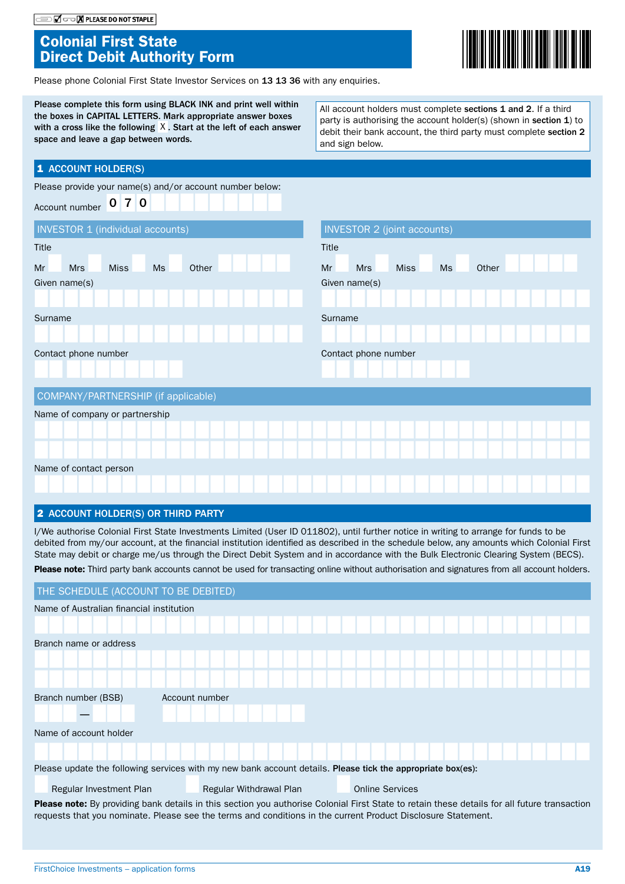PLEASE DO NOT STAPLE

# Colonial First State Direct Debit Authority Form

Please phone Colonial First State Investor Services on **13 13 36** with any enquiries.

**Please complete this form using BLACK INK and print well within the boxes in CAPITAL LETTERS. Mark appropriate answer boxes with a cross like the following X. Start at the left of each answer space and leave a gap between words.**

All account holders must complete **sections 1 and 2**. If a third party is authorising the account holder(s) (shown in **section 1**) to debit their bank account, the third party must complete **section 2** and sign below.

## 1 ACCOUNT HOLDER(S)

Please provide your name(s) and/or account number below:

Account number 0 7 0

### INVESTOR 1 (individual accounts)

Title

Mr Mrs Miss Ms Other

Given name(s)

Surname

Contact phone number

### INVESTOR 2 (joint accounts)

Title

Mr Mrs Miss Ms Other

Given name(s)

Surname

Contact phone number

### COMPANY/PARTNERSHIP (if applicable)

Name of company or partnership

Name of contact person

## 2 ACCOUNT HOLDER(S) OR THIRD PARTY

I/We authorise Colonial First State Investments Limited (User ID 011802), until further notice in writing to arrange for funds to be debited from my/our account, at the financial institution identified as described in the schedule below, any amounts which Colonial First State may debit or charge me/us through the Direct Debit System and in accordance with the Bulk Electronic Clearing System (BECS).

**Please note:** Third party bank accounts cannot be used for transacting online without authorisation and signatures from all account holders.

### THE SCHEDULE (ACCOUNT TO BE DEBITED)

Name of Australian financial institution

Branch name or address

Branch number (BSB) —

Account number

Name of account holder

Please update the following services with my new bank account details. **Please tick the appropriate box(es):**

Regular Investment Plan

Regular Withdrawal Plan

Online Services

**Please note:** By providing bank details in this section you authorise Colonial First State to retain these details for all future transaction requests that you nominate. Please see the terms and conditions in the current Product Disclosure Statement.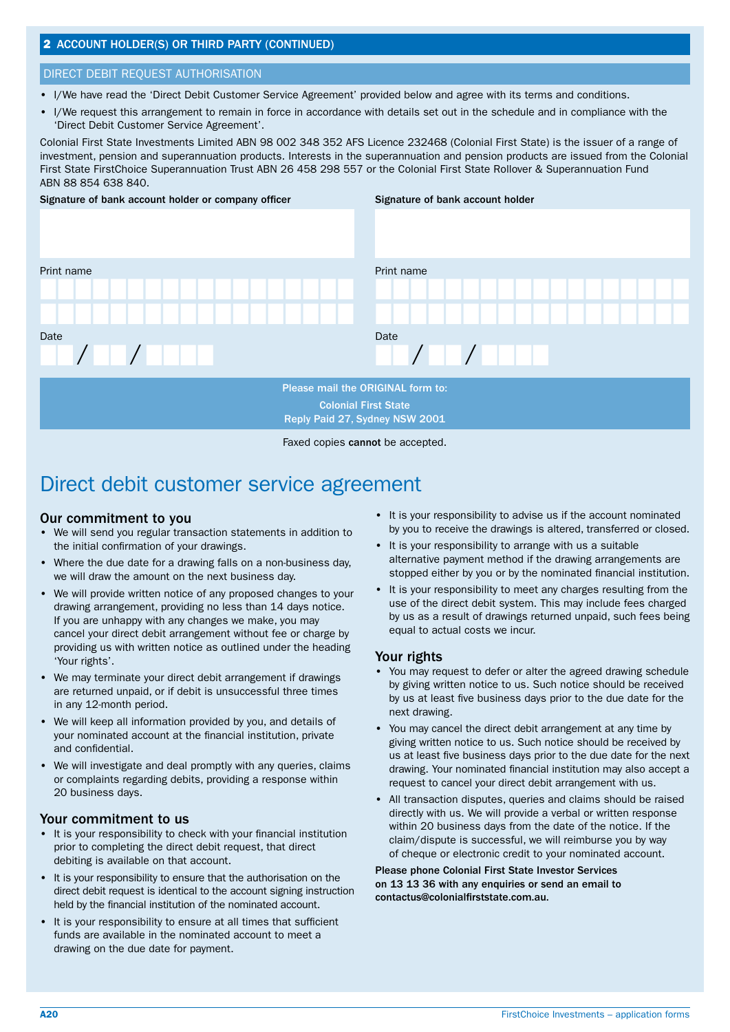## 2 ACCOUNT HOLDER(S) OR THIRD PARTY (CONTINUED)

### DIRECT DEBIT REQUEST AUTHORISATION

- I/We have read the 'Direct Debit Customer Service Agreement' provided below and agree with its terms and conditions.
- I/We request this arrangement to remain in force in accordance with details set out in the schedule and in compliance with the 'Direct Debit Customer Service Agreement'.

Colonial First State Investments Limited ABN 98 002 348 352 AFS Licence 232468 (Colonial First State) is the issuer of a range of investment, pension and superannuation products. Interests in the superannuation and pension products are issued from the Colonial First State FirstChoice Superannuation Trust ABN 26 458 298 557 or the Colonial First State Rollover & Superannuation Fund ABN 88 854 638 840.

**Signature of bank account holder or company officer**

Print name

Date

/ /

**Signature of bank account holder**

Print name

Date

/ /

**Please mail the ORIGINAL form to:**

**Colonial First State**
**Reply Paid 27, Sydney NSW 2001**

Faxed copies **cannot** be accepted.

# Direct debit customer service agreement

### Our commitment to you

- We will send you regular transaction statements in addition to the initial confirmation of your drawings.
- Where the due date for a drawing falls on a non-business day, we will draw the amount on the next business day.
- We will provide written notice of any proposed changes to your drawing arrangement, providing no less than 14 days notice. If you are unhappy with any changes we make, you may cancel your direct debit arrangement without fee or charge by providing us with written notice as outlined under the heading 'Your rights'.
- We may terminate your direct debit arrangement if drawings are returned unpaid, or if debit is unsuccessful three times in any 12-month period.
- We will keep all information provided by you, and details of your nominated account at the financial institution, private and confidential.
- We will investigate and deal promptly with any queries, claims or complaints regarding debits, providing a response within 20 business days.

### Your commitment to us

- It is your responsibility to check with your financial institution prior to completing the direct debit request, that direct debiting is available on that account.
- It is your responsibility to ensure that the authorisation on the direct debit request is identical to the account signing instruction held by the financial institution of the nominated account.
- It is your responsibility to ensure at all times that sufficient funds are available in the nominated account to meet a drawing on the due date for payment.
- It is your responsibility to advise us if the account nominated by you to receive the drawings is altered, transferred or closed.
- It is your responsibility to arrange with us a suitable alternative payment method if the drawing arrangements are stopped either by you or by the nominated financial institution.
- It is your responsibility to meet any charges resulting from the use of the direct debit system. This may include fees charged by us as a result of drawings returned unpaid, such fees being equal to actual costs we incur.

### Your rights

- You may request to defer or alter the agreed drawing schedule by giving written notice to us. Such notice should be received by us at least five business days prior to the due date for the next drawing.
- You may cancel the direct debit arrangement at any time by giving written notice to us. Such notice should be received by us at least five business days prior to the due date for the next drawing. Your nominated financial institution may also accept a request to cancel your direct debit arrangement with us.
- All transaction disputes, queries and claims should be raised directly with us. We will provide a verbal or written response within 20 business days from the date of the notice. If the claim/dispute is successful, we will reimburse you by way of cheque or electronic credit to your nominated account.

**Please phone Colonial First State Investor Services on 13 13 36 with any enquiries or send an email to contactus@colonialfirststate.com.au.**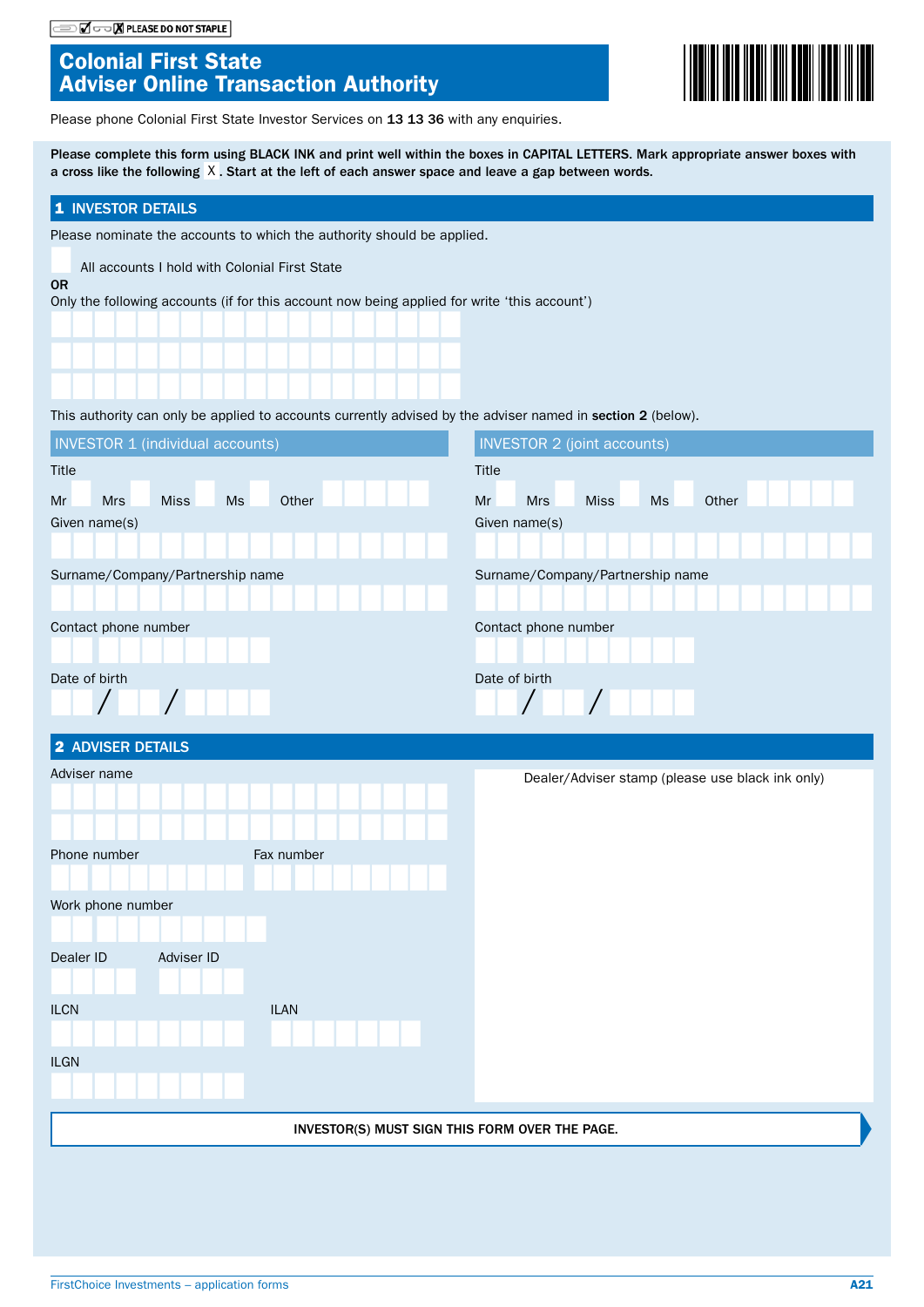PLEASE DO NOT STAPLE

# Colonial First State Adviser Online Transaction Authority

Please phone Colonial First State Investor Services on **13 13 36** with any enquiries.

**Please complete this form using BLACK INK and print well within the boxes in CAPITAL LETTERS. Mark appropriate answer boxes with a cross like the following X. Start at the left of each answer space and leave a gap between words.**

## 1 INVESTOR DETAILS

Please nominate the accounts to which the authority should be applied.

☐ All accounts I hold with Colonial First State

**OR**

Only the following accounts (if for this account now being applied for write 'this account')

This authority can only be applied to accounts currently advised by the adviser named in **section 2** (below).

### INVESTOR 1 (individual accounts)

Title

Mr ☐ Mrs ☐ Miss ☐ Ms ☐ Other

Given name(s)

Surname/Company/Partnership name

Contact phone number

Date of birth

/ /

### INVESTOR 2 (joint accounts)

Title

Mr ☐ Mrs ☐ Miss ☐ Ms ☐ Other

Given name(s)

Surname/Company/Partnership name

Contact phone number

Date of birth

/ /

## 2 ADVISER DETAILS

Adviser name

Phone number

Fax number

Work phone number

Dealer ID

Adviser ID

ILCN

ILAN

ILGN

Dealer/Adviser stamp (please use black ink only)

**INVESTOR(S) MUST SIGN THIS FORM OVER THE PAGE.**

FirstChoice Investments – application forms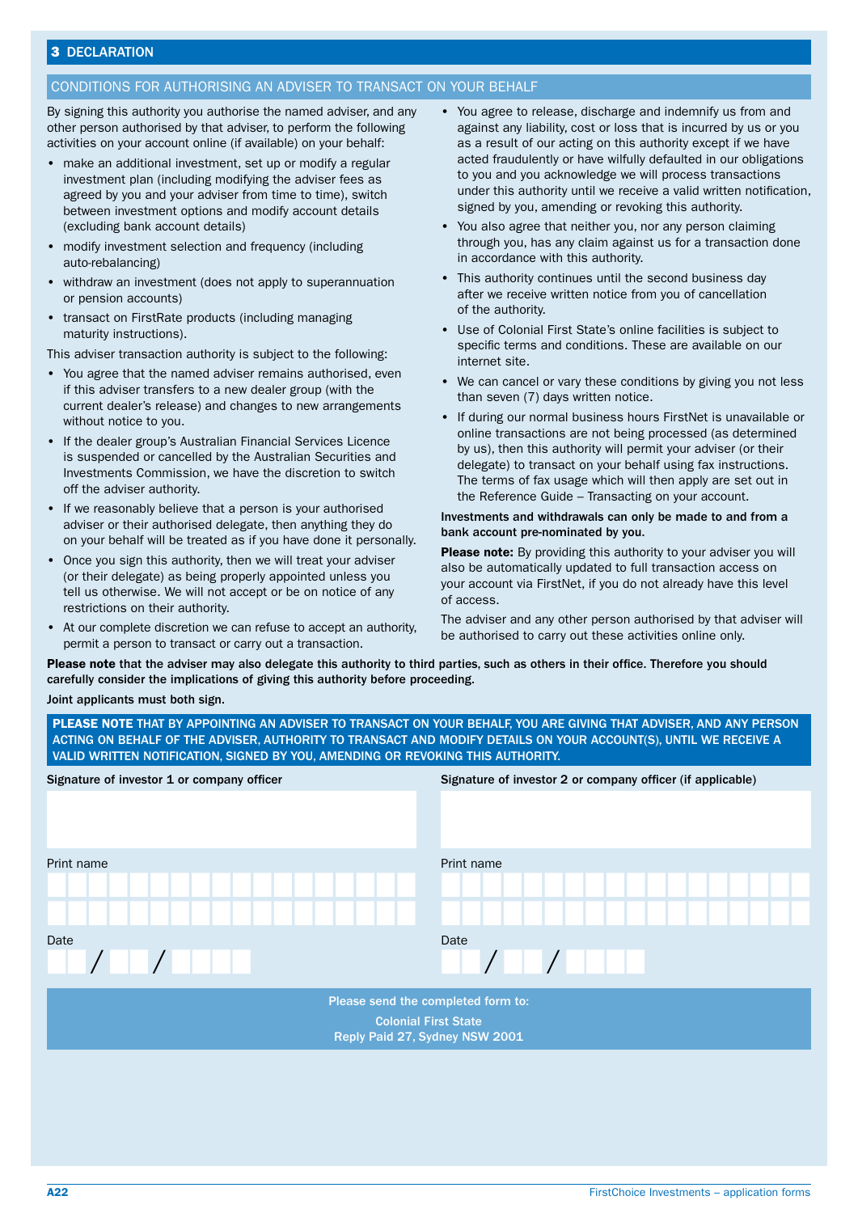## 3 DECLARATION

### CONDITIONS FOR AUTHORISING AN ADVISER TO TRANSACT ON YOUR BEHALF

By signing this authority you authorise the named adviser, and any other person authorised by that adviser, to perform the following activities on your account online (if available) on your behalf:

- make an additional investment, set up or modify a regular investment plan (including modifying the adviser fees as agreed by you and your adviser from time to time), switch between investment options and modify account details (excluding bank account details)
- modify investment selection and frequency (including auto-rebalancing)
- withdraw an investment (does not apply to superannuation or pension accounts)
- transact on FirstRate products (including managing maturity instructions).

This adviser transaction authority is subject to the following:

- You agree that the named adviser remains authorised, even if this adviser transfers to a new dealer group (with the current dealer's release) and changes to new arrangements without notice to you.
- If the dealer group's Australian Financial Services Licence is suspended or cancelled by the Australian Securities and Investments Commission, we have the discretion to switch off the adviser authority.
- If we reasonably believe that a person is your authorised adviser or their authorised delegate, then anything they do on your behalf will be treated as if you have done it personally.
- Once you sign this authority, then we will treat your adviser (or their delegate) as being properly appointed unless you tell us otherwise. We will not accept or be on notice of any restrictions on their authority.
- At our complete discretion we can refuse to accept an authority, permit a person to transact or carry out a transaction.
- You agree to release, discharge and indemnify us from and against any liability, cost or loss that is incurred by us or you as a result of our acting on this authority except if we have acted fraudulently or have wilfully defaulted in our obligations to you and you acknowledge we will process transactions under this authority until we receive a valid written notification, signed by you, amending or revoking this authority.
- You also agree that neither you, nor any person claiming through you, has any claim against us for a transaction done in accordance with this authority.
- This authority continues until the second business day after we receive written notice from you of cancellation of the authority.
- Use of Colonial First State's online facilities is subject to specific terms and conditions. These are available on our internet site.
- We can cancel or vary these conditions by giving you not less than seven (7) days written notice.
- If during our normal business hours FirstNet is unavailable or online transactions are not being processed (as determined by us), then this authority will permit your adviser (or their delegate) to transact on your behalf using fax instructions. The terms of fax usage which will then apply are set out in the Reference Guide – Transacting on your account.

**Investments and withdrawals can only be made to and from a bank account pre-nominated by you.**

**Please note:** By providing this authority to your adviser you will also be automatically updated to full transaction access on your account via FirstNet, if you do not already have this level of access.

The adviser and any other person authorised by that adviser will be authorised to carry out these activities online only.

**Please note that the adviser may also delegate this authority to third parties, such as others in their office. Therefore you should carefully consider the implications of giving this authority before proceeding.**

**Joint applicants must both sign.**

**PLEASE NOTE THAT BY APPOINTING AN ADVISER TO TRANSACT ON YOUR BEHALF, YOU ARE GIVING THAT ADVISER, AND ANY PERSON ACTING ON BEHALF OF THE ADVISER, AUTHORITY TO TRANSACT AND MODIFY DETAILS ON YOUR ACCOUNT(S), UNTIL WE RECEIVE A VALID WRITTEN NOTIFICATION, SIGNED BY YOU, AMENDING OR REVOKING THIS AUTHORITY.**

Signature of investor 1 or company officer

Print name

Date __ / __ / ____

Signature of investor 2 or company officer (if applicable)

Print name

Date __ / __ / ____

**Please send the completed form to:**

**Colonial First State**
**Reply Paid 27, Sydney NSW 2001**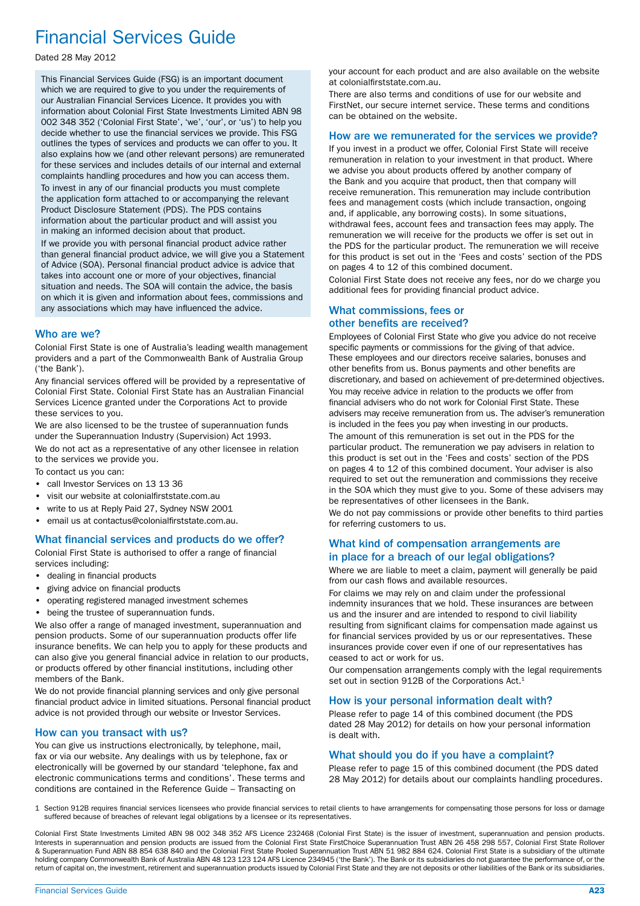# Financial Services Guide

Dated 28 May 2012

This Financial Services Guide (FSG) is an important document which we are required to give to you under the requirements of our Australian Financial Services Licence. It provides you with information about Colonial First State Investments Limited ABN 98 002 348 352 ('Colonial First State', 'we', 'our', or 'us') to help you decide whether to use the financial services we provide. This FSG outlines the types of services and products we can offer to you. It also explains how we (and other relevant persons) are remunerated for these services and includes details of our internal and external complaints handling procedures and how you can access them.

To invest in any of our financial products you must complete the application form attached to or accompanying the relevant Product Disclosure Statement (PDS). The PDS contains information about the particular product and will assist you in making an informed decision about that product.

If we provide you with personal financial product advice rather than general financial product advice, we will give you a Statement of Advice (SOA). Personal financial product advice is advice that takes into account one or more of your objectives, financial situation and needs. The SOA will contain the advice, the basis on which it is given and information about fees, commissions and any associations which may have influenced the advice.

## Who are we?

Colonial First State is one of Australia's leading wealth management providers and a part of the Commonwealth Bank of Australia Group ('the Bank').

Any financial services offered will be provided by a representative of Colonial First State. Colonial First State has an Australian Financial Services Licence granted under the Corporations Act to provide these services to you.

We are also licensed to be the trustee of superannuation funds under the Superannuation Industry (Supervision) Act 1993.

We do not act as a representative of any other licensee in relation to the services we provide you.

To contact us you can:

- call Investor Services on 13 13 36
- visit our website at colonialfirststate.com.au
- write to us at Reply Paid 27, Sydney NSW 2001
- email us at contactus@colonialfirststate.com.au.

## What financial services and products do we offer?

Colonial First State is authorised to offer a range of financial services including:

- dealing in financial products
- giving advice on financial products
- operating registered managed investment schemes
- being the trustee of superannuation funds.

We also offer a range of managed investment, superannuation and pension products. Some of our superannuation products offer life insurance benefits. We can help you to apply for these products and can also give you general financial advice in relation to our products, or products offered by other financial institutions, including other members of the Bank.

We do not provide financial planning services and only give personal financial product advice in limited situations. Personal financial product advice is not provided through our website or Investor Services.

## How can you transact with us?

You can give us instructions electronically, by telephone, mail, fax or via our website. Any dealings with us by telephone, fax or electronically will be governed by our standard 'telephone, fax and electronic communications terms and conditions'. These terms and conditions are contained in the Reference Guide – Transacting on your account for each product and are also available on the website at colonialfirststate.com.au.

There are also terms and conditions of use for our website and FirstNet, our secure internet service. These terms and conditions can be obtained on the website.

## How are we remunerated for the services we provide?

If you invest in a product we offer, Colonial First State will receive remuneration in relation to your investment in that product. Where we advise you about products offered by another company of the Bank and you acquire that product, then that company will receive remuneration. This remuneration may include contribution fees and management costs (which include transaction, ongoing and, if applicable, any borrowing costs). In some situations, withdrawal fees, account fees and transaction fees may apply. The remuneration we will receive for the products we offer is set out in the PDS for the particular product. The remuneration we will receive for this product is set out in the 'Fees and costs' section of the PDS on pages 4 to 12 of this combined document.

Colonial First State does not receive any fees, nor do we charge you additional fees for providing financial product advice.

## What commissions, fees or other benefits are received?

Employees of Colonial First State who give you advice do not receive specific payments or commissions for the giving of that advice. These employees and our directors receive salaries, bonuses and other benefits from us. Bonus payments and other benefits are discretionary, and based on achievement of pre-determined objectives.

You may receive advice in relation to the products we offer from financial advisers who do not work for Colonial First State. These advisers may receive remuneration from us. The adviser's remuneration is included in the fees you pay when investing in our products.

The amount of this remuneration is set out in the PDS for the particular product. The remuneration we pay advisers in relation to this product is set out in the 'Fees and costs' section of the PDS on pages 4 to 12 of this combined document. Your adviser is also required to set out the remuneration and commissions they receive in the SOA which they must give to you. Some of these advisers may be representatives of other licensees in the Bank.

We do not pay commissions or provide other benefits to third parties for referring customers to us.

## What kind of compensation arrangements are in place for a breach of our legal obligations?

Where we are liable to meet a claim, payment will generally be paid from our cash flows and available resources.

For claims we may rely on and claim under the professional indemnity insurances that we hold. These insurances are between us and the insurer and are intended to respond to civil liability resulting from significant claims for compensation made against us for financial services provided by us or our representatives. These insurances provide cover even if one of our representatives has ceased to act or work for us.

Our compensation arrangements comply with the legal requirements set out in section 912B of the Corporations Act.[1]

## How is your personal information dealt with?

Please refer to page 14 of this combined document (the PDS dated 28 May 2012) for details on how your personal information is dealt with.

## What should you do if you have a complaint?

Please refer to page 15 of this combined document (the PDS dated 28 May 2012) for details about our complaints handling procedures.

1 Section 912B requires financial services licensees who provide financial services to retail clients to have arrangements for compensating those persons for loss or damage suffered because of breaches of relevant legal obligations by a licensee or its representatives.

Colonial First State Investments Limited ABN 98 002 348 352 AFS Licence 232468 (Colonial First State) is the issuer of investment, superannuation and pension products. Interests in superannuation and pension products are issued from the Colonial First State FirstChoice Superannuation Trust ABN 26 458 298 557, Colonial First State Rollover & Superannuation Fund ABN 88 854 638 840 and the Colonial First State Pooled Superannuation Trust ABN 51 982 884 624. Colonial First State is a subsidiary of the ultimate holding company Commonwealth Bank of Australia ABN 48 123 123 124 AFS Licence 234945 ('the Bank'). The Bank or its subsidiaries do not guarantee the performance of, or the return of capital on, the investment, retirement and superannuation products issued by Colonial First State and they are not deposits or other liabilities of the Bank or its subsidiaries.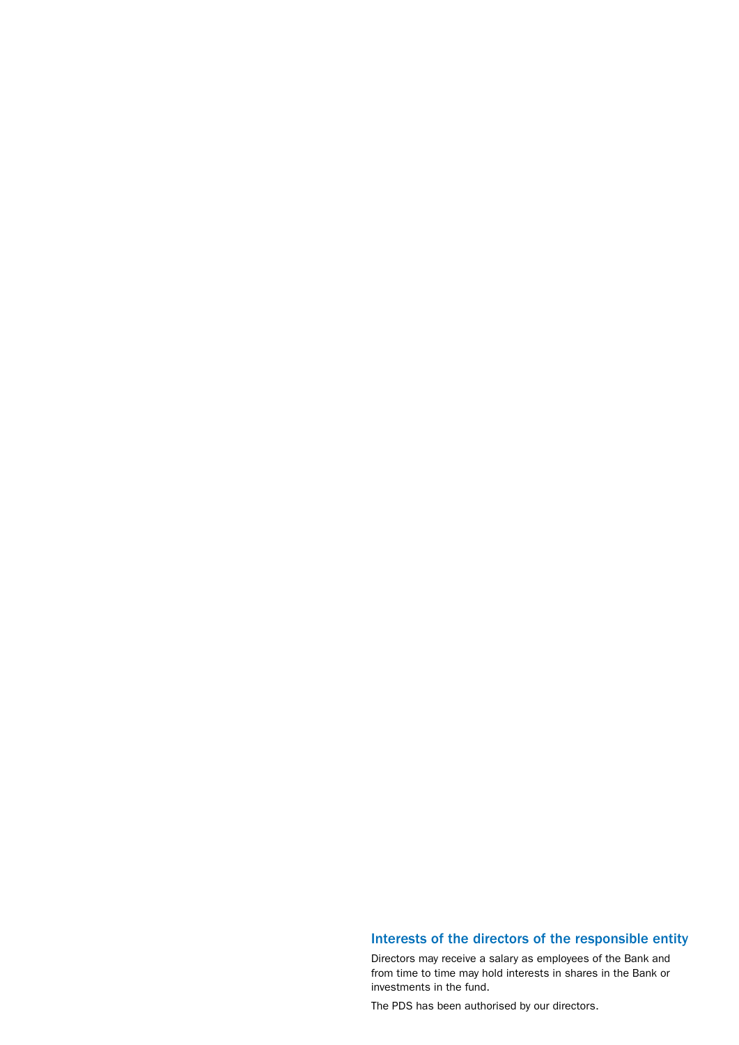## Interests of the directors of the responsible entity

Directors may receive a salary as employees of the Bank and from time to time may hold interests in shares in the Bank or investments in the fund.

The PDS has been authorised by our directors.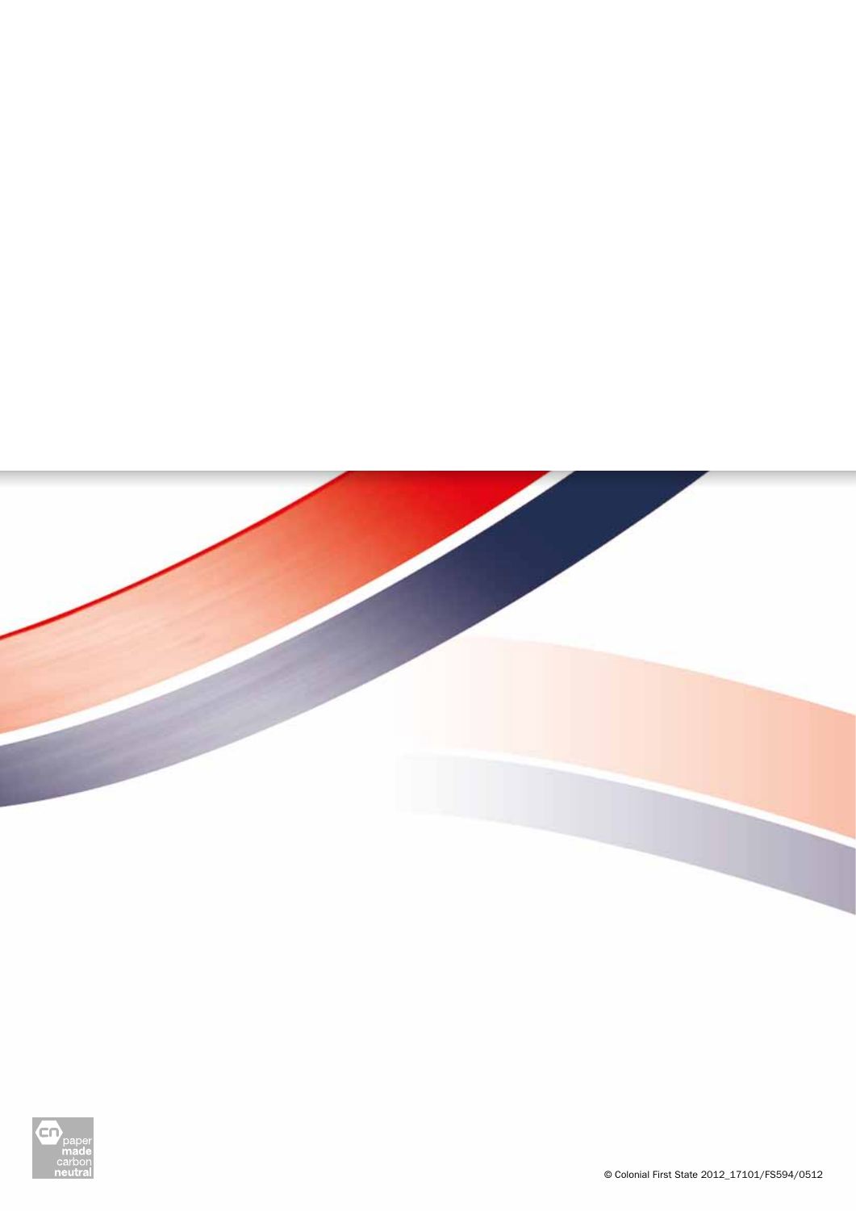paper
made
carbon
neutral

© Colonial First State 2012_17101/FS594/0512